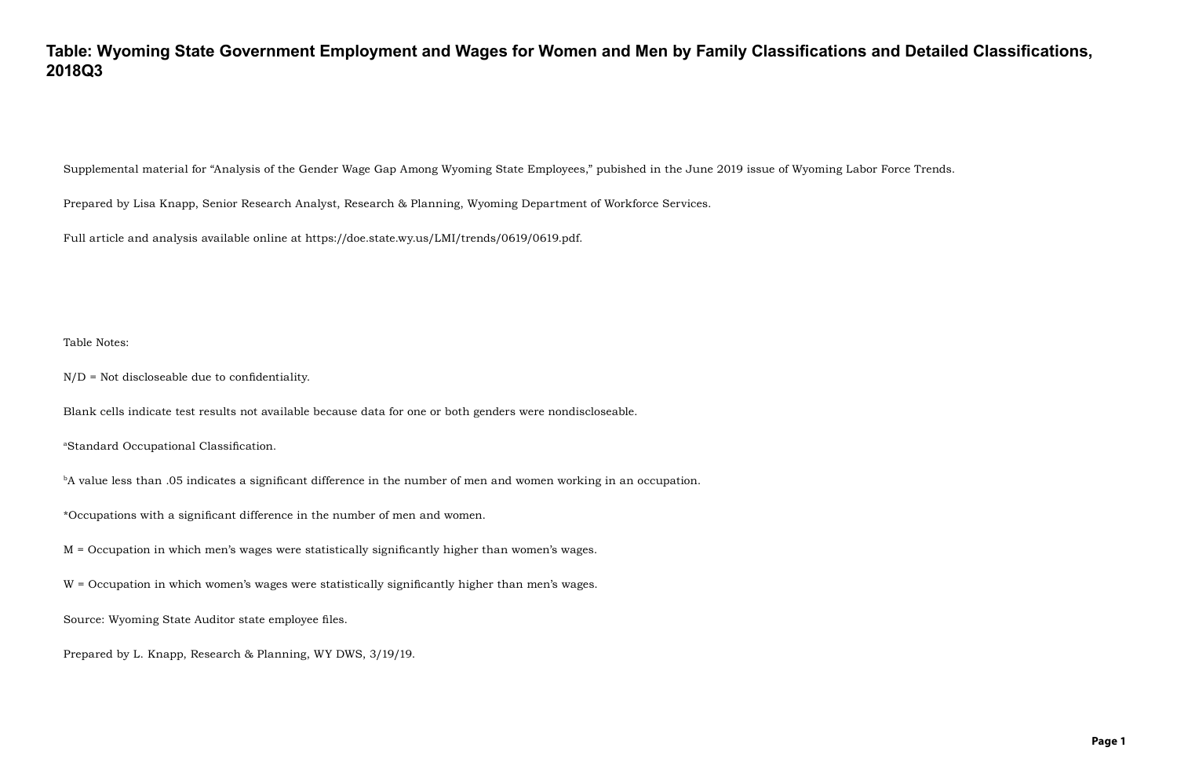# Table: Wyoming State Government Employment and Wages for Women and Men by Family Classifications and Detailed Classifications, 2018Q3

Supplemental material for "Analysis of the Gender Wage Gap Among Wyoming State Employees," pubished in the June 2019 issue of Wyoming Labor Force Trends.

Prepared by Lisa Knapp, Senior Research Analyst, Research & Planning, Wyoming Department of Workforce Services.

Full article and analysis available online at https://doe.state.wy.us/LMI/trends/0619/0619.pdf.

Table Notes:

N/D = Not discloseable due to confidentiality.

Blank cells indicate test results not available because data for one or both genders were nondiscloseable.

[a]Standard Occupational Classification.

[b]A value less than .05 indicates a significant difference in the number of men and women working in an occupation.

*Occupations with a significant difference in the number of men and women.

M = Occupation in which men's wages were statistically significantly higher than women's wages.

W = Occupation in which women's wages were statistically significantly higher than men's wages.

Source: Wyoming State Auditor state employee files.

Prepared by L. Knapp, Research & Planning, WY DWS, 3/19/19.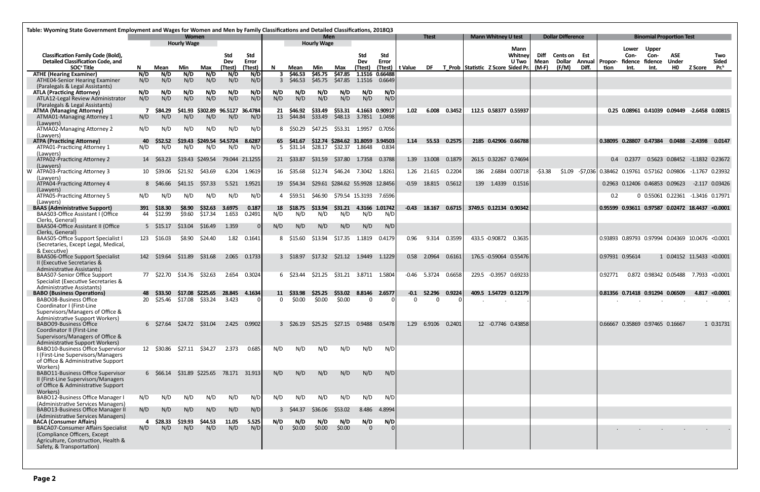Table: Wyoming State Government Employment and Wages for Women and Men by Family Classifications and Detailed Classifications, 2018Q3

| Classification Family Code (Bold), Detailed Classification Code, and SOC[a] Title | Women | Hourly Wage | | | | | Men | Hourly Wage | | | | | Ttest | | | Mann Whitney U test | | | Dollar Difference | | | Binomial Proportion Test | | | | | |
|---|---|---|---|---|---|---|---|---|---|---|---|---|---|---|---|---|---|---|---|---|---|---|---|---|---|---|---|
| | N | Mean | Min | Max | Std Dev (Ttest) | Std Error (Ttest) | N | Mean | Min | Max | Std Dev (Ttest) | Std Error (Ttest) | t Value | DF | T_Prob | Statistic | Z Score | Mann Whitney U Two Sided Pr. | Diff Mean (M-F) | Cents on Dollar (F/M) | Est Annual Diff. | Proportion | Lower Confidence Int. | Upper Confidence Int. | ASE Under H0 | Z Score | Two Sided Pr.[b] |
| **ATHE (Hearing Examiner)** | **N/D** | **N/D** | **N/D** | **N/D** | **N/D** | **N/D** | **3** | **$46.53** | **$45.75** | **$47.85** | **1.1516** | **0.66488** | | | | | | | | | | | | | | | |
| ATHE04-Senior Hearing Examiner (Paralegals & Legal Assistants) | N/D | N/D | N/D | N/D | N/D | N/D | 3 | $46.53 | $45.75 | $47.85 | 1.1516 | 0.6649 | | | | | | | | | | | | | | | |
| **ATLA (Practicing Attorney)** | **N/D** | **N/D** | **N/D** | **N/D** | **N/D** | **N/D** | **N/D** | **N/D** | **N/D** | **N/D** | **N/D** | **N/D** | | | | | | | | | | | | | | | |
| ATLA12-Legal Review Administrator (Paralegals & Legal Assistants) | N/D | N/D | N/D | N/D | N/D | N/D | N/D | N/D | N/D | N/D | N/D | N/D | | | | | | | | | | | | | | | |
| **ATMA (Managing Attorney)** | **7** | **$84.29** | **$41.93** | **$302.89** | **96.5127** | **36.4784** | **21** | **$46.92** | **$33.49** | **$53.31** | **4.1663** | **0.90917** | **1.02** | **6.008** | **0.3452** | **112.5** | **0.58377** | **0.55937** | | | | **0.25** | **0.08961** | **0.41039** | **0.09449** | **-2.6458** | **0.00815** |
| ATMA01-Managing Attorney 1 (Lawyers) | N/D | N/D | N/D | N/D | N/D | N/D | 13 | $44.84 | $33.49 | $48.13 | 3.7851 | 1.0498 | | | | | | | | | | | | | | | |
| ATMA02-Managing Attorney 2 (Lawyers) | N/D | N/D | N/D | N/D | N/D | N/D | 8 | $50.29 | $47.25 | $53.31 | 1.9957 | 0.7056 | | | | | | | | | | | | | | | |
| **ATPA (Practicing Attorney)** | **40** | **$52.52** | **$19.43** | **$249.54** | **54.5724** | **8.6287** | **65** | **$41.67** | **$12.74** | **$284.62** | **31.8059** | **3.94503** | **1.14** | **55.53** | **0.2575** | **2185** | **0.42906** | **0.66788** | | | | **0.38095** | **0.28807** | **0.47384** | **0.0488** | **-2.4398** | **0.0147** |
| ATPA01-Practicing Attorney 1 (Lawyers) | N/D | N/D | N/D | N/D | N/D | N/D | 5 | $31.14 | $28.17 | $32.37 | 1.8648 | 0.834 | | | | | | | | | | | | | | | |
| ATPA02-Practicing Attorney 2 (Lawyers) | 14 | $63.23 | $19.43 | $249.54 | 79.044 | 21.1255 | 21 | $33.87 | $31.59 | $37.80 | 1.7358 | 0.3788 | 1.39 | 13.008 | 0.1879 | 261.5 | 0.32267 | 0.74694 | | | | 0.4 | 0.2377 | 0.5623 | 0.08452 | -1.1832 | 0.23672 |
| W ATPA03-Practicing Attorney 3 (Lawyers) | 10 | $39.06 | $21.92 | $43.69 | 6.204 | 1.9619 | 16 | $35.68 | $12.74 | $46.24 | 7.3042 | 1.8261 | 1.26 | 21.615 | 0.2204 | 186 | 2.6884 | 0.00718 | -$3.38 | $1.09 | -$7,036 | 0.38462 | 0.19761 | 0.57162 | 0.09806 | -1.1767 | 0.23932 |
| ATPA04-Practicing Attorney 4 (Lawyers) | 8 | $46.66 | $41.15 | $57.33 | 5.521 | 1.9521 | 19 | $54.34 | $29.61 | $284.62 | 55.9928 | 12.8456 | -0.59 | 18.815 | 0.5612 | 139 | 1.4339 | 0.1516 | | | | 0.2963 | 0.12406 | 0.46853 | 0.09623 | -2.117 | 0.03426 |
| ATPA05-Practicing Attorney 5 (Lawyers) | N/D | N/D | N/D | N/D | N/D | N/D | 4 | $59.51 | $46.90 | $79.54 | 15.3193 | 7.6596 | | | | | | | | | | 0.2 | 0 | 0.55061 | 0.22361 | -1.3416 | 0.17971 |
| **BAAS (Administrative Support)** | **391** | **$18.30** | **$8.90** | **$32.63** | **3.6975** | **0.187** | **18** | **$18.75** | **$13.94** | **$31.21** | **4.3166** | **1.01742** | **-0.43** | **18.167** | **0.6715** | **3749.5** | **0.12134** | **0.90342** | | | | **0.95599** | **0.93611** | **0.97587** | **0.02472** | **18.4437** | **<0.0001** |
| BAAS03-Office Assistant I (Office Clerks, General) | 44 | $12.99 | $9.60 | $17.34 | 1.653 | 0.2491 | N/D | N/D | N/D | N/D | N/D | N/D | | | | | | | | | | | | | | | |
| BAAS04-Office Assistant II (Office Clerks, General) | 5 | $15.17 | $13.04 | $16.49 | 1.359 | 0 | N/D | N/D | N/D | N/D | N/D | N/D | | | | | | | | | | | | | | | |
| BAAS05-Office Support Specialist I (Secretaries, Except Legal, Medical, & Executive) | 123 | $16.03 | $8.90 | $24.40 | 1.82 | 0.1641 | 8 | $15.60 | $13.94 | $17.35 | 1.1819 | 0.4179 | 0.96 | 9.314 | 0.3599 | 433.5 | -0.90872 | 0.3635 | | | | 0.93893 | 0.89793 | 0.97994 | 0.04369 | 10.076 | <0.0001 |
| BAAS06-Office Support Specialist II (Executive Secretaries & Administrative Assistants) | 142 | $19.64 | $11.89 | $31.68 | 2.065 | 0.1733 | 3 | $18.97 | $17.32 | $21.12 | 1.9449 | 1.1229 | 0.58 | 2.0964 | 0.6161 | 176.5 | -0.59064 | 0.55476 | | | | 0.97931 | 0.95614 | 1 | 0.04152 | 11.5433 | <0.0001 |
| BAAS07-Senior Office Support Specialist (Executive Secretaries & Administrative Assistants) | 77 | $22.70 | $14.76 | $32.63 | 2.654 | 0.3024 | 6 | $23.44 | $21.25 | $31.21 | 3.8711 | 1.5804 | -0.46 | 5.3724 | 0.6658 | 229.5 | -0.3957 | 0.69233 | | | | 0.92771 | 0.872 | 0.98342 | 0.05488 | 7.7933 | <0.0001 |
| **BABO (Business Operations)** | **48** | **$33.50** | **$17.08** | **$225.65** | **28.845** | **4.1634** | **11** | **$33.98** | **$25.25** | **$53.02** | **8.8146** | **2.6577** | **-0.1** | **52.296** | **0.9224** | **409.5** | **1.54729** | **0.12179** | | | | **0.81356** | **0.71418** | **0.91294** | **0.06509** | **4.817** | **<0.0001** |
| BABO08-Business Office Coordinator I (First-Line Supervisors/Managers of Office & Administrative Support Workers) | 20 | $25.46 | $17.08 | $33.24 | 3.423 | 0 | 0 | $0.00 | $0.00 | $0.00 | 0 | 0 | 0 | 0 | 0 | . | . | . | | | | . | . | . | . | . | . |
| BABO09-Business Office Coordinator II (First-Line Supervisors/Managers of Office & Administrative Support Workers) | 6 | $27.64 | $24.72 | $31.04 | 2.425 | 0.9902 | 3 | $26.19 | $25.25 | $27.15 | 0.9488 | 0.5478 | 1.29 | 6.9106 | 0.2401 | 12 | -0.7746 | 0.43858 | | | | 0.66667 | 0.35869 | 0.97465 | 0.16667 | 1 | 0.31731 |
| BABO10-Business Office Supervisor I (First-Line Supervisors/Managers of Office & Administrative Support Workers) | 12 | $30.86 | $27.11 | $34.27 | 2.373 | 0.685 | N/D | N/D | N/D | N/D | N/D | N/D | | | | | | | | | | | | | | | |
| BABO11-Business Office Supervisor II (First-Line Supervisors/Managers of Office & Administrative Support Workers) | 6 | $66.14 | $31.89 | $225.65 | 78.171 | 31.913 | N/D | N/D | N/D | N/D | N/D | N/D | | | | | | | | | | | | | | | |
| BABO12-Business Office Manager I (Administrative Services Managers) | N/D | N/D | N/D | N/D | N/D | N/D | N/D | N/D | N/D | N/D | N/D | N/D | | | | | | | | | | | | | | | |
| BABO13-Business Office Manager II (Administrative Services Managers) | N/D | N/D | N/D | N/D | N/D | N/D | 3 | $44.37 | $36.06 | $53.02 | 8.486 | 4.8994 | | | | | | | | | | | | | | | |
| **BACA (Consumer Affairs)** | **4** | **$28.33** | **$19.93** | **$44.53** | **11.05** | **5.525** | **N/D** | **N/D** | **N/D** | **N/D** | **N/D** | **N/D** | | | | | | | | | | | | | | | |
| BACA07-Consumer Affairs Specialist (Compliance Officers, Except Agriculture, Construction, Health & Safety, & Transportation) | N/D | N/D | N/D | N/D | N/D | N/D | 0 | $0.00 | $0.00 | $0.00 | 0 | 0 | | | | | | | | | | . | . | . | . | . | . |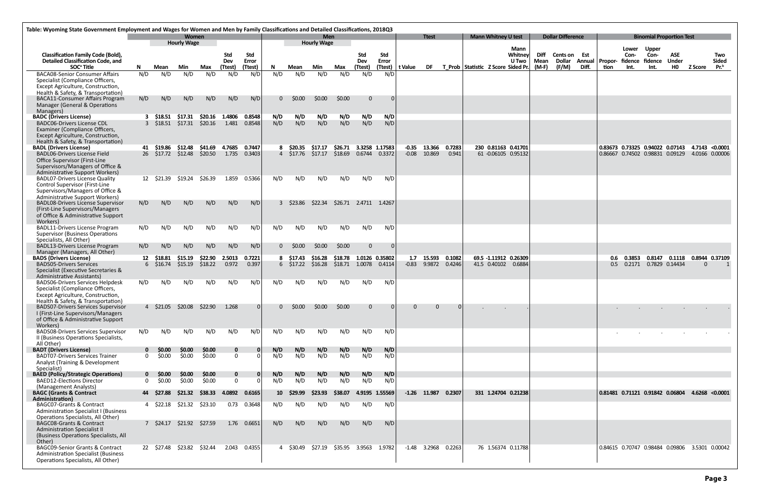Table: Wyoming State Government Employment and Wages for Women and Men by Family Classifications and Detailed Classifications, 2018Q3

| Classification Family Code (Bold), Detailed Classification Code, and SOC[a] Title | Women | | | | | | Men | | | | | | Ttest | | | Mann Whitney U test | | | Dollar Difference | | | Binomial Proportion Test | | | | | |
|---|---|---|---|---|---|---|---|---|---|---|---|---|---|---|---|---|---|---|---|---|---|---|---|---|---|---|---|
| | N | Hourly Wage Mean | Min | Max | Std Dev (Ttest) | Std Error (Ttest) | N | Hourly Wage Mean | Min | Max | Std Dev (Ttest) | Std Error (Ttest) | t Value | DF | T_Prob | Statistic | Z Score | Mann Whitney U Two Sided Pr. | Diff Mean (M-F) | Cents on Dollar (F/M) | Est Annual Diff. | Proportion | Lower Confidence Int. | Upper Confidence Int. | ASE Under H0 | Z Score | Two Sided Pr.[b] |
| BACA08-Senior Consumer Affairs Specialist (Compliance Officers, Except Agriculture, Construction, Health & Safety, & Transportation) | N/D | N/D | N/D | N/D | N/D | N/D | N/D | N/D | N/D | N/D | N/D | N/D | | | | | | | | | | | | | | | |
| BACA11-Consumer Affairs Program Manager (General & Operations Managers) | N/D | N/D | N/D | N/D | N/D | N/D | 0 | $0.00 | $0.00 | $0.00 | 0 | 0 | | | | | | | | | | | | | | | |
| **BADC (Drivers License)** | **3** | **$18.51** | **$17.31** | **$20.16** | **1.4806** | **0.8548** | **N/D** | **N/D** | **N/D** | **N/D** | **N/D** | **N/D** | | | | | | | | | | | | | | | |
| BADC06-Drivers License CDL Examiner (Compliance Officers, Except Agriculture, Construction, Health & Safety, & Transportation) | 3 | $18.51 | $17.31 | $20.16 | 1.481 | 0.8548 | N/D | N/D | N/D | N/D | N/D | N/D | | | | | | | | | | | | | | | |
| **BADL (Drivers License)** | **41** | **$19.86** | **$12.48** | **$41.69** | **4.7685** | **0.7447** | **8** | **$20.35** | **$17.17** | **$26.71** | **3.3258** | **1.17583** | **-0.35** | **13.366** | **0.7283** | **230** | **0.81163** | **0.41701** | | | | **0.83673** | **0.73325** | **0.94022** | **0.07143** | **4.7143** | **<0.0001** |
| BADL06-Drivers License Field Office Supervisor (First-Line Supervisors/Managers of Office & Administrative Support Workers) | 26 | $17.72 | $12.48 | $20.50 | 1.735 | 0.3403 | 4 | $17.76 | $17.17 | $18.69 | 0.6744 | 0.3372 | -0.08 | 10.869 | 0.941 | 61 | -0.06105 | 0.95132 | | | | 0.86667 | 0.74502 | 0.98831 | 0.09129 | 4.0166 | 0.00006 |
| BADL07-Drivers License Quality Control Supervisor (First-Line Supervisors/Managers of Office & Administrative Support Workers) | 12 | $21.39 | $19.24 | $26.39 | 1.859 | 0.5366 | N/D | N/D | N/D | N/D | N/D | N/D | | | | | | | | | | | | | | | |
| BADL08-Drivers License Supervisor (First-Line Supervisors/Managers of Office & Administrative Support Workers) | N/D | N/D | N/D | N/D | N/D | N/D | 3 | $23.86 | $22.34 | $26.71 | 2.4711 | 1.4267 | | | | | | | | | | | | | | | |
| BADL11-Drivers License Program Supervisor (Business Operations Specialists, All Other) | N/D | N/D | N/D | N/D | N/D | N/D | N/D | N/D | N/D | N/D | N/D | N/D | | | | | | | | | | | | | | | |
| BADL13-Drivers License Program Manager (Managers, All Other) | N/D | N/D | N/D | N/D | N/D | N/D | 0 | $0.00 | $0.00 | $0.00 | 0 | 0 | | | | | | | | | | | | | | | |
| **BADS (Drivers License)** | **12** | **$18.81** | **$15.19** | **$22.90** | **2.5013** | **0.7221** | **8** | **$17.43** | **$16.28** | **$18.78** | **1.0126** | **0.35802** | **1.7** | **15.593** | **0.1082** | **69.5** | **-1.11912** | **0.26309** | | | | **0.6** | **0.3853** | **0.8147** | **0.1118** | **0.8944** | **0.37109** |
| BADS05-Drivers Services Specialist (Executive Secretaries & Administrative Assistants) | 6 | $16.74 | $15.19 | $18.22 | 0.972 | 0.397 | 6 | $17.22 | $16.28 | $18.71 | 1.0078 | 0.4114 | -0.83 | 9.9872 | 0.4246 | 41.5 | 0.40102 | 0.6884 | | | | 0.5 | 0.2171 | 0.7829 | 0.14434 | 0 | 1 |
| BADS06-Drivers Services Helpdesk Specialist (Compliance Officers, Except Agriculture, Construction, Health & Safety, & Transportation) | N/D | N/D | N/D | N/D | N/D | N/D | N/D | N/D | N/D | N/D | N/D | N/D | | | | | | | | | | | | | | | |
| BADS07-Drivers Services Supervisor I (First-Line Supervisors/Managers of Office & Administrative Support Workers) | 4 | $21.05 | $20.08 | $22.90 | 1.268 | 0 | 0 | $0.00 | $0.00 | $0.00 | 0 | 0 | 0 | 0 | 0 | . | . | . | | | | . | . | . | . | . | . |
| BADS08-Drivers Services Supervisor II (Business Operations Specialists, All Other) | N/D | N/D | N/D | N/D | N/D | N/D | N/D | N/D | N/D | N/D | N/D | N/D | | | | | | | | | | . | . | . | . | . | . |
| **BADT (Drivers License)** | **0** | **$0.00** | **$0.00** | **$0.00** | **0** | **0** | **N/D** | **N/D** | **N/D** | **N/D** | **N/D** | **N/D** | | | | | | | | | | | | | | | |
| BADT07-Drivers Services Trainer Analyst (Training & Development Specialist) | 0 | $0.00 | $0.00 | $0.00 | 0 | 0 | N/D | N/D | N/D | N/D | N/D | N/D | | | | | | | | | | | | | | | |
| **BAED (Policy/Strategic Operations)** | **0** | **$0.00** | **$0.00** | **$0.00** | **0** | **0** | **N/D** | **N/D** | **N/D** | **N/D** | **N/D** | **N/D** | | | | | | | | | | | | | | | |
| BAED12-Elections Director (Management Analysts) | 0 | $0.00 | $0.00 | $0.00 | 0 | 0 | N/D | N/D | N/D | N/D | N/D | N/D | | | | | | | | | | | | | | | |
| **BAGC (Grants & Contract Administration)** | **44** | **$27.88** | **$21.32** | **$38.33** | **4.0892** | **0.6165** | **10** | **$29.99** | **$23.93** | **$38.07** | **4.9195** | **1.55569** | **-1.26** | **11.987** | **0.2307** | **331** | **1.24704** | **0.21238** | | | | **0.81481** | **0.71121** | **0.91842** | **0.06804** | **4.6268** | **<0.0001** |
| BAGC07-Grants & Contract Administration Specialist I (Business Operations Specialists, All Other) | 4 | $22.18 | $21.32 | $23.10 | 0.73 | 0.3648 | N/D | N/D | N/D | N/D | N/D | N/D | | | | | | | | | | | | | | | |
| BAGC08-Grants & Contract Administration Specialist II (Business Operations Specialists, All Other) | 7 | $24.17 | $21.92 | $27.59 | 1.76 | 0.6651 | N/D | N/D | N/D | N/D | N/D | N/D | | | | | | | | | | | | | | | |
| BAGC09-Senior Grants & Contract Administration Specialist (Business Operations Specialists, All Other) | 22 | $27.48 | $23.82 | $32.44 | 2.043 | 0.4355 | 4 | $30.49 | $27.19 | $35.95 | 3.9563 | 1.9782 | -1.48 | 3.2968 | 0.2263 | 76 | 1.56374 | 0.11788 | | | | 0.84615 | 0.70747 | 0.98484 | 0.09806 | 3.5301 | 0.00042 |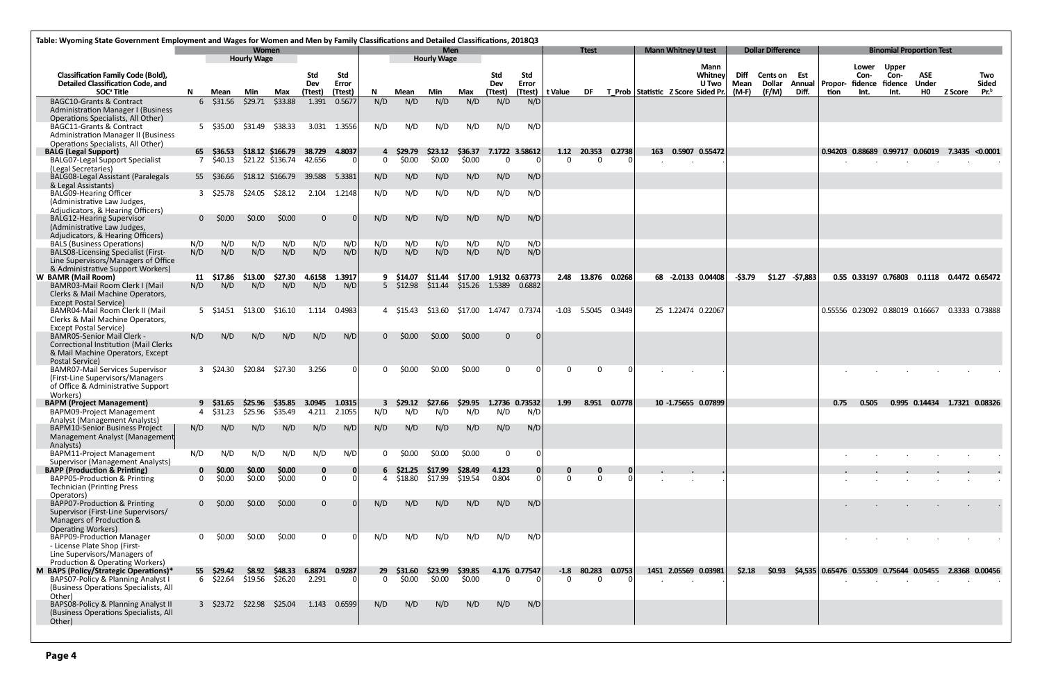Table: Wyoming State Government Employment and Wages for Women and Men by Family Classifications and Detailed Classifications, 2018Q3

| Classification Family Code (Bold), Detailed Classification Code, and SOC[a] Title | Women | | | | | | Men | | | | | | Ttest | | | Mann Whitney U test | | | Dollar Difference | | | Binomial Proportion Test | | | | | |
|---|---|---|---|---|---|---|---|---|---|---|---|---|---|---|---|---|---|---|---|---|---|---|---|---|---|---|---|
| | | Hourly Wage | | | | | | Hourly Wage | | | | | | | | | | | | | | | | | | | |
| | N | Mean | Min | Max | Std Dev (Ttest) | Std Error (Ttest) | N | Mean | Min | Max | Std Dev (Ttest) | Std Error (Ttest) | t Value | DF | T_Prob | Statistic | Z Score | Mann Whitney U Two Sided Pr. | Diff Mean (M-F) | Cents on Dollar (F/M) | Est Annual Diff. | Proportion | Lower Confidence Int. | Upper Confidence Int. | ASE Under H0 | Z Score | Two Sided Pr.[b] |
| BAGC10-Grants & Contract Administration Manager I (Business Operations Specialists, All Other) | 6 | $31.56 | $29.71 | $33.88 | 1.391 | 0.5677 | N/D | N/D | N/D | N/D | N/D | N/D | | | | | | | | | | | | | | | |
| BAGC11-Grants & Contract Administration Manager II (Business Operations Specialists, All Other) | 5 | $35.00 | $31.49 | $38.33 | 3.031 | 1.3556 | N/D | N/D | N/D | N/D | N/D | N/D | | | | | | | | | | | | | | | |
| **BALG (Legal Support)** | **65** | **$36.53** | **$18.12** | **$166.79** | **38.729** | **4.8037** | **4** | **$29.79** | **$23.12** | **$36.37** | **7.1722** | **3.58612** | **1.12** | **20.353** | **0.2738** | **163** | **0.5907** | **0.55472** | | | | **0.94203** | **0.88689** | **0.99717** | **0.06019** | **7.3435** | **<0.0001** |
| BALG07-Legal Support Specialist (Legal Secretaries) | 7 | $40.13 | $21.22 | $136.74 | 42.656 | 0 | 0 | $0.00 | $0.00 | $0.00 | 0 | 0 | 0 | 0 | 0 | . | . | . | | | | . | . | . | . | . | . |
| BALG08-Legal Assistant (Paralegals & Legal Assistants) | 55 | $36.66 | $18.12 | $166.79 | 39.588 | 5.3381 | N/D | N/D | N/D | N/D | N/D | N/D | | | | | | | | | | | | | | | |
| BALG09-Hearing Officer (Administrative Law Judges, Adjudicators, & Hearing Officers) | 3 | $25.78 | $24.05 | $28.12 | 2.104 | 1.2148 | N/D | N/D | N/D | N/D | N/D | N/D | | | | | | | | | | | | | | | |
| BALG12-Hearing Supervisor (Administrative Law Judges, Adjudicators, & Hearing Officers) | 0 | $0.00 | $0.00 | $0.00 | 0 | 0 | N/D | N/D | N/D | N/D | N/D | N/D | | | | | | | | | | | | | | | |
| BALS (Business Operations) | N/D | N/D | N/D | N/D | N/D | N/D | N/D | N/D | N/D | N/D | N/D | N/D | | | | | | | | | | | | | | | |
| BALS08-Licensing Specialist (First-Line Supervisors/Managers of Office & Administrative Support Workers) | N/D | N/D | N/D | N/D | N/D | N/D | N/D | N/D | N/D | N/D | N/D | N/D | | | | | | | | | | | | | | | |
| **W BAMR (Mail Room)** | **11** | **$17.86** | **$13.00** | **$27.30** | **4.6158** | **1.3917** | **9** | **$14.07** | **$11.44** | **$17.00** | **1.9132** | **0.63773** | **2.48** | **13.876** | **0.0268** | **68** | **-2.0133** | **0.04408** | **-$3.79** | **$1.27** | **-$7,883** | **0.55** | **0.33197** | **0.76803** | **0.1118** | **0.4472** | **0.65472** |
| BAMR03-Mail Room Clerk I (Mail Clerks & Mail Machine Operators, Except Postal Service) | N/D | N/D | N/D | N/D | N/D | N/D | 5 | $12.98 | $11.44 | $15.26 | 1.5389 | 0.6882 | | | | | | | | | | | | | | | |
| BAMR04-Mail Room Clerk II (Mail Clerks & Mail Machine Operators, Except Postal Service) | 5 | $14.51 | $13.00 | $16.10 | 1.114 | 0.4983 | 4 | $15.43 | $13.60 | $17.00 | 1.4747 | 0.7374 | -1.03 | 5.5045 | 0.3449 | 25 | 1.22474 | 0.22067 | | | | 0.55556 | 0.23092 | 0.88019 | 0.16667 | 0.3333 | 0.73888 |
| BAMR05-Senior Mail Clerk - Correctional Institution (Mail Clerks & Mail Machine Operators, Except Postal Service) | N/D | N/D | N/D | N/D | N/D | N/D | 0 | $0.00 | $0.00 | $0.00 | 0 | 0 | | | | | | | | | | | | | | | |
| BAMR07-Mail Services Supervisor (First-Line Supervisors/Managers of Office & Administrative Support Workers) | 3 | $24.30 | $20.84 | $27.30 | 3.256 | 0 | 0 | $0.00 | $0.00 | $0.00 | 0 | 0 | 0 | 0 | 0 | . | . | . | | | | . | . | . | . | . | . |
| **BAPM (Project Management)** | **9** | **$31.65** | **$25.96** | **$35.85** | **3.0945** | **1.0315** | **3** | **$29.12** | **$27.66** | **$29.95** | **1.2736** | **0.73532** | **1.99** | **8.951** | **0.0778** | **10** | **-1.75655** | **0.07899** | | | | **0.75** | **0.505** | **0.995** | **0.14434** | **1.7321** | **0.08326** |
| BAPM09-Project Management Analyst (Management Analysts) | 4 | $31.23 | $25.96 | $35.49 | 4.211 | 2.1055 | N/D | N/D | N/D | N/D | N/D | N/D | | | | | | | | | | | | | | | |
| BAPM10-Senior Business Project Management Analyst (Management Analysts) | N/D | N/D | N/D | N/D | N/D | N/D | N/D | N/D | N/D | N/D | N/D | N/D | | | | | | | | | | | | | | | |
| BAPM11-Project Management Supervisor (Management Analysts) | N/D | N/D | N/D | N/D | N/D | N/D | 0 | $0.00 | $0.00 | $0.00 | 0 | 0 | | | | | | | | | | . | . | . | . | . | . |
| **BAPP (Production & Printing)** | **0** | **$0.00** | **$0.00** | **$0.00** | **0** | **0** | **6** | **$21.25** | **$17.99** | **$28.49** | **4.123** | **0** | **0** | **0** | **0** | **.** | **.** | **.** | | | | **.** | **.** | **.** | **.** | **.** | **.** |
| BAPP05-Production & Printing Technician (Printing Press Operators) | 0 | $0.00 | $0.00 | $0.00 | 0 | 0 | 4 | $18.80 | $17.99 | $19.54 | 0.804 | 0 | 0 | 0 | 0 | . | . | . | | | | . | . | . | . | . | . |
| BAPP07-Production & Printing Supervisor (First-Line Supervisors/ Managers of Production & Operating Workers) | 0 | $0.00 | $0.00 | $0.00 | 0 | 0 | N/D | N/D | N/D | N/D | N/D | N/D | | | | | | | | | | . | . | . | . | . | . |
| BAPP09-Production Manager - License Plate Shop (First-Line Supervisors/Managers of Production & Operating Workers) | 0 | $0.00 | $0.00 | $0.00 | 0 | 0 | N/D | N/D | N/D | N/D | N/D | N/D | | | | | | | | | | . | . | . | . | . | . |
| **M BAPS (Policy/Strategic Operations)*** | **55** | **$29.42** | **$8.92** | **$48.33** | **6.8874** | **0.9287** | **29** | **$31.60** | **$23.99** | **$39.85** | **4.176** | **0.77547** | **-1.8** | **80.283** | **0.0753** | **1451** | **2.05569** | **0.03981** | **$2.18** | **$0.93** | **$4,535** | **0.65476** | **0.55309** | **0.75644** | **0.05455** | **2.8368** | **0.00456** |
| BAPS07-Policy & Planning Analyst I (Business Operations Specialists, All Other) | 6 | $22.64 | $19.56 | $26.20 | 2.291 | 0 | 0 | $0.00 | $0.00 | $0.00 | 0 | 0 | 0 | 0 | 0 | . | . | . | | | | . | . | . | . | . | . |
| BAPS08-Policy & Planning Analyst II (Business Operations Specialists, All Other) | 3 | $23.72 | $22.98 | $25.04 | 1.143 | 0.6599 | N/D | N/D | N/D | N/D | N/D | N/D | | | | | | | | | | | | | | | |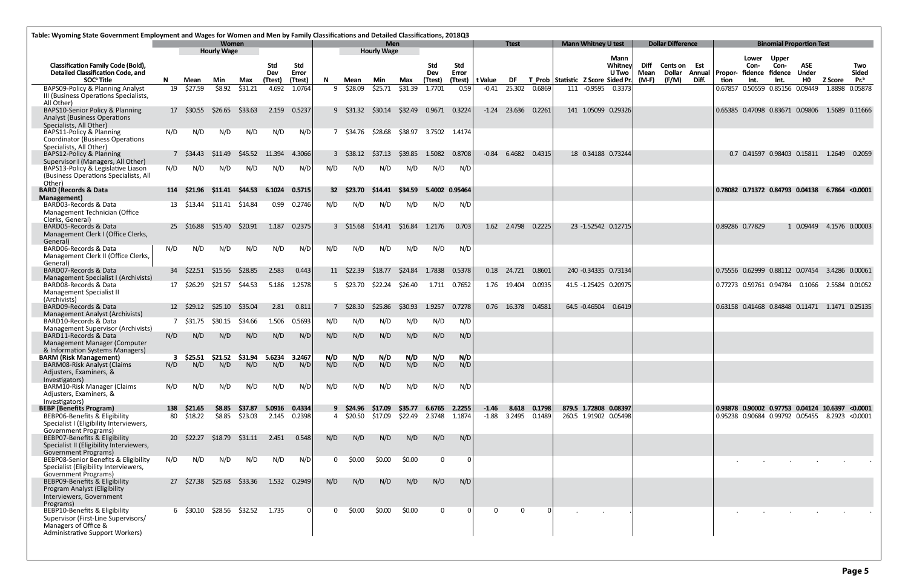Table: Wyoming State Government Employment and Wages for Women and Men by Family Classifications and Detailed Classifications, 2018Q3

| Classification Family Code (Bold), Detailed Classification Code, and SOC[a] Title | Women | | | | | | Men | | | | | | Ttest | | | Mann Whitney U test | | | Dollar Difference | | | Binomial Proportion Test | | | | | |
|---|---|---|---|---|---|---|---|---|---|---|---|---|---|---|---|---|---|---|---|---|---|---|---|---|---|---|---|
| | | Hourly Wage | | | | | | Hourly Wage | | | | | | | | | | | | | | | | | | | |
| | N | Mean | Min | Max | Std Dev (Ttest) | Std Error (Ttest) | N | Mean | Min | Max | Std Dev (Ttest) | Std Error (Ttest) | t Value | DF | T_Prob | Statistic | Z Score | Mann Whitney U Two Sided Pr. | Diff Mean (M-F) | Cents on Dollar (F/M) | Est Annual Diff. | Proportion | Lower Confidence Int. | Upper Confidence Int. | ASE Under H0 | Z Score | Two Sided Pr.[b] |
| BAPS09-Policy & Planning Analyst III (Business Operations Specialists, All Other) | 19 | $27.59 | $8.92 | $31.21 | 4.692 | 1.0764 | 9 | $28.09 | $25.71 | $31.39 | 1.7701 | 0.59 | -0.41 | 25.302 | 0.6869 | 111 | -0.9595 | 0.3373 | | | | 0.67857 | 0.50559 | 0.85156 | 0.09449 | 1.8898 | 0.05878 |
| BAPS10-Senior Policy & Planning Analyst (Business Operations Specialists, All Other) | 17 | $30.55 | $26.65 | $33.63 | 2.159 | 0.5237 | 9 | $31.32 | $30.14 | $32.49 | 0.9671 | 0.3224 | -1.24 | 23.636 | 0.2261 | 141 | 1.05099 | 0.29326 | | | | 0.65385 | 0.47098 | 0.83671 | 0.09806 | 1.5689 | 0.11666 |
| BAPS11-Policy & Planning Coordinator (Business Operations Specialists, All Other) | N/D | N/D | N/D | N/D | N/D | N/D | 7 | $34.76 | $28.68 | $38.97 | 3.7502 | 1.4174 | | | | | | | | | | | | | | | |
| BAPS12-Policy & Planning Supervisor I (Managers, All Other) | 7 | $34.43 | $11.49 | $45.52 | 11.394 | 4.3066 | 3 | $38.12 | $37.13 | $39.85 | 1.5082 | 0.8708 | -0.84 | 6.4682 | 0.4315 | 18 | 0.34188 | 0.73244 | | | | 0.7 | 0.41597 | 0.98403 | 0.15811 | 1.2649 | 0.2059 |
| BAPS13-Policy & Legislative Liason (Business Operations Specialists, All Other) | N/D | N/D | N/D | N/D | N/D | N/D | N/D | N/D | N/D | N/D | N/D | N/D | | | | | | | | | | | | | | | |
| **BARD (Records & Data Management)** | **114** | **$21.96** | **$11.41** | **$44.53** | **6.1024** | **0.5715** | **32** | **$23.70** | **$14.41** | **$34.59** | **5.4002** | **0.95464** | | | | | | | | | | **0.78082** | **0.71372** | **0.84793** | **0.04138** | **6.7864** | **<0.0001** |
| BARD03-Records & Data Management Technician (Office Clerks, General) | 13 | $13.44 | $11.41 | $14.84 | 0.99 | 0.2746 | N/D | N/D | N/D | N/D | N/D | N/D | | | | | | | | | | | | | | | |
| BARD05-Records & Data Management Clerk I (Office Clerks, General) | 25 | $16.88 | $15.40 | $20.91 | 1.187 | 0.2375 | 3 | $15.68 | $14.41 | $16.84 | 1.2176 | 0.703 | 1.62 | 2.4798 | 0.2225 | 23 | -1.52542 | 0.12715 | | | | 0.89286 | 0.77829 | 1 | 0.09449 | 4.1576 | 0.00003 |
| BARD06-Records & Data Management Clerk II (Office Clerks, General) | N/D | N/D | N/D | N/D | N/D | N/D | N/D | N/D | N/D | N/D | N/D | N/D | | | | | | | | | | | | | | | |
| BARD07-Records & Data Management Specialist I (Archivists) | 34 | $22.51 | $15.56 | $28.85 | 2.583 | 0.443 | 11 | $22.39 | $18.77 | $24.84 | 1.7838 | 0.5378 | 0.18 | 24.721 | 0.8601 | 240 | -0.34335 | 0.73134 | | | | 0.75556 | 0.62999 | 0.88112 | 0.07454 | 3.4286 | 0.00061 |
| BARD08-Records & Data Management Specialist II (Archivists) | 17 | $26.29 | $21.57 | $44.53 | 5.186 | 1.2578 | 5 | $23.70 | $22.24 | $26.40 | 1.711 | 0.7652 | 1.76 | 19.404 | 0.0935 | 41.5 | -1.25425 | 0.20975 | | | | 0.77273 | 0.59761 | 0.94784 | 0.1066 | 2.5584 | 0.01052 |
| BARD09-Records & Data Management Analyst (Archivists) | 12 | $29.12 | $25.10 | $35.04 | 2.81 | 0.811 | 7 | $28.30 | $25.86 | $30.93 | 1.9257 | 0.7278 | 0.76 | 16.378 | 0.4581 | 64.5 | -0.46504 | 0.6419 | | | | 0.63158 | 0.41468 | 0.84848 | 0.11471 | 1.1471 | 0.25135 |
| BARD10-Records & Data Management Supervisor (Archivists) | 7 | $31.75 | $30.15 | $34.66 | 1.506 | 0.5693 | N/D | N/D | N/D | N/D | N/D | N/D | | | | | | | | | | | | | | | |
| BARD11-Records & Data Management Manager (Computer & Information Systems Managers) | N/D | N/D | N/D | N/D | N/D | N/D | N/D | N/D | N/D | N/D | N/D | N/D | | | | | | | | | | | | | | | |
| **BARM (Risk Management)** | **3** | **$25.51** | **$21.52** | **$31.94** | **5.6234** | **3.2467** | **N/D** | **N/D** | **N/D** | **N/D** | **N/D** | **N/D** | | | | | | | | | | | | | | | |
| BARM08-Risk Analyst (Claims Adjusters, Examiners, & Investigators) | N/D | N/D | N/D | N/D | N/D | N/D | N/D | N/D | N/D | N/D | N/D | N/D | | | | | | | | | | | | | | | |
| BARM10-Risk Manager (Claims Adjusters, Examiners, & Investigators) | N/D | N/D | N/D | N/D | N/D | N/D | N/D | N/D | N/D | N/D | N/D | N/D | | | | | | | | | | | | | | | |
| **BEBP (Benefits Program)** | **138** | **$21.65** | **$8.85** | **$37.87** | **5.0916** | **0.4334** | **9** | **$24.96** | **$17.09** | **$35.77** | **6.6765** | **2.2255** | **-1.46** | **8.618** | **0.1798** | **879.5** | **1.72808** | **0.08397** | | | | **0.93878** | **0.90002** | **0.97753** | **0.04124** | **10.6397** | **<0.0001** |
| BEBP06-Benefits & Eligibility Specialist I (Eligibility Interviewers, Government Programs) | 80 | $18.22 | $8.85 | $23.03 | 2.145 | 0.2398 | 4 | $20.50 | $17.09 | $22.49 | 2.3748 | 1.1874 | -1.88 | 3.2495 | 0.1489 | 260.5 | 1.91902 | 0.05498 | | | | 0.95238 | 0.90684 | 0.99792 | 0.05455 | 8.2923 | <0.0001 |
| BEBP07-Benefits & Eligibility Specialist II (Eligibility Interviewers, Government Programs) | 20 | $22.27 | $18.79 | $31.11 | 2.451 | 0.548 | N/D | N/D | N/D | N/D | N/D | N/D | | | | | | | | | | | | | | | |
| BEBP08-Senior Benefits & Eligibility Specialist (Eligibility Interviewers, Government Programs) | N/D | N/D | N/D | N/D | N/D | N/D | 0 | $0.00 | $0.00 | $0.00 | 0 | 0 | | | | | | | | | | . | . | . | . | . | . |
| BEBP09-Benefits & Eligibility Program Analyst (Eligibility Interviewers, Government Programs) | 27 | $27.38 | $25.68 | $33.36 | 1.532 | 0.2949 | N/D | N/D | N/D | N/D | N/D | N/D | | | | | | | | | | | | | | | |
| BEBP10-Benefits & Eligibility Supervisor (First-Line Supervisors/ Managers of Office & Administrative Support Workers) | 6 | $30.10 | $28.56 | $32.52 | 1.735 | 0 | 0 | $0.00 | $0.00 | $0.00 | 0 | 0 | 0 | 0 | 0 | . | . | . | | | | . | . | . | . | . | . |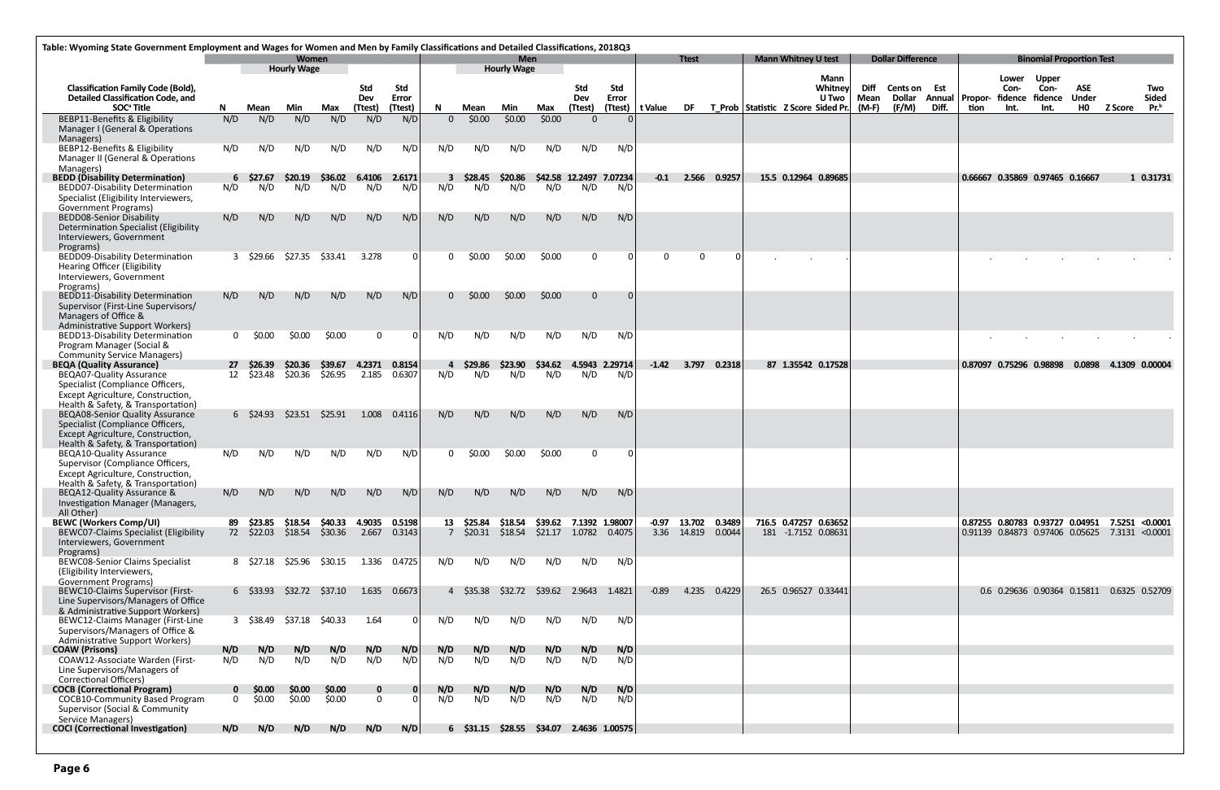Table: Wyoming State Government Employment and Wages for Women and Men by Family Classifications and Detailed Classifications, 2018Q3

| | Women | | | | | | Men | | | | | | Ttest | | | Mann Whitney U test | | | Dollar Difference | | | Binomial Proportion Test | | | | | |
|---|---|---|---|---|---|---|---|---|---|---|---|---|---|---|---|---|---|---|---|---|---|---|---|---|---|---|---|
| | | Hourly Wage | | | | | | Hourly Wage | | | | | | | | | | | | | | | | | | | |
| Classification Family Code (Bold), Detailed Classification Code, and SOC[a] Title | N | Mean | Min | Max | Std Dev (Ttest) | Std Error (Ttest) | N | Mean | Min | Max | Std Dev (Ttest) | Std Error (Ttest) | t Value | DF | T_Prob | Statistic | Z Score | Mann Whitney U Two Sided Pr. | Diff Mean (M-F) | Cents on Dollar (F/M) | Est Annual Diff. | Proportion | Lower Confidence Int. | Upper Confidence Int. | ASE Under H0 | Z Score | Two Sided Pr.[b] |
| BEBP11-Benefits & Eligibility Manager I (General & Operations Managers) | N/D | N/D | N/D | N/D | N/D | N/D | 0 | $0.00 | $0.00 | $0.00 | 0 | 0 | | | | | | | | | | | | | | | |
| BEBP12-Benefits & Eligibility Manager II (General & Operations Managers) | N/D | N/D | N/D | N/D | N/D | N/D | N/D | N/D | N/D | N/D | N/D | N/D | | | | | | | | | | | | | | | |
| **BEDD (Disability Determination)** | **6** | **$27.67** | **$20.19** | **$36.02** | **6.4106** | **2.6171** | **3** | **$28.45** | **$20.86** | **$42.58** | **12.2497** | **7.07234** | **-0.1** | **2.566** | **0.9257** | **15.5** | **0.12964** | **0.89685** | | | | **0.66667** | **0.35869** | **0.97465** | **0.16667** | **1** | **0.31731** |
| BEDD07-Disability Determination Specialist (Eligibility Interviewers, Government Programs) | N/D | N/D | N/D | N/D | N/D | N/D | N/D | N/D | N/D | N/D | N/D | N/D | | | | | | | | | | | | | | | |
| BEDD08-Senior Disability Determination Specialist (Eligibility Interviewers, Government Programs) | N/D | N/D | N/D | N/D | N/D | N/D | N/D | N/D | N/D | N/D | N/D | N/D | | | | | | | | | | | | | | | |
| BEDD09-Disability Determination Hearing Officer (Eligibility Interviewers, Government Programs) | 3 | $29.66 | $27.35 | $33.41 | 3.278 | 0 | 0 | $0.00 | $0.00 | $0.00 | 0 | 0 | 0 | 0 | 0 | . | . | . | | | | . | . | . | . | . | . |
| BEDD11-Disability Determination Supervisor (First-Line Supervisors/ Managers of Office & Administrative Support Workers) | N/D | N/D | N/D | N/D | N/D | N/D | 0 | $0.00 | $0.00 | $0.00 | 0 | 0 | | | | | | | | | | | | | | | |
| BEDD13-Disability Determination Program Manager (Social & Community Service Managers) | 0 | $0.00 | $0.00 | $0.00 | 0 | 0 | N/D | N/D | N/D | N/D | N/D | N/D | | | | | | | | | | . | . | . | . | . | . |
| **BEQA (Quality Assurance)** | **27** | **$26.39** | **$20.36** | **$39.67** | **4.2371** | **0.8154** | **4** | **$29.86** | **$23.90** | **$34.62** | **4.5943** | **2.29714** | **-1.42** | **3.797** | **0.2318** | **87** | **1.35542** | **0.17528** | | | | **0.87097** | **0.75296** | **0.98898** | **0.0898** | **4.1309** | **0.00004** |
| BEQA07-Quality Assurance Specialist (Compliance Officers, Except Agriculture, Construction, Health & Safety, & Transportation) | 12 | $23.48 | $20.36 | $26.95 | 2.185 | 0.6307 | N/D | N/D | N/D | N/D | N/D | N/D | | | | | | | | | | | | | | | |
| BEQA08-Senior Quality Assurance Specialist (Compliance Officers, Except Agriculture, Construction, Health & Safety, & Transportation) | 6 | $24.93 | $23.51 | $25.91 | 1.008 | 0.4116 | N/D | N/D | N/D | N/D | N/D | N/D | | | | | | | | | | | | | | | |
| BEQA10-Quality Assurance Supervisor (Compliance Officers, Except Agriculture, Construction, Health & Safety, & Transportation) | N/D | N/D | N/D | N/D | N/D | N/D | 0 | $0.00 | $0.00 | $0.00 | 0 | 0 | | | | | | | | | | | | | | | |
| BEQA12-Quality Assurance & Investigation Manager (Managers, All Other) | N/D | N/D | N/D | N/D | N/D | N/D | N/D | N/D | N/D | N/D | N/D | N/D | | | | | | | | | | | | | | | |
| **BEWC (Workers Comp/UI)** | **89** | **$23.85** | **$18.54** | **$40.33** | **4.9035** | **0.5198** | **13** | **$25.84** | **$18.54** | **$39.62** | **7.1392** | **1.98007** | **-0.97** | **13.702** | **0.3489** | **716.5** | **0.47257** | **0.63652** | | | | **0.87255** | **0.80783** | **0.93727** | **0.04951** | **7.5251** | **<0.0001** |
| BEWC07-Claims Specialist (Eligibility Interviewers, Government Programs) | 72 | $22.03 | $18.54 | $30.36 | 2.667 | 0.3143 | 7 | $20.31 | $18.54 | $21.17 | 1.0782 | 0.4075 | 3.36 | 14.819 | 0.0044 | 181 | -1.7152 | 0.08631 | | | | 0.91139 | 0.84873 | 0.97406 | 0.05625 | 7.3131 | <0.0001 |
| BEWC08-Senior Claims Specialist (Eligibility Interviewers, Government Programs) | 8 | $27.18 | $25.96 | $30.15 | 1.336 | 0.4725 | N/D | N/D | N/D | N/D | N/D | N/D | | | | | | | | | | | | | | | |
| BEWC10-Claims Supervisor (First-Line Supervisors/Managers of Office & Administrative Support Workers) | 6 | $33.93 | $32.72 | $37.10 | 1.635 | 0.6673 | 4 | $35.38 | $32.72 | $39.62 | 2.9643 | 1.4821 | -0.89 | 4.235 | 0.4229 | 26.5 | 0.96527 | 0.33441 | | | | 0.6 | 0.29636 | 0.90364 | 0.15811 | 0.6325 | 0.52709 |
| BEWC12-Claims Manager (First-Line Supervisors/Managers of Office & Administrative Support Workers) | 3 | $38.49 | $37.18 | $40.33 | 1.64 | 0 | N/D | N/D | N/D | N/D | N/D | N/D | | | | | | | | | | | | | | | |
| **COAW (Prisons)** | **N/D** | **N/D** | **N/D** | **N/D** | **N/D** | **N/D** | **N/D** | **N/D** | **N/D** | **N/D** | **N/D** | **N/D** | | | | | | | | | | | | | | | |
| COAW12-Associate Warden (First-Line Supervisors/Managers of Correctional Officers) | N/D | N/D | N/D | N/D | N/D | N/D | N/D | N/D | N/D | N/D | N/D | N/D | | | | | | | | | | | | | | | |
| **COCB (Correctional Program)** | **0** | **$0.00** | **$0.00** | **$0.00** | **0** | **0** | **N/D** | **N/D** | **N/D** | **N/D** | **N/D** | **N/D** | | | | | | | | | | | | | | | |
| COCB10-Community Based Program Supervisor (Social & Community Service Managers) | 0 | $0.00 | $0.00 | $0.00 | 0 | 0 | N/D | N/D | N/D | N/D | N/D | N/D | | | | | | | | | | | | | | | |
| **COCI (Correctional Investigation)** | **N/D** | **N/D** | **N/D** | **N/D** | **N/D** | **N/D** | **6** | **$31.15** | **$28.55** | **$34.07** | **2.4636** | **1.00575** | | | | | | | | | | | | | | | |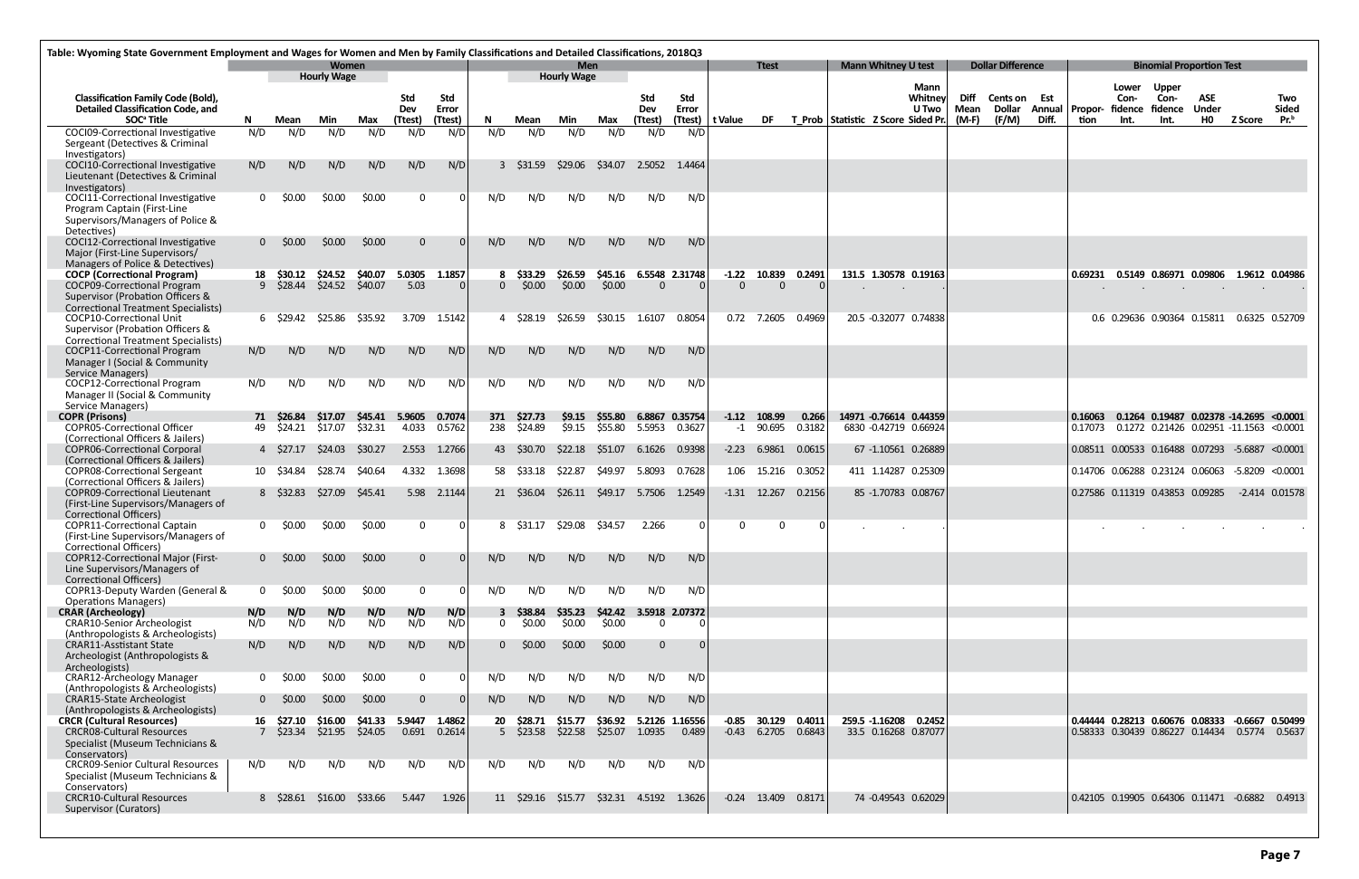Table: Wyoming State Government Employment and Wages for Women and Men by Family Classifications and Detailed Classifications, 2018Q3

| Classification Family Code (Bold), Detailed Classification Code, and SOC[a] Title | Women | | | | | | Men | | | | | | Ttest | | | Mann Whitney U test | | | Dollar Difference | | | Binomial Proportion Test | | | | | |
|---|---|---|---|---|---|---|---|---|---|---|---|---|---|---|---|---|---|---|---|---|---|---|---|---|---|---|---|
| | | Hourly Wage | | | | | | Hourly Wage | | | | | | | | | | | | | | | | | | | |
| | N | Mean | Min | Max | Std Dev (Ttest) | Std Error (Ttest) | N | Mean | Min | Max | Std Dev (Ttest) | Std Error (Ttest) | t Value | DF | T_Prob | Statistic | Z Score | Mann Whitney U Two Sided Pr. | Diff Mean (M-F) | Cents on Dollar (F/M) | Est Annual Diff. | Proportion | Lower Confidence Int. | Upper Confidence Int. | ASE Under H0 | Z Score | Two Sided Pr.[b] |
| COCI09-Correctional Investigative Sergeant (Detectives & Criminal Investigators) | N/D | N/D | N/D | N/D | N/D | N/D | N/D | N/D | N/D | N/D | N/D | N/D | | | | | | | | | | | | | | | |
| COCI10-Correctional Investigative Lieutenant (Detectives & Criminal Investigators) | N/D | N/D | N/D | N/D | N/D | N/D | 3 | $31.59 | $29.06 | $34.07 | 2.5052 | 1.4464 | | | | | | | | | | | | | | | |
| COCI11-Correctional Investigative Program Captain (First-Line Supervisors/Managers of Police & Detectives) | 0 | $0.00 | $0.00 | $0.00 | 0 | 0 | N/D | N/D | N/D | N/D | N/D | N/D | | | | | | | | | | | | | | | |
| COCI12-Correctional Investigative Major (First-Line Supervisors/ Managers of Police & Detectives) | 0 | $0.00 | $0.00 | $0.00 | 0 | 0 | N/D | N/D | N/D | N/D | N/D | N/D | | | | | | | | | | | | | | | |
| **COCP (Correctional Program)** | **18** | **$30.12** | **$24.52** | **$40.07** | **5.0305** | **1.1857** | **8** | **$33.29** | **$26.59** | **$45.16** | **6.5548** | **2.31748** | **-1.22** | **10.839** | **0.2491** | **131.5** | **1.30578** | **0.19163** | | | | **0.69231** | **0.5149** | **0.86971** | **0.09806** | **1.9612** | **0.04986** |
| COCP09-Correctional Program Supervisor (Probation Officers & Correctional Treatment Specialists) | 9 | $28.44 | $24.52 | $40.07 | 5.03 | 0 | 0 | $0.00 | $0.00 | $0.00 | 0 | 0 | 0 | 0 | 0 | . | . | . | | | | . | . | . | . | . | . |
| COCP10-Correctional Unit Supervisor (Probation Officers & Correctional Treatment Specialists) | 6 | $29.42 | $25.86 | $35.92 | 3.709 | 1.5142 | 4 | $28.19 | $26.59 | $30.15 | 1.6107 | 0.8054 | 0.72 | 7.2605 | 0.4969 | 20.5 | -0.32077 | 0.74838 | | | | 0.6 | 0.29636 | 0.90364 | 0.15811 | 0.6325 | 0.52709 |
| COCP11-Correctional Program Manager I (Social & Community Service Managers) | N/D | N/D | N/D | N/D | N/D | N/D | N/D | N/D | N/D | N/D | N/D | N/D | | | | | | | | | | | | | | | |
| COCP12-Correctional Program Manager II (Social & Community Service Managers) | N/D | N/D | N/D | N/D | N/D | N/D | N/D | N/D | N/D | N/D | N/D | N/D | | | | | | | | | | | | | | | |
| **COPR (Prisons)** | **71** | **$26.84** | **$17.07** | **$45.41** | **5.9605** | **0.7074** | **371** | **$27.73** | **$9.15** | **$55.80** | **6.8867** | **0.35754** | **-1.12** | **108.99** | **0.266** | **14971** | **-0.76614** | **0.44359** | | | | **0.16063** | **0.1264** | **0.19487** | **0.02378** | **-14.2695** | **<0.0001** |
| COPR05-Correctional Officer (Correctional Officers & Jailers) | 49 | $24.21 | $17.07 | $32.31 | 4.033 | 0.5762 | 238 | $24.89 | $9.15 | $55.80 | 5.5953 | 0.3627 | -1 | 90.695 | 0.3182 | 6830 | -0.42719 | 0.66924 | | | | 0.17073 | 0.1272 | 0.21426 | 0.02951 | -11.1563 | <0.0001 |
| COPR06-Correctional Corporal (Correctional Officers & Jailers) | 4 | $27.17 | $24.03 | $30.27 | 2.553 | 1.2766 | 43 | $30.70 | $22.18 | $51.07 | 6.1626 | 0.9398 | -2.23 | 6.9861 | 0.0615 | 67 | -1.10561 | 0.26889 | | | | 0.08511 | 0.00533 | 0.16488 | 0.07293 | -5.6887 | <0.0001 |
| COPR08-Correctional Sergeant (Correctional Officers & Jailers) | 10 | $34.84 | $28.74 | $40.64 | 4.332 | 1.3698 | 58 | $33.18 | $22.87 | $49.97 | 5.8093 | 0.7628 | 1.06 | 15.216 | 0.3052 | 411 | 1.14287 | 0.25309 | | | | 0.14706 | 0.06288 | 0.23124 | 0.06063 | -5.8209 | <0.0001 |
| COPR09-Correctional Lieutenant (First-Line Supervisors/Managers of Correctional Officers) | 8 | $32.83 | $27.09 | $45.41 | 5.98 | 2.1144 | 21 | $36.04 | $26.11 | $49.17 | 5.7506 | 1.2549 | -1.31 | 12.267 | 0.2156 | 85 | -1.70783 | 0.08767 | | | | 0.27586 | 0.11319 | 0.43853 | 0.09285 | -2.414 | 0.01578 |
| COPR11-Correctional Captain (First-Line Supervisors/Managers of Correctional Officers) | 0 | $0.00 | $0.00 | $0.00 | 0 | 0 | 8 | $31.17 | $29.08 | $34.57 | 2.266 | 0 | 0 | 0 | 0 | . | . | . | | | | . | . | . | . | . | . |
| COPR12-Correctional Major (First-Line Supervisors/Managers of Correctional Officers) | 0 | $0.00 | $0.00 | $0.00 | 0 | 0 | N/D | N/D | N/D | N/D | N/D | N/D | | | | | | | | | | | | | | | |
| COPR13-Deputy Warden (General & Operations Managers) | 0 | $0.00 | $0.00 | $0.00 | 0 | 0 | N/D | N/D | N/D | N/D | N/D | N/D | | | | | | | | | | | | | | | |
| **CRAR (Archeology)** | **N/D** | **N/D** | **N/D** | **N/D** | **N/D** | **N/D** | **3** | **$38.84** | **$35.23** | **$42.42** | **3.5918** | **2.07372** | | | | | | | | | | | | | | | |
| CRAR10-Senior Archeologist (Anthropologists & Archeologists) | N/D | N/D | N/D | N/D | N/D | N/D | 0 | $0.00 | $0.00 | $0.00 | 0 | 0 | | | | | | | | | | | | | | | |
| CRAR11-Asstistant State Archeologist (Anthropologists & Archeologists) | N/D | N/D | N/D | N/D | N/D | N/D | 0 | $0.00 | $0.00 | $0.00 | 0 | 0 | | | | | | | | | | | | | | | |
| CRAR12-Archeology Manager (Anthropologists & Archeologists) | 0 | $0.00 | $0.00 | $0.00 | 0 | 0 | N/D | N/D | N/D | N/D | N/D | N/D | | | | | | | | | | | | | | | |
| CRAR15-State Archeologist (Anthropologists & Archeologists) | 0 | $0.00 | $0.00 | $0.00 | 0 | 0 | N/D | N/D | N/D | N/D | N/D | N/D | | | | | | | | | | | | | | | |
| **CRCR (Cultural Resources)** | **16** | **$27.10** | **$16.00** | **$41.33** | **5.9447** | **1.4862** | **20** | **$28.71** | **$15.77** | **$36.92** | **5.2126** | **1.16556** | **-0.85** | **30.129** | **0.4011** | **259.5** | **-1.16208** | **0.2452** | | | | **0.44444** | **0.28213** | **0.60676** | **0.08333** | **-0.6667** | **0.50499** |
| CRCR08-Cultural Resources Specialist (Museum Technicians & Conservators) | 7 | $23.34 | $21.95 | $24.05 | 0.691 | 0.2614 | 5 | $23.58 | $22.58 | $25.07 | 1.0935 | 0.489 | -0.43 | 6.2705 | 0.6843 | 33.5 | 0.16268 | 0.87077 | | | | 0.58333 | 0.30439 | 0.86227 | 0.14434 | 0.5774 | 0.5637 |
| CRCR09-Senior Cultural Resources Specialist (Museum Technicians & Conservators) | N/D | N/D | N/D | N/D | N/D | N/D | N/D | N/D | N/D | N/D | N/D | N/D | | | | | | | | | | | | | | | |
| CRCR10-Cultural Resources Supervisor (Curators) | 8 | $28.61 | $16.00 | $33.66 | 5.447 | 1.926 | 11 | $29.16 | $15.77 | $32.31 | 4.5192 | 1.3626 | -0.24 | 13.409 | 0.8171 | 74 | -0.49543 | 0.62029 | | | | 0.42105 | 0.19905 | 0.64306 | 0.11471 | -0.6882 | 0.4913 |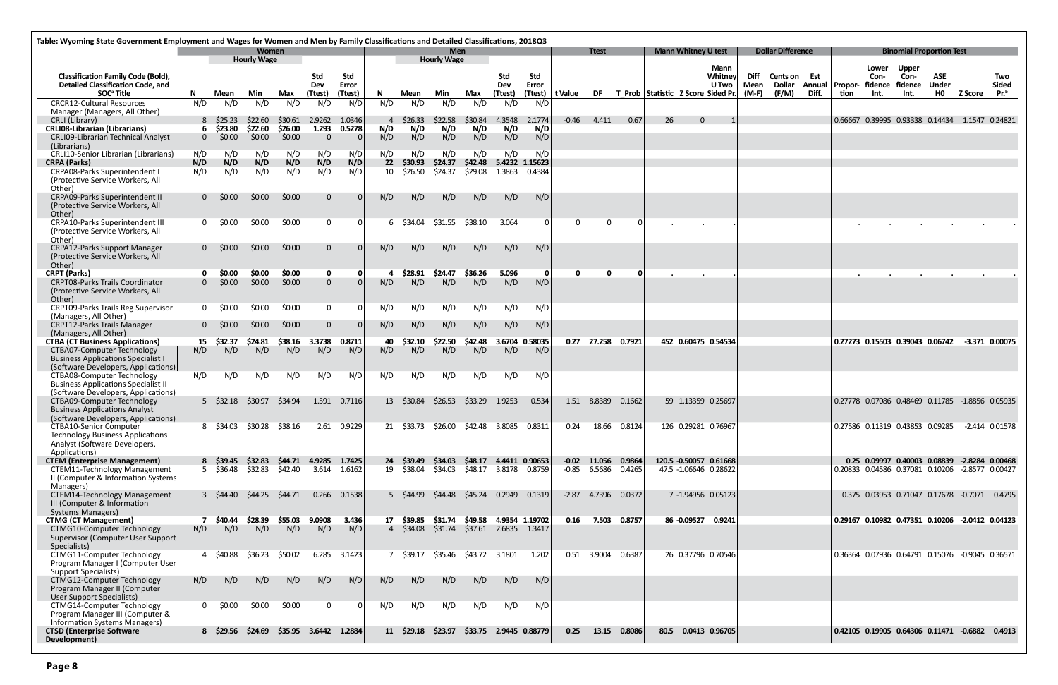**Table: Wyoming State Government Employment and Wages for Women and Men by Family Classifications and Detailed Classifications, 2018Q3**

| Classification Family Code (Bold), Detailed Classification Code, and SOC[a] Title | Women | | | | | | Men | | | | | | Ttest | | | Mann Whitney U test | | | Dollar Difference | | | Binomial Proportion Test | | | | | |
|---|---|---|---|---|---|---|---|---|---|---|---|---|---|---|---|---|---|---|---|---|---|---|---|---|---|---|---|
| | | Hourly Wage | | | | | | Hourly Wage | | | | | | | | | | | | | | | | | | | |
| | N | Mean | Min | Max | Std Dev (Ttest) | Std Error (Ttest) | N | Mean | Min | Max | Std Dev (Ttest) | Std Error (Ttest) | t Value | DF | T_Prob | Statistic | Z Score | Mann Whitney U Two Sided Pr. | Diff Mean (M-F) | Cents on Dollar (F/M) | Est Annual Diff. | Proportion | Lower Confidence Int. | Upper Confidence Int. | ASE Under H0 | Z Score | Two Sided Pr.[b] |
| CRCR12-Cultural Resources Manager (Managers, All Other) | N/D | N/D | N/D | N/D | N/D | N/D | N/D | N/D | N/D | N/D | N/D | N/D | | | | | | | | | | | | | | | |
| CRLI (Library) | 8 | $25.23 | $22.60 | $30.61 | 2.9262 | 1.0346 | 4 | $26.33 | $22.58 | $30.84 | 4.3548 | 2.1774 | -0.46 | 4.411 | 0.67 | 26 | 0 | 1 | | | | 0.66667 | 0.39995 | 0.93338 | 0.14434 | 1.1547 | 0.24821 |
| **CRLI08-Librarian (Librarians)** | **6** | **$23.80** | **$22.60** | **$26.00** | **1.293** | **0.5278** | **N/D** | **N/D** | **N/D** | **N/D** | **N/D** | **N/D** | | | | | | | | | | | | | | | |
| CRLI09-Librarian Technical Analyst (Librarians) | 0 | $0.00 | $0.00 | $0.00 | 0 | 0 | N/D | N/D | N/D | N/D | N/D | N/D | | | | | | | | | | | | | | | |
| CRLI10-Senior Librarian (Librarians) | N/D | N/D | N/D | N/D | N/D | N/D | N/D | N/D | N/D | N/D | N/D | N/D | | | | | | | | | | | | | | | |
| **CRPA (Parks)** | **N/D** | **N/D** | **N/D** | **N/D** | **N/D** | **N/D** | **22** | **$30.93** | **$24.37** | **$42.48** | **5.4232** | **1.15623** | | | | | | | | | | | | | | | |
| CRPA08-Parks Superintendent I (Protective Service Workers, All Other) | N/D | N/D | N/D | N/D | N/D | N/D | 10 | $26.50 | $24.37 | $29.08 | 1.3863 | 0.4384 | | | | | | | | | | | | | | | |
| CRPA09-Parks Superintendent II (Protective Service Workers, All Other) | 0 | $0.00 | $0.00 | $0.00 | 0 | 0 | N/D | N/D | N/D | N/D | N/D | N/D | | | | | | | | | | | | | | | |
| CRPA10-Parks Superintendent III (Protective Service Workers, All Other) | 0 | $0.00 | $0.00 | $0.00 | 0 | 0 | 6 | $34.04 | $31.55 | $38.10 | 3.064 | 0 | 0 | 0 | 0 | . | . | . | | | | . | . | . | . | . | . |
| CRPA12-Parks Support Manager (Protective Service Workers, All Other) | 0 | $0.00 | $0.00 | $0.00 | 0 | 0 | N/D | N/D | N/D | N/D | N/D | N/D | | | | | | | | | | | | | | | |
| **CRPT (Parks)** | **0** | **$0.00** | **$0.00** | **$0.00** | **0** | **0** | **4** | **$28.91** | **$24.47** | **$36.26** | **5.096** | **0** | **0** | **0** | **0** | **.** | **.** | **.** | | | | **.** | **.** | **.** | **.** | **.** | **.** |
| CRPT08-Parks Trails Coordinator (Protective Service Workers, All Other) | 0 | $0.00 | $0.00 | $0.00 | 0 | 0 | N/D | N/D | N/D | N/D | N/D | N/D | | | | | | | | | | | | | | | |
| CRPT09-Parks Trails Reg Supervisor (Managers, All Other) | 0 | $0.00 | $0.00 | $0.00 | 0 | 0 | N/D | N/D | N/D | N/D | N/D | N/D | | | | | | | | | | | | | | | |
| CRPT12-Parks Trails Manager (Managers, All Other) | 0 | $0.00 | $0.00 | $0.00 | 0 | 0 | N/D | N/D | N/D | N/D | N/D | N/D | | | | | | | | | | | | | | | |
| **CTBA (CT Business Applications)** | **15** | **$32.37** | **$24.81** | **$38.16** | **3.3738** | **0.8711** | **40** | **$32.10** | **$22.50** | **$42.48** | **3.6704** | **0.58035** | **0.27** | **27.258** | **0.7921** | **452** | **0.60475** | **0.54534** | | | | **0.27273** | **0.15503** | **0.39043** | **0.06742** | **-3.371** | **0.00075** |
| CTBA07-Computer Technology Business Applications Specialist I (Software Developers, Applications) | N/D | N/D | N/D | N/D | N/D | N/D | N/D | N/D | N/D | N/D | N/D | N/D | | | | | | | | | | | | | | | |
| CTBA08-Computer Technology Business Applications Specialist II (Software Developers, Applications) | N/D | N/D | N/D | N/D | N/D | N/D | N/D | N/D | N/D | N/D | N/D | N/D | | | | | | | | | | | | | | | |
| CTBA09-Computer Technology Business Applications Analyst (Software Developers, Applications) | 5 | $32.18 | $30.97 | $34.94 | 1.591 | 0.7116 | 13 | $30.84 | $26.53 | $33.29 | 1.9253 | 0.534 | 1.51 | 8.8389 | 0.1662 | 59 | 1.13359 | 0.25697 | | | | 0.27778 | 0.07086 | 0.48469 | 0.11785 | -1.8856 | 0.05935 |
| CTBA10-Senior Computer Technology Business Applications Analyst (Software Developers, Applications) | 8 | $34.03 | $30.28 | $38.16 | 2.61 | 0.9229 | 21 | $33.73 | $26.00 | $42.48 | 3.8085 | 0.8311 | 0.24 | 18.66 | 0.8124 | 126 | 0.29281 | 0.76967 | | | | 0.27586 | 0.11319 | 0.43853 | 0.09285 | -2.414 | 0.01578 |
| **CTEM (Enterprise Management)** | **8** | **$39.45** | **$32.83** | **$44.71** | **4.9285** | **1.7425** | **24** | **$39.49** | **$34.03** | **$48.17** | **4.4411** | **0.90653** | **-0.02** | **11.056** | **0.9864** | **120.5** | **-0.50057** | **0.61668** | | | | **0.25** | **0.09997** | **0.40003** | **0.08839** | **-2.8284** | **0.00468** |
| CTEM11-Technology Management II (Computer & Information Systems Managers) | 5 | $36.48 | $32.83 | $42.40 | 3.614 | 1.6162 | 19 | $38.04 | $34.03 | $48.17 | 3.8178 | 0.8759 | -0.85 | 6.5686 | 0.4265 | 47.5 | -1.06646 | 0.28622 | | | | 0.20833 | 0.04586 | 0.37081 | 0.10206 | -2.8577 | 0.00427 |
| CTEM14-Technology Management III (Computer & Information Systems Managers) | 3 | $44.40 | $44.25 | $44.71 | 0.266 | 0.1538 | 5 | $44.99 | $44.48 | $45.24 | 0.2949 | 0.1319 | -2.87 | 4.7396 | 0.0372 | 7 | -1.94956 | 0.05123 | | | | 0.375 | 0.03953 | 0.71047 | 0.17678 | -0.7071 | 0.4795 |
| **CTMG (CT Management)** | **7** | **$40.44** | **$28.39** | **$55.03** | **9.0908** | **3.436** | **17** | **$39.85** | **$31.74** | **$49.58** | **4.9354** | **1.19702** | **0.16** | **7.503** | **0.8757** | **86** | **-0.09527** | **0.9241** | | | | **0.29167** | **0.10982** | **0.47351** | **0.10206** | **-2.0412** | **0.04123** |
| CTMG10-Computer Technology Supervisor (Computer User Support Specialists) | N/D | N/D | N/D | N/D | N/D | N/D | 4 | $34.08 | $31.74 | $37.61 | 2.6835 | 1.3417 | | | | | | | | | | | | | | | |
| CTMG11-Computer Technology Program Manager I (Computer User Support Specialists) | 4 | $40.88 | $36.23 | $50.02 | 6.285 | 3.1423 | 7 | $39.17 | $35.46 | $43.72 | 3.1801 | 1.202 | 0.51 | 3.9004 | 0.6387 | 26 | 0.37796 | 0.70546 | | | | 0.36364 | 0.07936 | 0.64791 | 0.15076 | -0.9045 | 0.36571 |
| CTMG12-Computer Technology Program Manager II (Computer User Support Specialists) | N/D | N/D | N/D | N/D | N/D | N/D | N/D | N/D | N/D | N/D | N/D | N/D | | | | | | | | | | | | | | | |
| CTMG14-Computer Technology Program Manager III (Computer & Information Systems Managers) | 0 | $0.00 | $0.00 | $0.00 | 0 | 0 | N/D | N/D | N/D | N/D | N/D | N/D | | | | | | | | | | | | | | | |
| **CTSD (Enterprise Software Development)** | **8** | **$29.56** | **$24.69** | **$35.95** | **3.6442** | **1.2884** | **11** | **$29.18** | **$23.97** | **$33.75** | **2.9445** | **0.88779** | **0.25** | **13.15** | **0.8086** | **80.5** | **0.0413** | **0.96705** | | | | **0.42105** | **0.19905** | **0.64306** | **0.11471** | **-0.6882** | **0.4913** |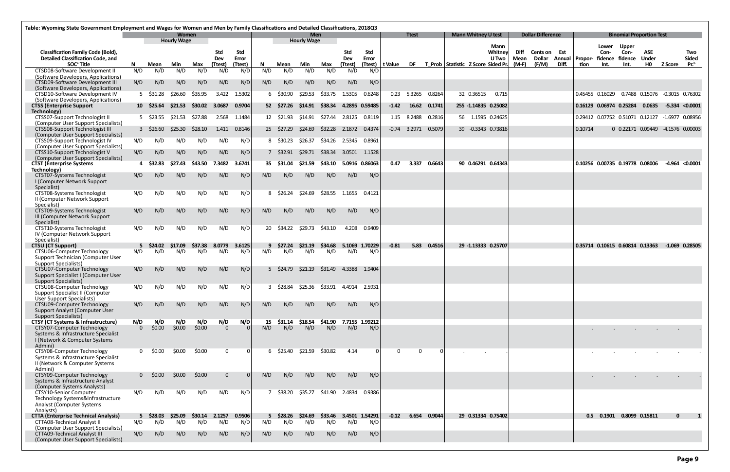Table: Wyoming State Government Employment and Wages for Women and Men by Family Classifications and Detailed Classifications, 2018Q3

| Classification Family Code (Bold), Detailed Classification Code, and SOC[a] Title | Women | | | | | | Men | | | | | | Ttest | | | Mann Whitney U test | | | Dollar Difference | | | Binomial Proportion Test | | | | | |
|---|---|---|---|---|---|---|---|---|---|---|---|---|---|---|---|---|---|---|---|---|---|---|---|---|---|---|---|
| | N | Hourly Wage Mean | Min | Max | Std Dev (Ttest) | Std Error (Ttest) | N | Hourly Wage Mean | Min | Max | Std Dev (Ttest) | Std Error (Ttest) | t Value | DF | T_Prob | Statistic | Z Score | Mann Whitney U Two Sided Pr. | Diff Mean (M-F) | Cents on Dollar (F/M) | Est Annual Diff. | Proportion | Lower Confidence Int. | Upper Confidence Int. | ASE Under H0 | Z Score | Two Sided Pr.[b] |
| CTSD08-Software Development II (Software Developers, Applications) | N/D | N/D | N/D | N/D | N/D | N/D | N/D | N/D | N/D | N/D | N/D | N/D | | | | | | | | | | | | | | | |
| CTSD09-Software Development III (Software Developers, Applications) | N/D | N/D | N/D | N/D | N/D | N/D | N/D | N/D | N/D | N/D | N/D | N/D | | | | | | | | | | | | | | | |
| CTSD10-Software Development IV (Software Developers, Applications) | 5 | $31.28 | $26.60 | $35.95 | 3.422 | 1.5302 | 6 | $30.90 | $29.53 | $33.75 | 1.5305 | 0.6248 | 0.23 | 5.3265 | 0.8264 | 32 | 0.36515 | 0.715 | | | | 0.45455 | 0.16029 | 0.7488 | 0.15076 | -0.3015 | 0.76302 |
| **CTSS (Enterprise Support Technology)** | **10** | **$25.64** | **$21.53** | **$30.02** | **3.0687** | **0.9704** | **52** | **$27.26** | **$14.91** | **$38.34** | **4.2895** | **0.59485** | **-1.42** | **16.62** | **0.1741** | **255** | **-1.14835** | **0.25082** | | | | **0.16129** | **0.06974** | **0.25284** | **0.0635** | **-5.334** | **<0.0001** |
| CTSS07-Support Technologist II (Computer User Support Specialists) | 5 | $23.55 | $21.53 | $27.88 | 2.568 | 1.1484 | 12 | $21.93 | $14.91 | $27.44 | 2.8125 | 0.8119 | 1.15 | 8.2488 | 0.2816 | 56 | 1.1595 | 0.24625 | | | | 0.29412 | 0.07752 | 0.51071 | 0.12127 | -1.6977 | 0.08956 |
| CTSS08-Support Technologist III (Computer User Support Specialists) | 3 | $26.60 | $25.30 | $28.10 | 1.411 | 0.8146 | 25 | $27.29 | $24.69 | $32.28 | 2.1872 | 0.4374 | -0.74 | 3.2971 | 0.5079 | 39 | -0.3343 | 0.73816 | | | | 0.10714 | 0 | 0.22171 | 0.09449 | -4.1576 | 0.00003 |
| CTSS09-Support Technologist IV (Computer User Support Specialists) | N/D | N/D | N/D | N/D | N/D | N/D | 8 | $30.23 | $26.37 | $34.26 | 2.5345 | 0.8961 | | | | | | | | | | | | | | | |
| CTSS10-Support Technologist V (Computer User Support Specialists) | N/D | N/D | N/D | N/D | N/D | N/D | 7 | $32.91 | $29.71 | $38.34 | 3.0501 | 1.1528 | | | | | | | | | | | | | | | |
| **CTST (Enterprise Systems Technology)** | **4** | **$32.83** | **$27.43** | **$43.50** | **7.3482** | **3.6741** | **35** | **$31.04** | **$21.59** | **$43.10** | **5.0916** | **0.86063** | **0.47** | **3.337** | **0.6643** | **90** | **0.46291** | **0.64343** | | | | **0.10256** | **0.00735** | **0.19778** | **0.08006** | **-4.964** | **<0.0001** |
| CTST07-Systems Technologist I (Computer Network Support Specialist) | N/D | N/D | N/D | N/D | N/D | N/D | N/D | N/D | N/D | N/D | N/D | N/D | | | | | | | | | | | | | | | |
| CTST08-Systems Technologist II (Computer Network Support Specialist) | N/D | N/D | N/D | N/D | N/D | N/D | 8 | $26.24 | $24.69 | $28.55 | 1.1655 | 0.4121 | | | | | | | | | | | | | | | |
| CTST09-Systems Technologist III (Computer Network Support Specialist) | N/D | N/D | N/D | N/D | N/D | N/D | N/D | N/D | N/D | N/D | N/D | N/D | | | | | | | | | | | | | | | |
| CTST10-Systems Technologist IV (Computer Network Support Specialist) | N/D | N/D | N/D | N/D | N/D | N/D | 20 | $34.22 | $29.73 | $43.10 | 4.208 | 0.9409 | | | | | | | | | | | | | | | |
| **CTSU (CT Support)** | **5** | **$24.02** | **$17.09** | **$37.38** | **8.0779** | **3.6125** | **9** | **$27.24** | **$21.19** | **$34.68** | **5.1069** | **1.70229** | **-0.81** | **5.83** | **0.4516** | **29** | **-1.13333** | **0.25707** | | | | **0.35714** | **0.10615** | **0.60814** | **0.13363** | **-1.069** | **0.28505** |
| CTSU06-Computer Technology Support Technician (Computer User Support Specialists) | N/D | N/D | N/D | N/D | N/D | N/D | N/D | N/D | N/D | N/D | N/D | N/D | | | | | | | | | | | | | | | |
| CTSU07-Computer Technology Support Specialist I (Computer User Support Specialists) | N/D | N/D | N/D | N/D | N/D | N/D | 5 | $24.79 | $21.19 | $31.49 | 4.3388 | 1.9404 | | | | | | | | | | | | | | | |
| CTSU08-Computer Technology Support Specialist II (Computer User Support Specialists) | N/D | N/D | N/D | N/D | N/D | N/D | 3 | $28.84 | $25.36 | $33.91 | 4.4914 | 2.5931 | | | | | | | | | | | | | | | |
| CTSU09-Computer Technology Support Analyst (Computer User Support Specialists) | N/D | N/D | N/D | N/D | N/D | N/D | N/D | N/D | N/D | N/D | N/D | N/D | | | | | | | | | | | | | | | |
| **CTSY (CT Systems & Infrastructure)** | **N/D** | **N/D** | **N/D** | **N/D** | **N/D** | **N/D** | **15** | **$31.14** | **$18.54** | **$41.90** | **7.7155** | **1.99212** | | | | | | | | | | | | | | | |
| CTSY07-Computer Technology Systems & Infrastructure Specialist I (Network & Computer Systems Admini) | 0 | $0.00 | $0.00 | $0.00 | 0 | 0 | N/D | N/D | N/D | N/D | N/D | N/D | | | | | | | | | | . | . | . | . | . | . |
| CTSY08-Computer Technology Systems & Infrastructure Specialist II (Network & Computer Systems Admini) | 0 | $0.00 | $0.00 | $0.00 | 0 | 0 | 6 | $25.40 | $21.59 | $30.82 | 4.14 | 0 | 0 | 0 | 0 | . | . | . | | | | . | . | . | . | . | . |
| CTSY09-Computer Technology Systems & Infrastructure Analyst (Computer Systems Analysts) | 0 | $0.00 | $0.00 | $0.00 | 0 | 0 | N/D | N/D | N/D | N/D | N/D | N/D | | | | | | | | | | . | . | . | . | . | . |
| CTSY10-Senior Computer Technology Systems&Infrastructure Analyst (Computer Systems Analysts) | N/D | N/D | N/D | N/D | N/D | N/D | 7 | $38.20 | $35.27 | $41.90 | 2.4834 | 0.9386 | | | | | | | | | | | | | | | |
| **CTTA (Enterprise Technical Analysis)** | **5** | **$28.03** | **$25.09** | **$30.14** | **2.1257** | **0.9506** | **5** | **$28.26** | **$24.69** | **$33.46** | **3.4501** | **1.54291** | **-0.12** | **6.654** | **0.9044** | **29** | **0.31334** | **0.75402** | | | | **0.5** | **0.1901** | **0.8099** | **0.15811** | **0** | **1** |
| CTTA08-Technical Analyst II (Computer User Support Specialists) | N/D | N/D | N/D | N/D | N/D | N/D | N/D | N/D | N/D | N/D | N/D | N/D | | | | | | | | | | | | | | | |
| CTTA09-Technical Analyst III (Computer User Support Specialists) | N/D | N/D | N/D | N/D | N/D | N/D | N/D | N/D | N/D | N/D | N/D | N/D | | | | | | | | | | | | | | | |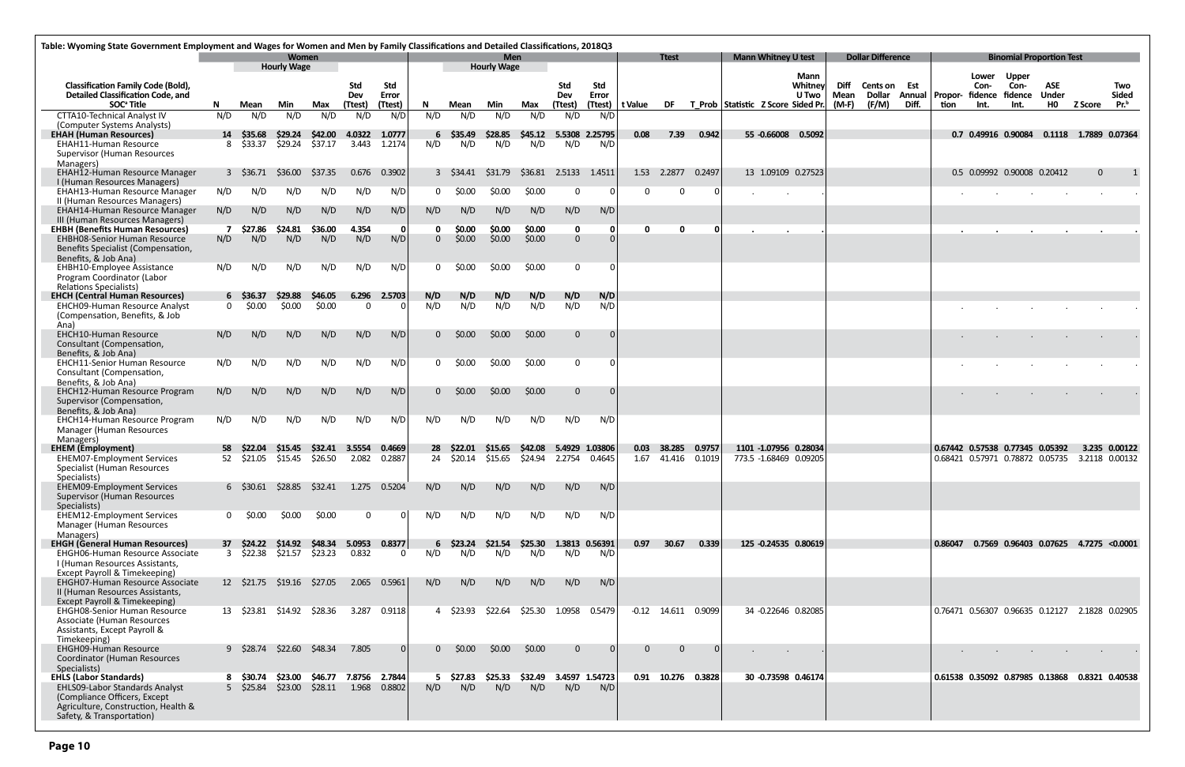Table: Wyoming State Government Employment and Wages for Women and Men by Family Classifications and Detailed Classifications, 2018Q3

| | Women | | | | | | Men | | | | | | Ttest | | | Mann Whitney U test | | | Dollar Difference | | | Binomial Proportion Test | | | | | |
|---|---|---|---|---|---|---|---|---|---|---|---|---|---|---|---|---|---|---|---|---|---|---|---|---|---|---|---|
| | | Hourly Wage | | | | | | Hourly Wage | | | | | | | | | | | | | | | | | | | |
| Classification Family Code (Bold), Detailed Classification Code, and SOC[a] Title | N | Mean | Min | Max | Std Dev (Ttest) | Std Error (Ttest) | N | Mean | Min | Max | Std Dev (Ttest) | Std Error (Ttest) | t Value | DF | T_Prob | Statistic | Z Score | Mann Whitney U Two Sided Pr. | Diff Mean (M-F) | Cents on Dollar (F/M) | Est Annual Diff. | Proportion | Lower Confidence Int. | Upper Confidence Int. | ASE Under H0 | Z Score | Two Sided Pr.[b] |
| CTTA10-Technical Analyst IV (Computer Systems Analysts) | N/D | N/D | N/D | N/D | N/D | N/D | N/D | N/D | N/D | N/D | N/D | N/D | | | | | | | | | | | | | | | |
| **EHAH (Human Resources)** | **14** | **$35.68** | **$29.24** | **$42.00** | **4.0322** | **1.0777** | **6** | **$35.49** | **$28.85** | **$45.12** | **5.5308** | **2.25795** | **0.08** | **7.39** | **0.942** | **55** | **-0.66008** | **0.5092** | | | | **0.7** | **0.49916** | **0.90084** | **0.1118** | **1.7889** | **0.07364** |
| EHAH11-Human Resource Supervisor (Human Resources Managers) | 8 | $33.37 | $29.24 | $37.17 | 3.443 | 1.2174 | N/D | N/D | N/D | N/D | N/D | N/D | | | | | | | | | | | | | | | |
| EHAH12-Human Resource Manager I (Human Resources Managers) | 3 | $36.71 | $36.00 | $37.35 | 0.676 | 0.3902 | 3 | $34.41 | $31.79 | $36.81 | 2.5133 | 1.4511 | 1.53 | 2.2877 | 0.2497 | 13 | 1.09109 | 0.27523 | | | | 0.5 | 0.09992 | 0.90008 | 0.20412 | 0 | 1 |
| EHAH13-Human Resource Manager II (Human Resources Managers) | N/D | N/D | N/D | N/D | N/D | N/D | 0 | $0.00 | $0.00 | $0.00 | 0 | 0 | 0 | 0 | 0 | . | . | . | | | | . | . | . | . | . | . |
| EHAH14-Human Resource Manager III (Human Resources Managers) | N/D | N/D | N/D | N/D | N/D | N/D | N/D | N/D | N/D | N/D | N/D | N/D | | | | | | | | | | | | | | | |
| **EHBH (Benefits Human Resources)** | **7** | **$27.86** | **$24.81** | **$36.00** | **4.354** | **0** | **0** | **$0.00** | **$0.00** | **$0.00** | **0** | **0** | **0** | **0** | **0** | **.** | **.** | **.** | | | | **.** | **.** | **.** | **.** | **.** | **.** |
| EHBH08-Senior Human Resource Benefits Specialist (Compensation, Benefits, & Job Ana) | N/D | N/D | N/D | N/D | N/D | N/D | 0 | $0.00 | $0.00 | $0.00 | 0 | 0 | | | | | | | | | | | | | | | |
| EHBH10-Employee Assistance Program Coordinator (Labor Relations Specialists) | N/D | N/D | N/D | N/D | N/D | N/D | 0 | $0.00 | $0.00 | $0.00 | 0 | 0 | | | | | | | | | | | | | | | |
| **EHCH (Central Human Resources)** | **6** | **$36.37** | **$29.88** | **$46.05** | **6.296** | **2.5703** | **N/D** | **N/D** | **N/D** | **N/D** | **N/D** | **N/D** | | | | | | | | | | | | | | | |
| EHCH09-Human Resource Analyst (Compensation, Benefits, & Job Ana) | 0 | $0.00 | $0.00 | $0.00 | 0 | 0 | N/D | N/D | N/D | N/D | N/D | N/D | | | | | | | | | | . | . | . | . | . | . |
| EHCH10-Human Resource Consultant (Compensation, Benefits, & Job Ana) | N/D | N/D | N/D | N/D | N/D | N/D | 0 | $0.00 | $0.00 | $0.00 | 0 | 0 | | | | | | | | | | . | . | . | . | . | . |
| EHCH11-Senior Human Resource Consultant (Compensation, Benefits, & Job Ana) | N/D | N/D | N/D | N/D | N/D | N/D | 0 | $0.00 | $0.00 | $0.00 | 0 | 0 | | | | | | | | | | . | . | . | . | . | . |
| EHCH12-Human Resource Program Supervisor (Compensation, Benefits, & Job Ana) | N/D | N/D | N/D | N/D | N/D | N/D | 0 | $0.00 | $0.00 | $0.00 | 0 | 0 | | | | | | | | | | . | . | . | . | . | . |
| EHCH14-Human Resource Program Manager (Human Resources Managers) | N/D | N/D | N/D | N/D | N/D | N/D | N/D | N/D | N/D | N/D | N/D | N/D | | | | | | | | | | | | | | | |
| **EHEM (Employment)** | **58** | **$22.04** | **$15.45** | **$32.41** | **3.5554** | **0.4669** | **28** | **$22.01** | **$15.65** | **$42.08** | **5.4929** | **1.03806** | **0.03** | **38.285** | **0.9757** | **1101** | **-1.07956** | **0.28034** | | | | **0.67442** | **0.57538** | **0.77345** | **0.05392** | **3.235** | **0.00122** |
| EHEM07-Employment Services Specialist (Human Resources Specialists) | 52 | $21.05 | $15.45 | $26.50 | 2.082 | 0.2887 | 24 | $20.14 | $15.65 | $24.94 | 2.2754 | 0.4645 | 1.67 | 41.416 | 0.1019 | 773.5 | -1.68469 | 0.09205 | | | | 0.68421 | 0.57971 | 0.78872 | 0.05735 | 3.2118 | 0.00132 |
| EHEM09-Employment Services Supervisor (Human Resources Specialists) | 6 | $30.61 | $28.85 | $32.41 | 1.275 | 0.5204 | N/D | N/D | N/D | N/D | N/D | N/D | | | | | | | | | | | | | | | |
| EHEM12-Employment Services Manager (Human Resources Managers) | 0 | $0.00 | $0.00 | $0.00 | 0 | 0 | N/D | N/D | N/D | N/D | N/D | N/D | | | | | | | | | | | | | | | |
| **EHGH (General Human Resources)** | **37** | **$24.22** | **$14.92** | **$48.34** | **5.0953** | **0.8377** | **6** | **$23.24** | **$21.54** | **$25.30** | **1.3813** | **0.56391** | **0.97** | **30.67** | **0.339** | **125** | **-0.24535** | **0.80619** | | | | **0.86047** | **0.7569** | **0.96403** | **0.07625** | **4.7275** | **<0.0001** |
| EHGH06-Human Resource Associate I (Human Resources Assistants, Except Payroll & Timekeeping) | 3 | $22.38 | $21.57 | $23.23 | 0.832 | 0 | N/D | N/D | N/D | N/D | N/D | N/D | | | | | | | | | | | | | | | |
| EHGH07-Human Resource Associate II (Human Resources Assistants, Except Payroll & Timekeeping) | 12 | $21.75 | $19.16 | $27.05 | 2.065 | 0.5961 | N/D | N/D | N/D | N/D | N/D | N/D | | | | | | | | | | | | | | | |
| EHGH08-Senior Human Resource Associate (Human Resources Assistants, Except Payroll & Timekeeping) | 13 | $23.81 | $14.92 | $28.36 | 3.287 | 0.9118 | 4 | $23.93 | $22.64 | $25.30 | 1.0958 | 0.5479 | -0.12 | 14.611 | 0.9099 | 34 | -0.22646 | 0.82085 | | | | 0.76471 | 0.56307 | 0.96635 | 0.12127 | 2.1828 | 0.02905 |
| EHGH09-Human Resource Coordinator (Human Resources Specialists) | 9 | $28.74 | $22.60 | $48.34 | 7.805 | 0 | 0 | $0.00 | $0.00 | $0.00 | 0 | 0 | 0 | 0 | 0 | . | . | . | | | | . | . | . | . | . | . |
| **EHLS (Labor Standards)** | **8** | **$30.74** | **$23.00** | **$46.77** | **7.8756** | **2.7844** | **5** | **$27.83** | **$25.33** | **$32.49** | **3.4597** | **1.54723** | **0.91** | **10.276** | **0.3828** | **30** | **-0.73598** | **0.46174** | | | | **0.61538** | **0.35092** | **0.87985** | **0.13868** | **0.8321** | **0.40538** |
| EHLS09-Labor Standards Analyst (Compliance Officers, Except Agriculture, Construction, Health & Safety, & Transportation) | 5 | $25.84 | $23.00 | $28.11 | 1.968 | 0.8802 | N/D | N/D | N/D | N/D | N/D | N/D | | | | | | | | | | | | | | | |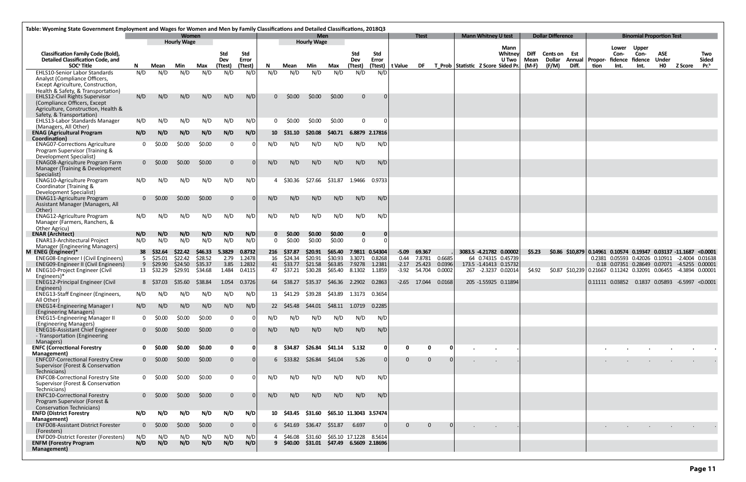Table: Wyoming State Government Employment and Wages for Women and Men by Family Classifications and Detailed Classifications, 2018Q3

| Classification Family Code (Bold), Detailed Classification Code, and SOC[a] Title | Women | | | | | | Men | | | | | | Ttest | | | Mann Whitney U test | | | Dollar Difference | | | Binomial Proportion Test | | | | | |
|---|---|---|---|---|---|---|---|---|---|---|---|---|---|---|---|---|---|---|---|---|---|---|---|---|---|---|---|
| | | Hourly Wage | | | | | | Hourly Wage | | | | | | | | | | | | | | | | | | | |
| | N | Mean | Min | Max | Std Dev (Ttest) | Std Error (Ttest) | N | Mean | Min | Max | Std Dev (Ttest) | Std Error (Ttest) | t Value | DF | T_Prob | Statistic | Z Score | Mann Whitney U Two Sided Pr. | Diff Mean (M-F) | Cents on Dollar (F/M) | Est Annual Diff. | Proportion | Lower Confidence Int. | Upper Confidence Int. | ASE Under H0 | Z Score | Two Sided Pr.[b] |
| EHLS10-Senior Labor Standards Analyst (Compliance Officers, Except Agriculture, Construction, Health & Safety, & Transportation) | N/D | N/D | N/D | N/D | N/D | N/D | N/D | N/D | N/D | N/D | N/D | N/D | | | | | | | | | | | | | | | |
| EHLS12-Civil Rights Supervisor (Compliance Officers, Except Agriculture, Construction, Health & Safety, & Transportation) | N/D | N/D | N/D | N/D | N/D | N/D | 0 | $0.00 | $0.00 | $0.00 | 0 | 0 | | | | | | | | | | | | | | | |
| EHLS13-Labor Standards Manager (Managers, All Other) | N/D | N/D | N/D | N/D | N/D | N/D | 0 | $0.00 | $0.00 | $0.00 | 0 | 0 | | | | | | | | | | | | | | | |
| **ENAG (Agricultural Program Coordination)** | **N/D** | **N/D** | **N/D** | **N/D** | **N/D** | **N/D** | **10** | **$31.10** | **$20.08** | **$40.71** | **6.8879** | **2.17816** | | | | | | | | | | | | | | | |
| ENAG07-Corrections Agriculture Program Supervisor (Training & Development Specialist) | 0 | $0.00 | $0.00 | $0.00 | 0 | 0 | N/D | N/D | N/D | N/D | N/D | N/D | | | | | | | | | | | | | | | |
| ENAG08-Agriculture Program Farm Manager (Training & Development Specialist) | 0 | $0.00 | $0.00 | $0.00 | 0 | 0 | N/D | N/D | N/D | N/D | N/D | N/D | | | | | | | | | | | | | | | |
| ENAG10-Agriculture Program Coordinator (Training & Development Specialist) | N/D | N/D | N/D | N/D | N/D | N/D | 4 | $30.36 | $27.66 | $31.87 | 1.9466 | 0.9733 | | | | | | | | | | | | | | | |
| ENAG11-Agriculture Program Assistant Manager (Managers, All Other) | 0 | $0.00 | $0.00 | $0.00 | 0 | 0 | N/D | N/D | N/D | N/D | N/D | N/D | | | | | | | | | | | | | | | |
| ENAG12-Agriculture Program Manager (Farmers, Ranchers, & Other Agricu) | N/D | N/D | N/D | N/D | N/D | N/D | N/D | N/D | N/D | N/D | N/D | N/D | | | | | | | | | | | | | | | |
| **ENAR (Architect)** | **N/D** | **N/D** | **N/D** | **N/D** | **N/D** | **N/D** | **0** | **$0.00** | **$0.00** | **$0.00** | **0** | **0** | | | | | | | | | | | | | | | |
| ENAR13-Architectural Project Manager (Engineering Managers) | N/D | N/D | N/D | N/D | N/D | N/D | 0 | $0.00 | $0.00 | $0.00 | 0 | 0 | | | | | | | | | | | | | | | |
| **M ENEG (Engineer)*** | **38** | **$32.64** | **$22.42** | **$46.33** | **5.3829** | **0.8732** | **216** | **$37.87** | **$20.91** | **$65.40** | **7.9811** | **0.54304** | **-5.09** | **69.367** | **.** | **3083.5** | **-4.21782** | **0.00002** | **$5.23** | **$0.86** | **$10,879** | **0.14961** | **0.10574** | **0.19347** | **0.03137** | **-11.1687** | **<0.0001** |
| ENEG08-Engineer I (Civil Engineers) | 5 | $25.01 | $22.42 | $28.52 | 2.79 | 1.2478 | 16 | $24.34 | $20.91 | $30.93 | 3.3071 | 0.8268 | 0.44 | 7.8781 | 0.6685 | 64 | 0.74315 | 0.45739 | | | | 0.2381 | 0.05593 | 0.42026 | 0.10911 | -2.4004 | 0.01638 |
| ENEG09-Engineer II (Civil Engineers) | 9 | $29.90 | $24.50 | $35.37 | 3.85 | 1.2832 | 41 | $33.77 | $21.58 | $63.85 | 7.9278 | 1.2381 | -2.17 | 25.423 | 0.0396 | 173.5 | -1.41413 | 0.15732 | | | | 0.18 | 0.07351 | 0.28649 | 0.07071 | -4.5255 | 0.00001 |
| M ENEG10-Project Engineer (Civil Engineers)* | 13 | $32.29 | $29.91 | $34.68 | 1.484 | 0.4115 | 47 | $37.21 | $30.28 | $65.40 | 8.1302 | 1.1859 | -3.92 | 54.704 | 0.0002 | 267 | -2.3237 | 0.02014 | $4.92 | $0.87 | $10,239 | 0.21667 | 0.11242 | 0.32091 | 0.06455 | -4.3894 | 0.00001 |
| ENEG12-Principal Engineer (Civil Engineers) | 8 | $37.03 | $35.60 | $38.84 | 1.054 | 0.3726 | 64 | $38.27 | $35.37 | $46.36 | 2.2902 | 0.2863 | -2.65 | 17.044 | 0.0168 | 205 | -1.55925 | 0.11894 | | | | 0.11111 | 0.03852 | 0.1837 | 0.05893 | -6.5997 | <0.0001 |
| ENEG13-Staff Engineer (Engineers, All Other) | N/D | N/D | N/D | N/D | N/D | N/D | 13 | $41.29 | $39.28 | $43.89 | 1.3173 | 0.3654 | | | | | | | | | | | | | | | |
| ENEG14-Engineering Manager I (Engineering Managers) | N/D | N/D | N/D | N/D | N/D | N/D | 22 | $45.48 | $44.01 | $48.11 | 1.0719 | 0.2285 | | | | | | | | | | | | | | | |
| ENEG15-Engineering Manager II (Engineering Managers) | 0 | $0.00 | $0.00 | $0.00 | 0 | 0 | N/D | N/D | N/D | N/D | N/D | N/D | | | | | | | | | | | | | | | |
| ENEG16-Assistant Chief Engineer - Transportation (Engineering Managers) | 0 | $0.00 | $0.00 | $0.00 | 0 | 0 | N/D | N/D | N/D | N/D | N/D | N/D | | | | | | | | | | | | | | | |
| **ENFC (Correctional Forestry Management)** | **0** | **$0.00** | **$0.00** | **$0.00** | **0** | **0** | **8** | **$34.87** | **$26.84** | **$41.14** | **5.132** | **0** | **0** | **0** | **0** | **.** | **.** | **.** | | | | **.** | **.** | **.** | **.** | **.** | **.** |
| ENFC07-Correctional Forestry Crew Supervisor (Forest & Conservation Technicians) | 0 | $0.00 | $0.00 | $0.00 | 0 | 0 | 6 | $33.82 | $26.84 | $41.04 | 5.26 | 0 | 0 | 0 | 0 | . | . | . | | | | . | . | . | . | . | . |
| ENFC08-Correctional Forestry Site Supervisor (Forest & Conservation Technicians) | 0 | $0.00 | $0.00 | $0.00 | 0 | 0 | N/D | N/D | N/D | N/D | N/D | N/D | | | | | | | | | | | | | | | |
| ENFC10-Correctional Forestry Program Supervisor (Forest & Conservation Technicians) | 0 | $0.00 | $0.00 | $0.00 | 0 | 0 | N/D | N/D | N/D | N/D | N/D | N/D | | | | | | | | | | | | | | | |
| **ENFD (District Forestry Management)** | **N/D** | **N/D** | **N/D** | **N/D** | **N/D** | **N/D** | **10** | **$43.45** | **$31.60** | **$65.10** | **11.3043** | **3.57474** | | | | | | | | | | | | | | | |
| ENFD08-Assistant District Forester (Foresters) | 0 | $0.00 | $0.00 | $0.00 | 0 | 0 | 6 | $41.69 | $36.47 | $51.87 | 6.697 | 0 | 0 | 0 | 0 | . | . | . | | | | . | . | . | . | . | . |
| ENFD09-District Forester (Foresters) | N/D | N/D | N/D | N/D | N/D | N/D | 4 | $46.08 | $31.60 | $65.10 | 17.1228 | 8.5614 | | | | | | | | | | | | | | | |
| **ENFM (Forestry Program Management)** | **N/D** | **N/D** | **N/D** | **N/D** | **N/D** | **N/D** | **9** | **$40.00** | **$31.01** | **$47.49** | **6.5609** | **2.18696** | | | | | | | | | | | | | | | |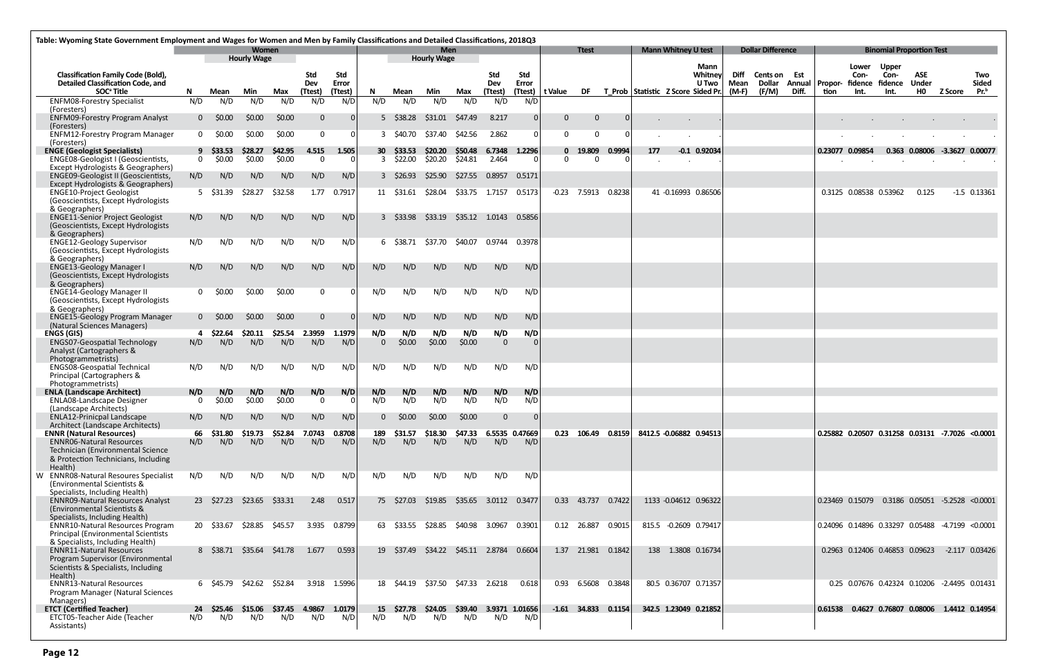| Table: Wyoming State Government Employment and Wages for Women and Men by Family Classifications and Detailed Classifications, 2018Q3 | Women | | | | | | Men | | | | | | Ttest | | | Mann Whitney U test | | | Dollar Difference | | | Binomial Proportion Test | | | | | |
|---|---|---|---|---|---|---|---|---|---|---|---|---|---|---|---|---|---|---|---|---|---|---|---|---|---|---|---|
| | | Hourly Wage | | | | | | Hourly Wage | | | | | | | | | | | | | | | | | | | |
| Classification Family Code (Bold), Detailed Classification Code, and SOC[a] Title | N | Mean | Min | Max | Std Dev (Ttest) | Std Error (Ttest) | N | Mean | Min | Max | Std Dev (Ttest) | Std Error (Ttest) | t Value | DF | T_Prob | Statistic | Z Score | Mann Whitney U Two Sided Pr. | Diff Mean (M-F) | Cents on Dollar (F/M) | Est Annual Diff. | Proportion | Lower Confidence Int. | Upper Confidence Int. | ASE Under H0 | Z Score | Two Sided Pr.[b] |
| ENFM08-Forestry Specialist (Foresters) | N/D | N/D | N/D | N/D | N/D | N/D | N/D | N/D | N/D | N/D | N/D | N/D | | | | | | | | | | | | | | | |
| ENFM09-Forestry Program Analyst (Foresters) | 0 | $0.00 | $0.00 | $0.00 | 0 | 0 | 5 | $38.28 | $31.01 | $47.49 | 8.217 | 0 | 0 | 0 | 0 | . | . | . | | | | . | . | . | . | . | . |
| ENFM12-Forestry Program Manager (Foresters) | 0 | $0.00 | $0.00 | $0.00 | 0 | 0 | 3 | $40.70 | $37.40 | $42.56 | 2.862 | 0 | 0 | 0 | 0 | . | . | . | | | | . | . | . | . | . | . |
| **ENGE (Geologist Specialists)** | **9** | **$33.53** | **$28.27** | **$42.95** | **4.515** | **1.505** | **30** | **$33.53** | **$20.20** | **$50.48** | **6.7348** | **1.2296** | **0** | **19.809** | **0.9994** | **177** | **-0.1** | **0.92034** | | | | **0.23077** | **0.09854** | **0.363** | **0.08006** | **-3.3627** | **0.00077** |
| ENGE08-Geologist I (Geoscientists, Except Hydrologists & Geographers) | 0 | $0.00 | $0.00 | $0.00 | 0 | 0 | 3 | $22.00 | $20.20 | $24.81 | 2.464 | 0 | 0 | 0 | 0 | . | . | . | | | | . | . | . | . | . | . |
| ENGE09-Geologist II (Geoscientists, Except Hydrologists & Geographers) | N/D | N/D | N/D | N/D | N/D | N/D | 3 | $26.93 | $25.90 | $27.55 | 0.8957 | 0.5171 | | | | | | | | | | | | | | | |
| ENGE10-Project Geologist (Geoscientists, Except Hydrologists & Geographers) | 5 | $31.39 | $28.27 | $32.58 | 1.77 | 0.7917 | 11 | $31.61 | $28.04 | $33.75 | 1.7157 | 0.5173 | -0.23 | 7.5913 | 0.8238 | 41 | -0.16993 | 0.86506 | | | | 0.3125 | 0.08538 | 0.53962 | 0.125 | -1.5 | 0.13361 |
| ENGE11-Senior Project Geologist (Geoscientists, Except Hydrologists & Geographers) | N/D | N/D | N/D | N/D | N/D | N/D | 3 | $33.98 | $33.19 | $35.12 | 1.0143 | 0.5856 | | | | | | | | | | | | | | | |
| ENGE12-Geology Supervisor (Geoscientists, Except Hydrologists & Geographers) | N/D | N/D | N/D | N/D | N/D | N/D | 6 | $38.71 | $37.70 | $40.07 | 0.9744 | 0.3978 | | | | | | | | | | | | | | | |
| ENGE13-Geology Manager I (Geoscientists, Except Hydrologists & Geographers) | N/D | N/D | N/D | N/D | N/D | N/D | N/D | N/D | N/D | N/D | N/D | N/D | | | | | | | | | | | | | | | |
| ENGE14-Geology Manager II (Geoscientists, Except Hydrologists & Geographers) | 0 | $0.00 | $0.00 | $0.00 | 0 | 0 | N/D | N/D | N/D | N/D | N/D | N/D | | | | | | | | | | | | | | | |
| ENGE15-Geology Program Manager (Natural Sciences Managers) | 0 | $0.00 | $0.00 | $0.00 | 0 | 0 | N/D | N/D | N/D | N/D | N/D | N/D | | | | | | | | | | | | | | | |
| **ENGS (GIS)** | **4** | **$22.64** | **$20.11** | **$25.54** | **2.3959** | **1.1979** | **N/D** | **N/D** | **N/D** | **N/D** | **N/D** | **N/D** | | | | | | | | | | | | | | | |
| ENGS07-Geospatial Technology Analyst (Cartographers & Photogrammetrists) | N/D | N/D | N/D | N/D | N/D | N/D | 0 | $0.00 | $0.00 | $0.00 | 0 | 0 | | | | | | | | | | | | | | | |
| ENGS08-Geospatial Technical Principal (Cartographers & Photogrammetrists) | N/D | N/D | N/D | N/D | N/D | N/D | N/D | N/D | N/D | N/D | N/D | N/D | | | | | | | | | | | | | | | |
| **ENLA (Landscape Architect)** | **N/D** | **N/D** | **N/D** | **N/D** | **N/D** | **N/D** | **N/D** | **N/D** | **N/D** | **N/D** | **N/D** | **N/D** | | | | | | | | | | | | | | | |
| ENLA08-Landscape Designer (Landscape Architects) | 0 | $0.00 | $0.00 | $0.00 | 0 | 0 | N/D | N/D | N/D | N/D | N/D | N/D | | | | | | | | | | | | | | | |
| ENLA12-Prinicpal Landscape Architect (Landscape Architects) | N/D | N/D | N/D | N/D | N/D | N/D | 0 | $0.00 | $0.00 | $0.00 | 0 | 0 | | | | | | | | | | | | | | | |
| **ENNR (Natural Resources)** | **66** | **$31.80** | **$19.73** | **$52.84** | **7.0743** | **0.8708** | **189** | **$31.57** | **$18.30** | **$47.33** | **6.5535** | **0.47669** | **0.23** | **106.49** | **0.8159** | **8412.5** | **-0.06882** | **0.94513** | | | | **0.25882** | **0.20507** | **0.31258** | **0.03131** | **-7.7026** | **<0.0001** |
| ENNR06-Natural Resources Technician (Environmental Science & Protection Technicians, Including Health) | N/D | N/D | N/D | N/D | N/D | N/D | N/D | N/D | N/D | N/D | N/D | N/D | | | | | | | | | | | | | | | |
| W ENNR08-Natural Resoures Specialist (Environmental Scientists & Specialists, Including Health) | N/D | N/D | N/D | N/D | N/D | N/D | N/D | N/D | N/D | N/D | N/D | N/D | | | | | | | | | | | | | | | |
| ENNR09-Natural Resources Analyst (Environmental Scientists & Specialists, Including Health) | 23 | $27.23 | $23.65 | $33.31 | 2.48 | 0.517 | 75 | $27.03 | $19.85 | $35.65 | 3.0112 | 0.3477 | 0.33 | 43.737 | 0.7422 | 1133 | -0.04612 | 0.96322 | | | | 0.23469 | 0.15079 | 0.3186 | 0.05051 | -5.2528 | <0.0001 |
| ENNR10-Natural Resources Program Principal (Environmental Scientists & Specialists, Including Health) | 20 | $33.67 | $28.85 | $45.57 | 3.935 | 0.8799 | 63 | $33.55 | $28.85 | $40.98 | 3.0967 | 0.3901 | 0.12 | 26.887 | 0.9015 | 815.5 | -0.2609 | 0.79417 | | | | 0.24096 | 0.14896 | 0.33297 | 0.05488 | -4.7199 | <0.0001 |
| ENNR11-Natural Resources Program Supervisor (Environmental Scientists & Specialists, Including Health) | 8 | $38.71 | $35.64 | $41.78 | 1.677 | 0.593 | 19 | $37.49 | $34.22 | $45.11 | 2.8784 | 0.6604 | 1.37 | 21.981 | 0.1842 | 138 | 1.3808 | 0.16734 | | | | 0.2963 | 0.12406 | 0.46853 | 0.09623 | -2.117 | 0.03426 |
| ENNR13-Natural Resources Program Manager (Natural Sciences Managers) | 6 | $45.79 | $42.62 | $52.84 | 3.918 | 1.5996 | 18 | $44.19 | $37.50 | $47.33 | 2.6218 | 0.618 | 0.93 | 6.5608 | 0.3848 | 80.5 | 0.36707 | 0.71357 | | | | 0.25 | 0.07676 | 0.42324 | 0.10206 | -2.4495 | 0.01431 |
| **ETCT (Certified Teacher)** | **24** | **$25.46** | **$15.06** | **$37.45** | **4.9867** | **1.0179** | **15** | **$27.78** | **$24.05** | **$39.40** | **3.9371** | **1.01656** | **-1.61** | **34.833** | **0.1154** | **342.5** | **1.23049** | **0.21852** | | | | **0.61538** | **0.4627** | **0.76807** | **0.08006** | **1.4412** | **0.14954** |
| ETCT05-Teacher Aide (Teacher Assistants) | N/D | N/D | N/D | N/D | N/D | N/D | N/D | N/D | N/D | N/D | N/D | N/D | | | | | | | | | | | | | | | |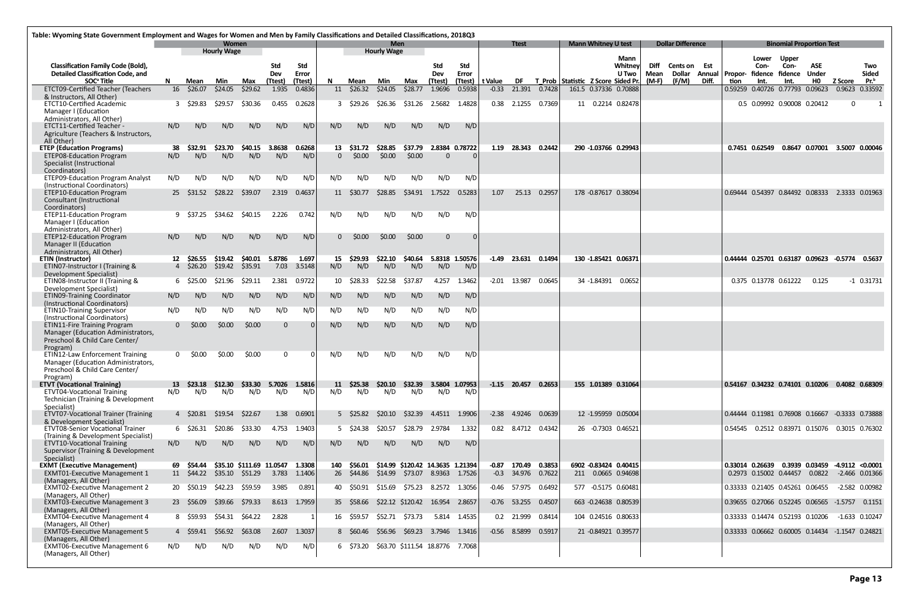Table: Wyoming State Government Employment and Wages for Women and Men by Family Classifications and Detailed Classifications, 2018Q3

| Classification Family Code (Bold), Detailed Classification Code, and SOC[a] Title | Women | Hourly Wage | | | | | Men | Hourly Wage | | | | | Ttest | | | Mann Whitney U test | | | Dollar Difference | | | Binomial Proportion Test | | | | | |
|---|---|---|---|---|---|---|---|---|---|---|---|---|---|---|---|---|---|---|---|---|---|---|---|---|---|---|---|
| | N | Mean | Min | Max | Std Dev (Ttest) | Std Error (Ttest) | N | Mean | Min | Max | Std Dev (Ttest) | Std Error (Ttest) | t Value | DF | T_Prob | Statistic | Z Score | Mann Whitney U Two Sided Pr. | Diff Mean (M-F) | Cents on Dollar (F/M) | Est Annual Diff. | Proportion | Lower Confidence Int. | Upper Confidence Int. | ASE Under H0 | Z Score | Two Sided Pr.[b] |
| ETCT09-Certified Teacher (Teachers & Instructors, All Other) | 16 | $26.07 | $24.05 | $29.62 | 1.935 | 0.4836 | 11 | $26.32 | $24.05 | $28.77 | 1.9696 | 0.5938 | -0.33 | 21.391 | 0.7428 | 161.5 | 0.37336 | 0.70888 | | | | 0.59259 | 0.40726 | 0.77793 | 0.09623 | 0.9623 | 0.33592 |
| ETCT10-Certified Academic Manager I (Education Administrators, All Other) | 3 | $29.83 | $29.57 | $30.36 | 0.455 | 0.2628 | 3 | $29.26 | $26.36 | $31.26 | 2.5682 | 1.4828 | 0.38 | 2.1255 | 0.7369 | 11 | 0.2214 | 0.82478 | | | | 0.5 | 0.09992 | 0.90008 | 0.20412 | 0 | 1 |
| ETCT11-Certified Teacher - Agriculture (Teachers & Instructors, All Other) | N/D | N/D | N/D | N/D | N/D | N/D | N/D | N/D | N/D | N/D | N/D | N/D | | | | | | | | | | | | | | | |
| **ETEP (Education Programs)** | **38** | **$32.91** | **$23.70** | **$40.15** | **3.8638** | **0.6268** | **13** | **$31.72** | **$28.85** | **$37.79** | **2.8384** | **0.78722** | **1.19** | **28.343** | **0.2442** | **290** | **-1.03766** | **0.29943** | | | | **0.7451** | **0.62549** | **0.8647** | **0.07001** | **3.5007** | **0.00046** |
| ETEP08-Education Program Specialist (Instructional Coordinators) | N/D | N/D | N/D | N/D | N/D | N/D | 0 | $0.00 | $0.00 | $0.00 | 0 | 0 | | | | | | | | | | | | | | | |
| ETEP09-Education Program Analyst (Instructional Coordinators) | N/D | N/D | N/D | N/D | N/D | N/D | N/D | N/D | N/D | N/D | N/D | N/D | | | | | | | | | | | | | | | |
| ETEP10-Education Program Consultant (Instructional Coordinators) | 25 | $31.52 | $28.22 | $39.07 | 2.319 | 0.4637 | 11 | $30.77 | $28.85 | $34.91 | 1.7522 | 0.5283 | 1.07 | 25.13 | 0.2957 | 178 | -0.87617 | 0.38094 | | | | 0.69444 | 0.54397 | 0.84492 | 0.08333 | 2.3333 | 0.01963 |
| ETEP11-Education Program Manager I (Education Administrators, All Other) | 9 | $37.25 | $34.62 | $40.15 | 2.226 | 0.742 | N/D | N/D | N/D | N/D | N/D | N/D | | | | | | | | | | | | | | | |
| ETEP12-Education Program Manager II (Education Administrators, All Other) | N/D | N/D | N/D | N/D | N/D | N/D | 0 | $0.00 | $0.00 | $0.00 | 0 | 0 | | | | | | | | | | | | | | | |
| **ETIN (Instructor)** | **12** | **$26.55** | **$19.42** | **$40.01** | **5.8786** | **1.697** | **15** | **$29.93** | **$22.10** | **$40.64** | **5.8318** | **1.50576** | **-1.49** | **23.631** | **0.1494** | **130** | **-1.85421** | **0.06371** | | | | **0.44444** | **0.25701** | **0.63187** | **0.09623** | **-0.5774** | **0.5637** |
| ETIN07-Instructor I (Training & Development Specialist) | 4 | $26.20 | $19.42 | $35.91 | 7.03 | 3.5148 | N/D | N/D | N/D | N/D | N/D | N/D | | | | | | | | | | | | | | | |
| ETIN08-Instructor II (Training & Development Specialist) | 6 | $25.00 | $21.96 | $29.11 | 2.381 | 0.9722 | 10 | $28.33 | $22.58 | $37.87 | 4.257 | 1.3462 | -2.01 | 13.987 | 0.0645 | 34 | -1.84391 | 0.0652 | | | | 0.375 | 0.13778 | 0.61222 | 0.125 | -1 | 0.31731 |
| ETIN09-Training Coordinator (Instructional Coordinators) | N/D | N/D | N/D | N/D | N/D | N/D | N/D | N/D | N/D | N/D | N/D | N/D | | | | | | | | | | | | | | | |
| ETIN10-Training Supervisor (Instructional Coordinators) | N/D | N/D | N/D | N/D | N/D | N/D | N/D | N/D | N/D | N/D | N/D | N/D | | | | | | | | | | | | | | | |
| ETIN11-Fire Training Program Manager (Education Administrators, Preschool & Child Care Center/ Program) | 0 | $0.00 | $0.00 | $0.00 | 0 | 0 | N/D | N/D | N/D | N/D | N/D | N/D | | | | | | | | | | | | | | | |
| ETIN12-Law Enforcement Training Manager (Education Administrators, Preschool & Child Care Center/ Program) | 0 | $0.00 | $0.00 | $0.00 | 0 | 0 | N/D | N/D | N/D | N/D | N/D | N/D | | | | | | | | | | | | | | | |
| **ETVT (Vocational Training)** | **13** | **$23.18** | **$12.30** | **$33.30** | **5.7026** | **1.5816** | **11** | **$25.38** | **$20.10** | **$32.39** | **3.5804** | **1.07953** | **-1.15** | **20.457** | **0.2653** | **155** | **1.01389** | **0.31064** | | | | **0.54167** | **0.34232** | **0.74101** | **0.10206** | **0.4082** | **0.68309** |
| ETVT04-Vocational Training Technician (Training & Development Specialist) | N/D | N/D | N/D | N/D | N/D | N/D | N/D | N/D | N/D | N/D | N/D | N/D | | | | | | | | | | | | | | | |
| ETVT07-Vocational Trainer (Training & Development Specialist) | 4 | $20.81 | $19.54 | $22.67 | 1.38 | 0.6901 | 5 | $25.82 | $20.10 | $32.39 | 4.4511 | 1.9906 | -2.38 | 4.9246 | 0.0639 | 12 | -1.95959 | 0.05004 | | | | 0.44444 | 0.11981 | 0.76908 | 0.16667 | -0.3333 | 0.73888 |
| ETVT08-Senior Vocational Trainer (Training & Development Specialist) | 6 | $26.31 | $20.86 | $33.30 | 4.753 | 1.9403 | 5 | $24.38 | $20.57 | $28.79 | 2.9784 | 1.332 | 0.82 | 8.4712 | 0.4342 | 26 | -0.7303 | 0.46521 | | | | 0.54545 | 0.2512 | 0.83971 | 0.15076 | 0.3015 | 0.76302 |
| ETVT10-Vocational Training Supervisor (Training & Development Specialist) | N/D | N/D | N/D | N/D | N/D | N/D | N/D | N/D | N/D | N/D | N/D | N/D | | | | | | | | | | | | | | | |
| **EXMT (Executive Management)** | **69** | **$54.44** | **$35.10** | **$111.69** | **11.0547** | **1.3308** | **140** | **$56.01** | **$14.99** | **$120.42** | **14.3635** | **1.21394** | **-0.87** | **170.49** | **0.3853** | **6902** | **-0.83424** | **0.40415** | | | | **0.33014** | **0.26639** | **0.3939** | **0.03459** | **-4.9112** | **<0.0001** |
| EXMT01-Executive Management 1 (Managers, All Other) | 11 | $44.22 | $35.10 | $51.29 | 3.783 | 1.1406 | 26 | $44.86 | $14.99 | $73.07 | 8.9363 | 1.7526 | -0.3 | 34.976 | 0.7622 | 211 | 0.0665 | 0.94698 | | | | 0.2973 | 0.15002 | 0.44457 | 0.0822 | -2.466 | 0.01366 |
| EXMT02-Executive Management 2 (Managers, All Other) | 20 | $50.19 | $42.23 | $59.59 | 3.985 | 0.891 | 40 | $50.91 | $15.69 | $75.23 | 8.2572 | 1.3056 | -0.46 | 57.975 | 0.6492 | 577 | -0.5175 | 0.60481 | | | | 0.33333 | 0.21405 | 0.45261 | 0.06455 | -2.582 | 0.00982 |
| EXMT03-Executive Management 3 (Managers, All Other) | 23 | $56.09 | $39.66 | $79.33 | 8.613 | 1.7959 | 35 | $58.66 | $22.12 | $120.42 | 16.954 | 2.8657 | -0.76 | 53.255 | 0.4507 | 663 | -0.24638 | 0.80539 | | | | 0.39655 | 0.27066 | 0.52245 | 0.06565 | -1.5757 | 0.1151 |
| EXMT04-Executive Management 4 (Managers, All Other) | 8 | $59.93 | $54.31 | $64.22 | 2.828 | 1 | 16 | $59.57 | $52.71 | $73.73 | 5.814 | 1.4535 | 0.2 | 21.999 | 0.8414 | 104 | 0.24516 | 0.80633 | | | | 0.33333 | 0.14474 | 0.52193 | 0.10206 | -1.633 | 0.10247 |
| EXMT05-Executive Management 5 (Managers, All Other) | 4 | $59.41 | $56.92 | $63.08 | 2.607 | 1.3037 | 8 | $60.46 | $56.96 | $69.23 | 3.7946 | 1.3416 | -0.56 | 8.5899 | 0.5917 | 21 | -0.84921 | 0.39577 | | | | 0.33333 | 0.06662 | 0.60005 | 0.14434 | -1.1547 | 0.24821 |
| EXMT06-Executive Management 6 (Managers, All Other) | N/D | N/D | N/D | N/D | N/D | N/D | 6 | $73.20 | $63.70 | $111.54 | 18.8776 | 7.7068 | | | | | | | | | | | | | | | |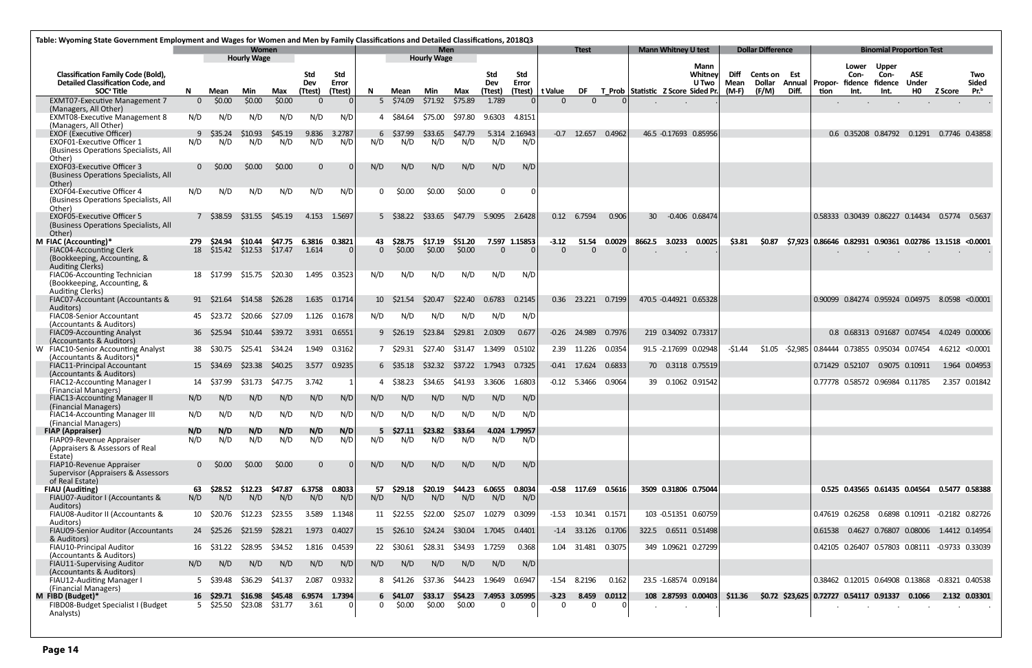Table: Wyoming State Government Employment and Wages for Women and Men by Family Classifications and Detailed Classifications, 2018Q3

| Classification Family Code (Bold), Detailed Classification Code, and SOC[a] Title | Women | | | | | | Men | | | | | | Ttest | | | Mann Whitney U test | | | Dollar Difference | | | Binomial Proportion Test | | | | | |
|---|---|---|---|---|---|---|---|---|---|---|---|---|---|---|---|---|---|---|---|---|---|---|---|---|---|---|---|
| | | Hourly Wage | | | | | | Hourly Wage | | | | | | | | | | | | | | | | | | | |
| | N | Mean | Min | Max | Std Dev (Ttest) | Std Error (Ttest) | N | Mean | Min | Max | Std Dev (Ttest) | Std Error (Ttest) | t Value | DF | T_Prob | Statistic | Z Score | Mann Whitney U Two Sided Pr. | Diff Mean (M-F) | Cents on Dollar (F/M) | Est Annual Diff. | Proportion | Lower Confidence Int. | Upper Confidence Int. | ASE Under H0 | Z Score | Two Sided Pr.[b] |
| EXMT07-Executive Management 7 (Managers, All Other) | 0 | $0.00 | $0.00 | $0.00 | 0 | 0 | 5 | $74.09 | $71.92 | $75.89 | 1.789 | 0 | 0 | 0 | 0 | . | . | . | | | | . | . | . | . | . | . |
| EXMT08-Executive Management 8 (Managers, All Other) | N/D | N/D | N/D | N/D | N/D | N/D | 4 | $84.64 | $75.00 | $97.80 | 9.6303 | 4.8151 | | | | | | | | | | | | | | | |
| EXOF (Executive Officer) | 9 | $35.24 | $10.93 | $45.19 | 9.836 | 3.2787 | 6 | $37.99 | $33.65 | $47.79 | 5.314 | 2.16943 | -0.7 | 12.657 | 0.4962 | 46.5 | -0.17693 | 0.85956 | | | | 0.6 | 0.35208 | 0.84792 | 0.1291 | 0.7746 | 0.43858 |
| EXOF01-Executive Officer 1 (Business Operations Specialists, All Other) | N/D | N/D | N/D | N/D | N/D | N/D | N/D | N/D | N/D | N/D | N/D | N/D | | | | | | | | | | | | | | | |
| EXOF03-Executive Officer 3 (Business Operations Specialists, All Other) | 0 | $0.00 | $0.00 | $0.00 | 0 | 0 | N/D | N/D | N/D | N/D | N/D | N/D | | | | | | | | | | | | | | | |
| EXOF04-Executive Officer 4 (Business Operations Specialists, All Other) | N/D | N/D | N/D | N/D | N/D | N/D | 0 | $0.00 | $0.00 | $0.00 | 0 | 0 | | | | | | | | | | | | | | | |
| EXOF05-Executive Officer 5 (Business Operations Specialists, All Other) | 7 | $38.59 | $31.55 | $45.19 | 4.153 | 1.5697 | 5 | $38.22 | $33.65 | $47.79 | 5.9095 | 2.6428 | 0.12 | 6.7594 | 0.906 | 30 | -0.406 | 0.68474 | | | | 0.58333 | 0.30439 | 0.86227 | 0.14434 | 0.5774 | 0.5637 |
| **M FIAC (Accounting)*** | **279** | **$24.94** | **$10.44** | **$47.75** | **6.3816** | **0.3821** | **43** | **$28.75** | **$17.19** | **$51.20** | **7.597** | **1.15853** | **-3.12** | **51.54** | **0.0029** | **8662.5** | **3.0233** | **0.0025** | **$3.81** | **$0.87** | **$7,923** | **0.86646** | **0.82931** | **0.90361** | **0.02786** | **13.1518** | **<0.0001** |
| FIAC04-Accounting Clerk (Bookkeeping, Accounting, & Auditing Clerks) | 18 | $15.42 | $12.53 | $17.47 | 1.614 | 0 | 0 | $0.00 | $0.00 | $0.00 | 0 | 0 | 0 | 0 | 0 | . | . | . | | | | . | . | . | . | . | . |
| FIAC06-Accounting Technician (Bookkeeping, Accounting, & Auditing Clerks) | 18 | $17.99 | $15.75 | $20.30 | 1.495 | 0.3523 | N/D | N/D | N/D | N/D | N/D | N/D | | | | | | | | | | | | | | | |
| FIAC07-Accountant (Accountants & Auditors) | 91 | $21.64 | $14.58 | $26.28 | 1.635 | 0.1714 | 10 | $21.54 | $20.47 | $22.40 | 0.6783 | 0.2145 | 0.36 | 23.221 | 0.7199 | 470.5 | -0.44921 | 0.65328 | | | | 0.90099 | 0.84274 | 0.95924 | 0.04975 | 8.0598 | <0.0001 |
| FIAC08-Senior Accountant (Accountants & Auditors) | 45 | $23.72 | $20.66 | $27.09 | 1.126 | 0.1678 | N/D | N/D | N/D | N/D | N/D | N/D | | | | | | | | | | | | | | | |
| FIAC09-Accounting Analyst (Accountants & Auditors) | 36 | $25.94 | $10.44 | $39.72 | 3.931 | 0.6551 | 9 | $26.19 | $23.84 | $29.81 | 2.0309 | 0.677 | -0.26 | 24.989 | 0.7976 | 219 | 0.34092 | 0.73317 | | | | 0.8 | 0.68313 | 0.91687 | 0.07454 | 4.0249 | 0.00006 |
| W FIAC10-Senior Accounting Analyst (Accountants & Auditors)* | 38 | $30.75 | $25.41 | $34.24 | 1.949 | 0.3162 | 7 | $29.31 | $27.40 | $31.47 | 1.3499 | 0.5102 | 2.39 | 11.226 | 0.0354 | 91.5 | -2.17699 | 0.02948 | -$1.44 | $1.05 | -$2,985 | 0.84444 | 0.73855 | 0.95034 | 0.07454 | 4.6212 | <0.0001 |
| FIAC11-Principal Accountant (Accountants & Auditors) | 15 | $34.69 | $23.38 | $40.25 | 3.577 | 0.9235 | 6 | $35.18 | $32.32 | $37.22 | 1.7943 | 0.7325 | -0.41 | 17.624 | 0.6833 | 70 | 0.3118 | 0.75519 | | | | 0.71429 | 0.52107 | 0.9075 | 0.10911 | 1.964 | 0.04953 |
| FIAC12-Accounting Manager I (Financial Managers) | 14 | $37.99 | $31.73 | $47.75 | 3.742 | 1 | 4 | $38.23 | $34.65 | $41.93 | 3.3606 | 1.6803 | -0.12 | 5.3466 | 0.9064 | 39 | 0.1062 | 0.91542 | | | | 0.77778 | 0.58572 | 0.96984 | 0.11785 | 2.357 | 0.01842 |
| FIAC13-Accounting Manager II (Financial Managers) | N/D | N/D | N/D | N/D | N/D | N/D | N/D | N/D | N/D | N/D | N/D | N/D | | | | | | | | | | | | | | | |
| FIAC14-Accounting Manager III (Financial Managers) | N/D | N/D | N/D | N/D | N/D | N/D | N/D | N/D | N/D | N/D | N/D | N/D | | | | | | | | | | | | | | | |
| **FIAP (Appraiser)** | **N/D** | **N/D** | **N/D** | **N/D** | **N/D** | **N/D** | **5** | **$27.11** | **$23.82** | **$33.64** | **4.024** | **1.79957** | | | | | | | | | | | | | | | |
| FIAP09-Revenue Appraiser (Appraisers & Assessors of Real Estate) | N/D | N/D | N/D | N/D | N/D | N/D | N/D | N/D | N/D | N/D | N/D | N/D | | | | | | | | | | | | | | | |
| FIAP10-Revenue Appraiser Supervisor (Appraisers & Assessors of Real Estate) | 0 | $0.00 | $0.00 | $0.00 | 0 | 0 | N/D | N/D | N/D | N/D | N/D | N/D | | | | | | | | | | | | | | | |
| **FIAU (Auditing)** | **63** | **$28.52** | **$12.23** | **$47.87** | **6.3758** | **0.8033** | **57** | **$29.18** | **$20.19** | **$44.23** | **6.0655** | **0.8034** | **-0.58** | **117.69** | **0.5616** | **3509** | **0.31806** | **0.75044** | | | | **0.525** | **0.43565** | **0.61435** | **0.04564** | **0.5477** | **0.58388** |
| FIAU07-Auditor I (Accountants & Auditors) | N/D | N/D | N/D | N/D | N/D | N/D | N/D | N/D | N/D | N/D | N/D | N/D | | | | | | | | | | | | | | | |
| FIAU08-Auditor II (Accountants & Auditors) | 10 | $20.76 | $12.23 | $23.55 | 3.589 | 1.1348 | 11 | $22.55 | $22.00 | $25.07 | 1.0279 | 0.3099 | -1.53 | 10.341 | 0.1571 | 103 | -0.51351 | 0.60759 | | | | 0.47619 | 0.26258 | 0.6898 | 0.10911 | -0.2182 | 0.82726 |
| FIAU09-Senior Auditor (Accountants & Auditors) | 24 | $25.26 | $21.59 | $28.21 | 1.973 | 0.4027 | 15 | $26.10 | $24.24 | $30.04 | 1.7045 | 0.4401 | -1.4 | 33.126 | 0.1706 | 322.5 | 0.6511 | 0.51498 | | | | 0.61538 | 0.4627 | 0.76807 | 0.08006 | 1.4412 | 0.14954 |
| FIAU10-Principal Auditor (Accountants & Auditors) | 16 | $31.22 | $28.95 | $34.52 | 1.816 | 0.4539 | 22 | $30.61 | $28.31 | $34.93 | 1.7259 | 0.368 | 1.04 | 31.481 | 0.3075 | 349 | 1.09621 | 0.27299 | | | | 0.42105 | 0.26407 | 0.57803 | 0.08111 | -0.9733 | 0.33039 |
| FIAU11-Supervising Auditor (Accountants & Auditors) | N/D | N/D | N/D | N/D | N/D | N/D | N/D | N/D | N/D | N/D | N/D | N/D | | | | | | | | | | | | | | | |
| FIAU12-Auditing Manager I (Financial Managers) | 5 | $39.48 | $36.29 | $41.37 | 2.087 | 0.9332 | 8 | $41.26 | $37.36 | $44.23 | 1.9649 | 0.6947 | -1.54 | 8.2196 | 0.162 | 23.5 | -1.68574 | 0.09184 | | | | 0.38462 | 0.12015 | 0.64908 | 0.13868 | -0.8321 | 0.40538 |
| **M FIBD (Budget)*** | **16** | **$29.71** | **$16.98** | **$45.48** | **6.9574** | **1.7394** | **6** | **$41.07** | **$33.17** | **$54.23** | **7.4953** | **3.05995** | **-3.23** | **8.459** | **0.0112** | **108** | **2.87593** | **0.00403** | **$11.36** | **$0.72** | **$23,625** | **0.72727** | **0.54117** | **0.91337** | **0.1066** | **2.132** | **0.03301** |
| FIBD08-Budget Specialist I (Budget Analysts) | 5 | $25.50 | $23.08 | $31.77 | 3.61 | 0 | 0 | $0.00 | $0.00 | $0.00 | 0 | 0 | 0 | 0 | 0 | . | . | . | | | | . | . | . | . | . | . |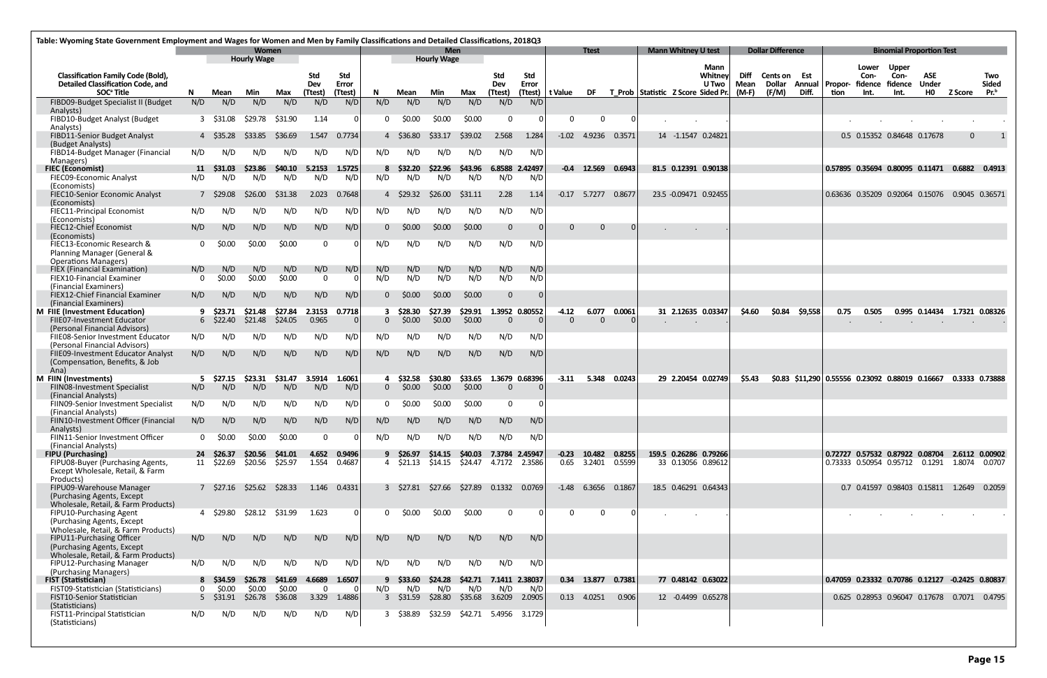Table: Wyoming State Government Employment and Wages for Women and Men by Family Classifications and Detailed Classifications, 2018Q3

| Classification Family Code (Bold), Detailed Classification Code, and SOC[a] Title | Women N | Women Hourly Wage Mean | Women Hourly Wage Min | Women Hourly Wage Max | Women Std Dev (Ttest) | Women Std Error (Ttest) | Men N | Men Hourly Wage Mean | Men Hourly Wage Min | Men Hourly Wage Max | Men Std Dev (Ttest) | Men Std Error (Ttest) | Ttest t Value | Ttest DF | Ttest T_Prob | Mann Whitney U test Statistic | Mann Whitney U test Z Score | Mann Whitney U Two Sided Pr. | Diff Mean (M-F) | Cents on Dollar (F/M) | Est Annual Diff. | Proportion | Lower Confidence Int. | Upper Confidence Int. | ASE Under H0 | Z Score | Two Sided Pr.[b] |
|---|---|---|---|---|---|---|---|---|---|---|---|---|---|---|---|---|---|---|---|---|---|---|---|---|---|---|---|
| FIBD09-Budget Specialist II (Budget Analysts) | N/D | N/D | N/D | N/D | N/D | N/D | N/D | N/D | N/D | N/D | N/D | N/D | | | | | | | | | | | | | | | |
| FIBD10-Budget Analyst (Budget Analysts) | 3 | $31.08 | $29.78 | $31.90 | 1.14 | 0 | 0 | $0.00 | $0.00 | $0.00 | 0 | 0 | 0 | 0 | 0 | . | . | . | | | | . | . | . | . | . | . |
| FIBD11-Senior Budget Analyst (Budget Analysts) | 4 | $35.28 | $33.85 | $36.69 | 1.547 | 0.7734 | 4 | $36.80 | $33.17 | $39.02 | 2.568 | 1.284 | -1.02 | 4.9236 | 0.3571 | 14 | -1.1547 | 0.24821 | | | | 0.5 | 0.15352 | 0.84648 | 0.17678 | 0 | 1 |
| FIBD14-Budget Manager (Financial Managers) | N/D | N/D | N/D | N/D | N/D | N/D | N/D | N/D | N/D | N/D | N/D | N/D | | | | | | | | | | | | | | | |
| **FIEC (Economist)** | **11** | **$31.03** | **$23.86** | **$40.10** | **5.2153** | **1.5725** | **8** | **$32.20** | **$22.96** | **$43.96** | **6.8588** | **2.42497** | **-0.4** | **12.569** | **0.6943** | **81.5** | **0.12391** | **0.90138** | | | | **0.57895** | **0.35694** | **0.80095** | **0.11471** | **0.6882** | **0.4913** |
| FIEC09-Economic Analyst (Economists) | N/D | N/D | N/D | N/D | N/D | N/D | N/D | N/D | N/D | N/D | N/D | N/D | | | | | | | | | | | | | | | |
| FIEC10-Senior Economic Analyst (Economists) | 7 | $29.08 | $26.00 | $31.38 | 2.023 | 0.7648 | 4 | $29.32 | $26.00 | $31.11 | 2.28 | 1.14 | -0.17 | 5.7277 | 0.8677 | 23.5 | -0.09471 | 0.92455 | | | | 0.63636 | 0.35209 | 0.92064 | 0.15076 | 0.9045 | 0.36571 |
| FIEC11-Principal Economist (Economists) | N/D | N/D | N/D | N/D | N/D | N/D | N/D | N/D | N/D | N/D | N/D | N/D | | | | | | | | | | | | | | | |
| FIEC12-Chief Economist (Economists) | N/D | N/D | N/D | N/D | N/D | N/D | 0 | $0.00 | $0.00 | $0.00 | 0 | 0 | 0 | 0 | 0 | . | . | . | | | | | | | | | |
| FIEC13-Economic Research & Planning Manager (General & Operations Managers) | 0 | $0.00 | $0.00 | $0.00 | 0 | 0 | N/D | N/D | N/D | N/D | N/D | N/D | | | | | | | | | | | | | | | |
| FIEX (Financial Examination) | N/D | N/D | N/D | N/D | N/D | N/D | N/D | N/D | N/D | N/D | N/D | N/D | | | | | | | | | | | | | | | |
| FIEX10-Financial Examiner (Financial Examiners) | 0 | $0.00 | $0.00 | $0.00 | 0 | 0 | N/D | N/D | N/D | N/D | N/D | N/D | | | | | | | | | | | | | | | |
| FIEX12-Chief Financial Examiner (Financial Examiners) | N/D | N/D | N/D | N/D | N/D | N/D | 0 | $0.00 | $0.00 | $0.00 | 0 | 0 | | | | | | | | | | | | | | | |
| **M FIIE (Investment Education)** | **9** | **$23.71** | **$21.48** | **$27.84** | **2.3153** | **0.7718** | **3** | **$28.30** | **$27.39** | **$29.91** | **1.3952** | **0.80552** | **-4.12** | **6.077** | **0.0061** | **31** | **2.12635** | **0.03347** | **$4.60** | **$0.84** | **$9,558** | **0.75** | **0.505** | **0.995** | **0.14434** | **1.7321** | **0.08326** |
| FIIE07-Investment Educator (Personal Financial Advisors) | 6 | $22.40 | $21.48 | $24.05 | 0.965 | 0 | 0 | $0.00 | $0.00 | $0.00 | 0 | 0 | 0 | 0 | 0 | . | . | . | | | | . | . | . | . | . | . |
| FIIE08-Senior Investment Educator (Personal Financial Advisors) | N/D | N/D | N/D | N/D | N/D | N/D | N/D | N/D | N/D | N/D | N/D | N/D | | | | | | | | | | | | | | | |
| FIIE09-Investment Educator Analyst (Compensation, Benefits, & Job Ana) | N/D | N/D | N/D | N/D | N/D | N/D | N/D | N/D | N/D | N/D | N/D | N/D | | | | | | | | | | | | | | | |
| **M FIIN (Investments)** | **5** | **$27.15** | **$23.31** | **$31.47** | **3.5914** | **1.6061** | **4** | **$32.58** | **$30.80** | **$33.65** | **1.3679** | **0.68396** | **-3.11** | **5.348** | **0.0243** | **29** | **2.20454** | **0.02749** | **$5.43** | **$0.83** | **$11,290** | **0.55556** | **0.23092** | **0.88019** | **0.16667** | **0.3333** | **0.73888** |
| FIIN08-Investment Specialist (Financial Analysts) | N/D | N/D | N/D | N/D | N/D | N/D | 0 | $0.00 | $0.00 | $0.00 | 0 | 0 | | | | | | | | | | | | | | | |
| FIIN09-Senior Investment Specialist (Financial Analysts) | N/D | N/D | N/D | N/D | N/D | N/D | 0 | $0.00 | $0.00 | $0.00 | 0 | 0 | | | | | | | | | | | | | | | |
| FIIN10-Investment Officer (Financial Analysts) | N/D | N/D | N/D | N/D | N/D | N/D | N/D | N/D | N/D | N/D | N/D | N/D | | | | | | | | | | | | | | | |
| FIIN11-Senior Investment Officer (Financial Analysts) | 0 | $0.00 | $0.00 | $0.00 | 0 | 0 | N/D | N/D | N/D | N/D | N/D | N/D | | | | | | | | | | | | | | | |
| **FIPU (Purchasing)** | **24** | **$26.37** | **$20.56** | **$41.01** | **4.652** | **0.9496** | **9** | **$26.97** | **$14.15** | **$40.03** | **7.3784** | **2.45947** | **-0.23** | **10.482** | **0.8255** | **159.5** | **0.26286** | **0.79266** | | | | **0.72727** | **0.57532** | **0.87922** | **0.08704** | **2.6112** | **0.00902** |
| FIPU08-Buyer (Purchasing Agents, Except Wholesale, Retail, & Farm Products) | 11 | $22.69 | $20.56 | $25.97 | 1.554 | 0.4687 | 4 | $21.13 | $14.15 | $24.47 | 4.7172 | 2.3586 | 0.65 | 3.2401 | 0.5599 | 33 | 0.13056 | 0.89612 | | | | 0.73333 | 0.50954 | 0.95712 | 0.1291 | 1.8074 | 0.0707 |
| FIPU09-Warehouse Manager (Purchasing Agents, Except Wholesale, Retail, & Farm Products) | 7 | $27.16 | $25.62 | $28.33 | 1.146 | 0.4331 | 3 | $27.81 | $27.66 | $27.89 | 0.1332 | 0.0769 | -1.48 | 6.3656 | 0.1867 | 18.5 | 0.46291 | 0.64343 | | | | 0.7 | 0.41597 | 0.98403 | 0.15811 | 1.2649 | 0.2059 |
| FIPU10-Purchasing Agent (Purchasing Agents, Except Wholesale, Retail, & Farm Products) | 4 | $29.80 | $28.12 | $31.99 | 1.623 | 0 | 0 | $0.00 | $0.00 | $0.00 | 0 | 0 | 0 | 0 | 0 | . | . | . | | | | . | . | . | . | . | . |
| FIPU11-Purchasing Officer (Purchasing Agents, Except Wholesale, Retail, & Farm Products) | N/D | N/D | N/D | N/D | N/D | N/D | N/D | N/D | N/D | N/D | N/D | N/D | | | | | | | | | | | | | | | |
| FIPU12-Purchasing Manager (Purchasing Managers) | N/D | N/D | N/D | N/D | N/D | N/D | N/D | N/D | N/D | N/D | N/D | N/D | | | | | | | | | | | | | | | |
| **FIST (Statistician)** | **8** | **$34.59** | **$26.78** | **$41.69** | **4.6689** | **1.6507** | **9** | **$33.60** | **$24.28** | **$42.71** | **7.1411** | **2.38037** | **0.34** | **13.877** | **0.7381** | **77** | **0.48142** | **0.63022** | | | | **0.47059** | **0.23332** | **0.70786** | **0.12127** | **-0.2425** | **0.80837** |
| FIST09-Statistician (Statisticians) | 0 | $0.00 | $0.00 | $0.00 | 0 | 0 | N/D | N/D | N/D | N/D | N/D | N/D | | | | | | | | | | | | | | | |
| FIST10-Senior Statistician (Statisticians) | 5 | $31.91 | $26.78 | $36.08 | 3.329 | 1.4886 | 3 | $31.59 | $28.80 | $35.68 | 3.6209 | 2.0905 | 0.13 | 4.0251 | 0.906 | 12 | -0.4499 | 0.65278 | | | | 0.625 | 0.28953 | 0.96047 | 0.17678 | 0.7071 | 0.4795 |
| FIST11-Principal Statistician (Statisticians) | N/D | N/D | N/D | N/D | N/D | N/D | 3 | $38.89 | $32.59 | $42.71 | 5.4956 | 3.1729 | | | | | | | | | | | | | | | |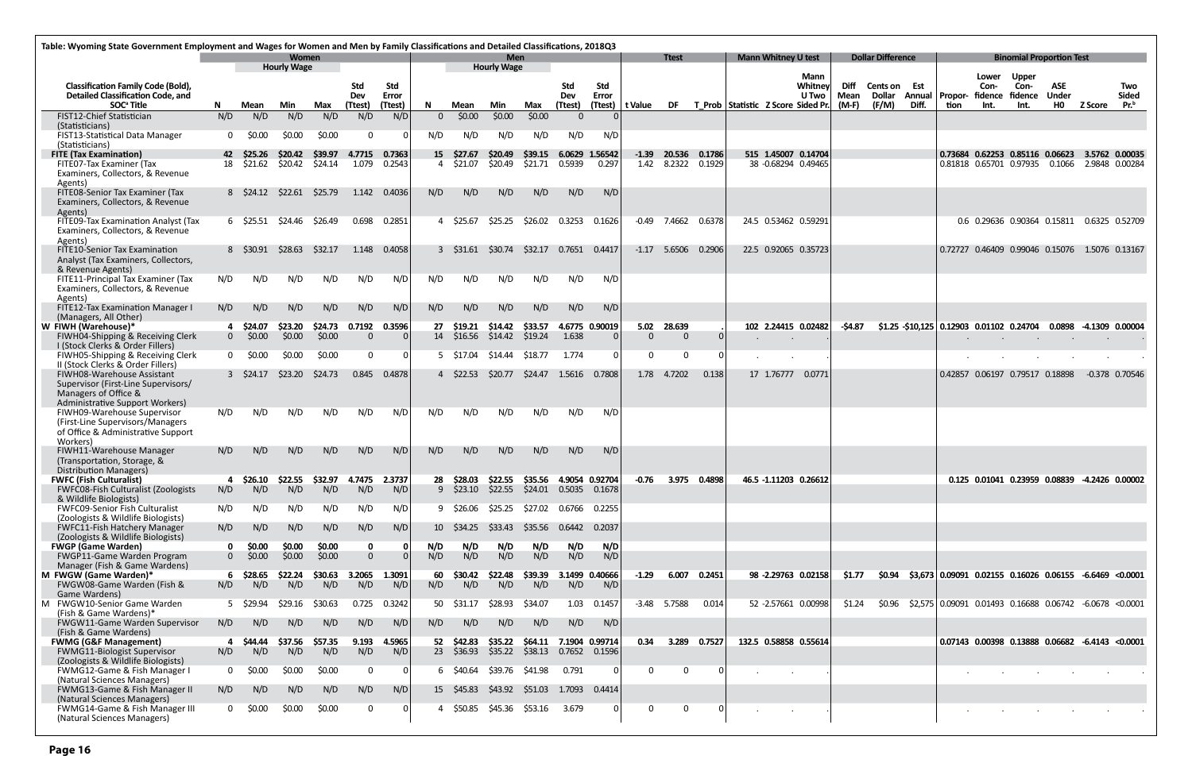Table: Wyoming State Government Employment and Wages for Women and Men by Family Classifications and Detailed Classifications, 2018Q3

| Classification Family Code (Bold), Detailed Classification Code, and SOC[a] Title | Women | | | | | | Men | | | | | | Ttest | | | Mann Whitney U test | | | Dollar Difference | | | Binomial Proportion Test | | | | | |
|---|---|---|---|---|---|---|---|---|---|---|---|---|---|---|---|---|---|---|---|---|---|---|---|---|---|---|---|
| | | Hourly Wage | | | | | | Hourly Wage | | | | | | | | | | | | | | | | | | | |
| | N | Mean | Min | Max | Std Dev (Ttest) | Std Error (Ttest) | N | Mean | Min | Max | Std Dev (Ttest) | Std Error (Ttest) | t Value | DF | T_Prob | Statistic | Z Score | Mann Whitney U Two Sided Pr. | Diff Mean (M-F) | Cents on Dollar (F/M) | Est Annual Diff. | Proportion | Lower Confidence Int. | Upper Confidence Int. | ASE Under H0 | Z Score | Two Sided Pr.[b] |
| FIST12-Chief Statistician (Statisticians) | N/D | N/D | N/D | N/D | N/D | N/D | 0 | $0.00 | $0.00 | $0.00 | 0 | 0 | | | | | | | | | | | | | | | |
| FIST13-Statistical Data Manager (Statisticians) | 0 | $0.00 | $0.00 | $0.00 | 0 | 0 | N/D | N/D | N/D | N/D | N/D | N/D | | | | | | | | | | | | | | | |
| **FITE (Tax Examination)** | **42** | **$25.26** | **$20.42** | **$39.97** | **4.7715** | **0.7363** | **15** | **$27.67** | **$20.49** | **$39.15** | **6.0629** | **1.56542** | **-1.39** | **20.536** | **0.1786** | **515** | **1.45007** | **0.14704** | | | | **0.73684** | **0.62253** | **0.85116** | **0.06623** | **3.5762** | **0.00035** |
| FITE07-Tax Examiner (Tax Examiners, Collectors, & Revenue Agents) | 18 | $21.62 | $20.42 | $24.14 | 1.079 | 0.2543 | 4 | $21.07 | $20.49 | $21.71 | 0.5939 | 0.297 | 1.42 | 8.2322 | 0.1929 | 38 | -0.68294 | 0.49465 | | | | 0.81818 | 0.65701 | 0.97935 | 0.1066 | 2.9848 | 0.00284 |
| FITE08-Senior Tax Examiner (Tax Examiners, Collectors, & Revenue Agents) | 8 | $24.12 | $22.61 | $25.79 | 1.142 | 0.4036 | N/D | N/D | N/D | N/D | N/D | N/D | | | | | | | | | | | | | | | |
| FITE09-Tax Examination Analyst (Tax Examiners, Collectors, & Revenue Agents) | 6 | $25.51 | $24.46 | $26.49 | 0.698 | 0.2851 | 4 | $25.67 | $25.25 | $26.02 | 0.3253 | 0.1626 | -0.49 | 7.4662 | 0.6378 | 24.5 | 0.53462 | 0.59291 | | | | 0.6 | 0.29636 | 0.90364 | 0.15811 | 0.6325 | 0.52709 |
| FITE10-Senior Tax Examination Analyst (Tax Examiners, Collectors, & Revenue Agents) | 8 | $30.91 | $28.63 | $32.17 | 1.148 | 0.4058 | 3 | $31.61 | $30.74 | $32.17 | 0.7651 | 0.4417 | -1.17 | 5.6506 | 0.2906 | 22.5 | 0.92065 | 0.35723 | | | | 0.72727 | 0.46409 | 0.99046 | 0.15076 | 1.5076 | 0.13167 |
| FITE11-Principal Tax Examiner (Tax Examiners, Collectors, & Revenue Agents) | N/D | N/D | N/D | N/D | N/D | N/D | N/D | N/D | N/D | N/D | N/D | N/D | | | | | | | | | | | | | | | |
| FITE12-Tax Examination Manager I (Managers, All Other) | N/D | N/D | N/D | N/D | N/D | N/D | N/D | N/D | N/D | N/D | N/D | N/D | | | | | | | | | | | | | | | |
| **W FIWH (Warehouse)*** | **4** | **$24.07** | **$23.20** | **$24.73** | **0.7192** | **0.3596** | **27** | **$19.21** | **$14.42** | **$33.57** | **4.6775** | **0.90019** | **5.02** | **28.639** | **.** | **102** | **2.24415** | **0.02482** | **-$4.87** | **$1.25** | **-$10,125** | **0.12903** | **0.01102** | **0.24704** | **0.0898** | **-4.1309** | **0.00004** |
| FIWH04-Shipping & Receiving Clerk I (Stock Clerks & Order Fillers) | 0 | $0.00 | $0.00 | $0.00 | 0 | 0 | 14 | $16.56 | $14.42 | $19.24 | 1.638 | 0 | 0 | 0 | 0 | . | . | . | | | | . | . | . | . | . | . |
| FIWH05-Shipping & Receiving Clerk II (Stock Clerks & Order Fillers) | 0 | $0.00 | $0.00 | $0.00 | 0 | 0 | 5 | $17.04 | $14.44 | $18.77 | 1.774 | 0 | 0 | 0 | 0 | . | . | . | | | | . | . | . | . | . | . |
| FIWH08-Warehouse Assistant Supervisor (First-Line Supervisors/ Managers of Office & Administrative Support Workers) | 3 | $24.17 | $23.20 | $24.73 | 0.845 | 0.4878 | 4 | $22.53 | $20.77 | $24.47 | 1.5616 | 0.7808 | 1.78 | 4.7202 | 0.138 | 17 | 1.76777 | 0.0771 | | | | 0.42857 | 0.06197 | 0.79517 | 0.18898 | -0.378 | 0.70546 |
| FIWH09-Warehouse Supervisor (First-Line Supervisors/Managers of Office & Administrative Support Workers) | N/D | N/D | N/D | N/D | N/D | N/D | N/D | N/D | N/D | N/D | N/D | N/D | | | | | | | | | | | | | | | |
| FIWH11-Warehouse Manager (Transportation, Storage, & Distribution Managers) | N/D | N/D | N/D | N/D | N/D | N/D | N/D | N/D | N/D | N/D | N/D | N/D | | | | | | | | | | | | | | | |
| **FWFC (Fish Culturalist)** | **4** | **$26.10** | **$22.55** | **$32.97** | **4.7475** | **2.3737** | **28** | **$28.03** | **$22.55** | **$35.56** | **4.9054** | **0.92704** | **-0.76** | **3.975** | **0.4898** | **46.5** | **-1.11203** | **0.26612** | | | | **0.125** | **0.01041** | **0.23959** | **0.08839** | **-4.2426** | **0.00002** |
| FWFC08-Fish Culturalist (Zoologists & Wildlife Biologists) | N/D | N/D | N/D | N/D | N/D | N/D | 9 | $23.10 | $22.55 | $24.01 | 0.5035 | 0.1678 | | | | | | | | | | | | | | | |
| FWFC09-Senior Fish Culturalist (Zoologists & Wildlife Biologists) | N/D | N/D | N/D | N/D | N/D | N/D | 9 | $26.06 | $25.25 | $27.02 | 0.6766 | 0.2255 | | | | | | | | | | | | | | | |
| FWFC11-Fish Hatchery Manager (Zoologists & Wildlife Biologists) | N/D | N/D | N/D | N/D | N/D | N/D | 10 | $34.25 | $33.43 | $35.56 | 0.6442 | 0.2037 | | | | | | | | | | | | | | | |
| **FWGP (Game Warden)** | **0** | **$0.00** | **$0.00** | **$0.00** | **0** | **0** | **N/D** | **N/D** | **N/D** | **N/D** | **N/D** | **N/D** | | | | | | | | | | | | | | | |
| FWGP11-Game Warden Program Manager (Fish & Game Wardens) | 0 | $0.00 | $0.00 | $0.00 | 0 | 0 | N/D | N/D | N/D | N/D | N/D | N/D | | | | | | | | | | | | | | | |
| **M FWGW (Game Warden)*** | **6** | **$28.65** | **$22.24** | **$30.63** | **3.2065** | **1.3091** | **60** | **$30.42** | **$22.48** | **$39.39** | **3.1499** | **0.40666** | **-1.29** | **6.007** | **0.2451** | **98** | **-2.29763** | **0.02158** | **$1.77** | **$0.94** | **$3,673** | **0.09091** | **0.02155** | **0.16026** | **0.06155** | **-6.6469** | **<0.0001** |
| FWGW08-Game Warden (Fish & Game Wardens) | N/D | N/D | N/D | N/D | N/D | N/D | N/D | N/D | N/D | N/D | N/D | N/D | | | | | | | | | | | | | | | |
| M FWGW10-Senior Game Warden (Fish & Game Wardens)* | 5 | $29.94 | $29.16 | $30.63 | 0.725 | 0.3242 | 50 | $31.17 | $28.93 | $34.07 | 1.03 | 0.1457 | -3.48 | 5.7588 | 0.014 | 52 | -2.57661 | 0.00998 | $1.24 | $0.96 | $2,575 | 0.09091 | 0.01493 | 0.16688 | 0.06742 | -6.0678 | <0.0001 |
| FWGW11-Game Warden Supervisor (Fish & Game Wardens) | N/D | N/D | N/D | N/D | N/D | N/D | N/D | N/D | N/D | N/D | N/D | N/D | | | | | | | | | | | | | | | |
| **FWMG (G&F Management)** | **4** | **$44.44** | **$37.56** | **$57.35** | **9.193** | **4.5965** | **52** | **$42.83** | **$35.22** | **$64.11** | **7.1904** | **0.99714** | **0.34** | **3.289** | **0.7527** | **132.5** | **0.58858** | **0.55614** | | | | **0.07143** | **0.00398** | **0.13888** | **0.06682** | **-6.4143** | **<0.0001** |
| FWMG11-Biologist Supervisor (Zoologists & Wildlife Biologists) | N/D | N/D | N/D | N/D | N/D | N/D | 23 | $36.93 | $35.22 | $38.13 | 0.7652 | 0.1596 | | | | | | | | | | | | | | | |
| FWMG12-Game & Fish Manager I (Natural Sciences Managers) | 0 | $0.00 | $0.00 | $0.00 | 0 | 0 | 6 | $40.64 | $39.76 | $41.98 | 0.791 | 0 | 0 | 0 | 0 | . | . | . | | | | . | . | . | . | . | . |
| FWMG13-Game & Fish Manager II (Natural Sciences Managers) | N/D | N/D | N/D | N/D | N/D | N/D | 15 | $45.83 | $43.92 | $51.03 | 1.7093 | 0.4414 | | | | | | | | | | | | | | | |
| FWMG14-Game & Fish Manager III (Natural Sciences Managers) | 0 | $0.00 | $0.00 | $0.00 | 0 | 0 | 4 | $50.85 | $45.36 | $53.16 | 3.679 | 0 | 0 | 0 | 0 | . | . | . | | | | . | . | . | . | . | . |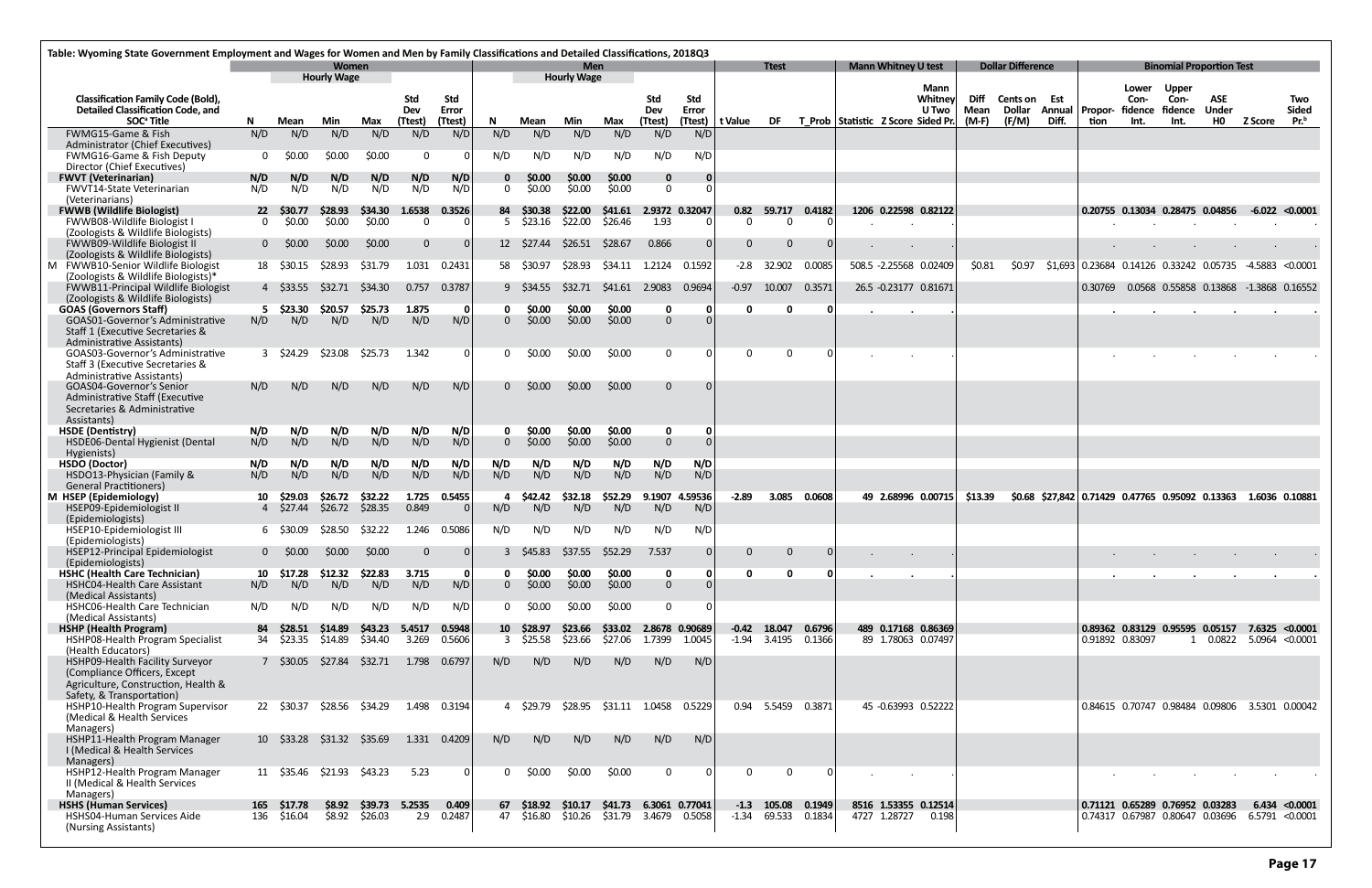Table: Wyoming State Government Employment and Wages for Women and Men by Family Classifications and Detailed Classifications, 2018Q3

| Classification Family Code (Bold), Detailed Classification Code, and SOC[a] Title | Women N | Women Hourly Wage Mean | Women Hourly Wage Min | Women Hourly Wage Max | Women Std Dev (Ttest) | Women Std Error (Ttest) | Men N | Men Hourly Wage Mean | Men Hourly Wage Min | Men Hourly Wage Max | Men Std Dev (Ttest) | Men Std Error (Ttest) | Ttest t Value | Ttest DF | Ttest T_Prob | Mann Whitney U test Statistic | Mann Whitney U test Z Score | Mann Whitney U Two Sided Pr. | Diff Mean (M-F) | Cents on Dollar (F/M) | Est Annual Diff. | Proportion | Lower Confidence Int. | Upper Confidence Int. | ASE Under H0 | Z Score | Two Sided Pr.[b] |
|---|---|---|---|---|---|---|---|---|---|---|---|---|---|---|---|---|---|---|---|---|---|---|---|---|---|---|---|
| FWMG15-Game & Fish Administrator (Chief Executives) | N/D | N/D | N/D | N/D | N/D | N/D | N/D | N/D | N/D | N/D | N/D | N/D | | | | | | | | | | | | | | | |
| FWMG16-Game & Fish Deputy Director (Chief Executives) | 0 | $0.00 | $0.00 | $0.00 | 0 | 0 | N/D | N/D | N/D | N/D | N/D | N/D | | | | | | | | | | | | | | | |
| **FWVT (Veterinarian)** | **N/D** | **N/D** | **N/D** | **N/D** | **N/D** | **N/D** | **0** | **$0.00** | **$0.00** | **$0.00** | **0** | **0** | | | | | | | | | | | | | | | |
| FWVT14-State Veterinarian (Veterinarians) | N/D | N/D | N/D | N/D | N/D | N/D | 0 | $0.00 | $0.00 | $0.00 | 0 | 0 | | | | | | | | | | | | | | | |
| **FWWB (Wildlife Biologist)** | **22** | **$30.77** | **$28.93** | **$34.30** | **1.6538** | **0.3526** | **84** | **$30.38** | **$22.00** | **$41.61** | **2.9372** | **0.32047** | **0.82** | **59.717** | **0.4182** | **1206** | **0.22598** | **0.82122** | | | | **0.20755** | **0.13034** | **0.28475** | **0.04856** | **-6.022** | **<0.0001** |
| FWWB08-Wildlife Biologist I (Zoologists & Wildlife Biologists) | 0 | $0.00 | $0.00 | $0.00 | 0 | 0 | 5 | $23.16 | $22.00 | $26.46 | 1.93 | 0 | 0 | 0 | 0 | . | . | . | | | | . | . | . | . | . | . |
| FWWB09-Wildlife Biologist II (Zoologists & Wildlife Biologists) | 0 | $0.00 | $0.00 | $0.00 | 0 | 0 | 12 | $27.44 | $26.51 | $28.67 | 0.866 | 0 | 0 | 0 | 0 | . | . | . | | | | . | . | . | . | . | . |
| M FWWB10-Senior Wildlife Biologist (Zoologists & Wildlife Biologists)* | 18 | $30.15 | $28.93 | $31.79 | 1.031 | 0.2431 | 58 | $30.97 | $28.93 | $34.11 | 1.2124 | 0.1592 | -2.8 | 32.902 | 0.0085 | 508.5 | -2.25568 | 0.02409 | $0.81 | $0.97 | $1,693 | 0.23684 | 0.14126 | 0.33242 | 0.05735 | -4.5883 | <0.0001 |
| FWWB11-Principal Wildlife Biologist (Zoologists & Wildlife Biologists) | 4 | $33.55 | $32.71 | $34.30 | 0.757 | 0.3787 | 9 | $34.55 | $32.71 | $41.61 | 2.9083 | 0.9694 | -0.97 | 10.007 | 0.3571 | 26.5 | -0.23177 | 0.81671 | | | | 0.30769 | 0.0568 | 0.55858 | 0.13868 | -1.3868 | 0.16552 |
| **GOAS (Governors Staff)** | **5** | **$23.30** | **$20.57** | **$25.73** | **1.875** | **0** | **0** | **$0.00** | **$0.00** | **$0.00** | **0** | **0** | **0** | **0** | **0** | **.** | **.** | **.** | | | | **.** | **.** | **.** | **.** | **.** | **.** |
| GOAS01-Governor's Administrative Staff 1 (Executive Secretaries & Administrative Assistants) | N/D | N/D | N/D | N/D | N/D | N/D | 0 | $0.00 | $0.00 | $0.00 | 0 | 0 | | | | | | | | | | | | | | | |
| GOAS03-Governor's Administrative Staff 3 (Executive Secretaries & Administrative Assistants) | 3 | $24.29 | $23.08 | $25.73 | 1.342 | 0 | 0 | $0.00 | $0.00 | $0.00 | 0 | 0 | 0 | 0 | 0 | . | . | . | | | | . | . | . | . | . | . |
| GOAS04-Governor's Senior Administrative Staff (Executive Secretaries & Administrative Assistants) | N/D | N/D | N/D | N/D | N/D | N/D | 0 | $0.00 | $0.00 | $0.00 | 0 | 0 | | | | | | | | | | | | | | | |
| **HSDE (Dentistry)** | **N/D** | **N/D** | **N/D** | **N/D** | **N/D** | **N/D** | **0** | **$0.00** | **$0.00** | **$0.00** | **0** | **0** | | | | | | | | | | | | | | | |
| HSDE06-Dental Hygienist (Dental Hygienists) | N/D | N/D | N/D | N/D | N/D | N/D | 0 | $0.00 | $0.00 | $0.00 | 0 | 0 | | | | | | | | | | | | | | | |
| **HSDO (Doctor)** | **N/D** | **N/D** | **N/D** | **N/D** | **N/D** | **N/D** | **N/D** | **N/D** | **N/D** | **N/D** | **N/D** | **N/D** | | | | | | | | | | | | | | | |
| HSDO13-Physician (Family & General Practitioners) | N/D | N/D | N/D | N/D | N/D | N/D | N/D | N/D | N/D | N/D | N/D | N/D | | | | | | | | | | | | | | | |
| **M HSEP (Epidemiology)** | **10** | **$29.03** | **$26.72** | **$32.22** | **1.725** | **0.5455** | **4** | **$42.42** | **$32.18** | **$52.29** | **9.1907** | **4.59536** | **-2.89** | **3.085** | **0.0608** | **49** | **2.68996** | **0.00715** | **$13.39** | **$0.68** | **$27,842** | **0.71429** | **0.47765** | **0.95092** | **0.13363** | **1.6036** | **0.10881** |
| HSEP09-Epidemiologist II (Epidemiologists) | 4 | $27.44 | $26.72 | $28.35 | 0.849 | 0 | N/D | N/D | N/D | N/D | N/D | N/D | | | | | | | | | | | | | | | |
| HSEP10-Epidemiologist III (Epidemiologists) | 6 | $30.09 | $28.50 | $32.22 | 1.246 | 0.5086 | N/D | N/D | N/D | N/D | N/D | N/D | | | | | | | | | | | | | | | |
| HSEP12-Principal Epidemiologist (Epidemiologists) | 0 | $0.00 | $0.00 | $0.00 | 0 | 0 | 3 | $45.83 | $37.55 | $52.29 | 7.537 | 0 | 0 | 0 | 0 | . | . | . | | | | . | . | . | . | . | . |
| **HSHC (Health Care Technician)** | **10** | **$17.28** | **$12.32** | **$22.83** | **3.715** | **0** | **0** | **$0.00** | **$0.00** | **$0.00** | **0** | **0** | **0** | **0** | **0** | **.** | **.** | **.** | | | | **.** | **.** | **.** | **.** | **.** | **.** |
| HSHC04-Health Care Assistant (Medical Assistants) | N/D | N/D | N/D | N/D | N/D | N/D | 0 | $0.00 | $0.00 | $0.00 | 0 | 0 | | | | | | | | | | | | | | | |
| HSHC06-Health Care Technician (Medical Assistants) | N/D | N/D | N/D | N/D | N/D | N/D | 0 | $0.00 | $0.00 | $0.00 | 0 | 0 | | | | | | | | | | | | | | | |
| **HSHP (Health Program)** | **84** | **$28.51** | **$14.89** | **$43.23** | **5.4517** | **0.5948** | **10** | **$28.97** | **$23.66** | **$33.02** | **2.8678** | **0.90689** | **-0.42** | **18.047** | **0.6796** | **489** | **0.17168** | **0.86369** | | | | **0.89362** | **0.83129** | **0.95595** | **0.05157** | **7.6325** | **<0.0001** |
| HSHP08-Health Program Specialist (Health Educators) | 34 | $23.35 | $14.89 | $34.40 | 3.269 | 0.5606 | 3 | $25.58 | $23.66 | $27.06 | 1.7399 | 1.0045 | -1.94 | 3.4195 | 0.1366 | 89 | 1.78063 | 0.07497 | | | | 0.91892 | 0.83097 | 1 | 0.0822 | 5.0964 | <0.0001 |
| HSHP09-Health Facility Surveyor (Compliance Officers, Except Agriculture, Construction, Health & Safety, & Transportation) | 7 | $30.05 | $27.84 | $32.71 | 1.798 | 0.6797 | N/D | N/D | N/D | N/D | N/D | N/D | | | | | | | | | | | | | | | |
| HSHP10-Health Program Supervisor (Medical & Health Services Managers) | 22 | $30.37 | $28.56 | $34.29 | 1.498 | 0.3194 | 4 | $29.79 | $28.95 | $31.11 | 1.0458 | 0.5229 | 0.94 | 5.5459 | 0.3871 | 45 | -0.63993 | 0.52222 | | | | 0.84615 | 0.70747 | 0.98484 | 0.09806 | 3.5301 | 0.00042 |
| HSHP11-Health Program Manager I (Medical & Health Services Managers) | 10 | $33.28 | $31.32 | $35.69 | 1.331 | 0.4209 | N/D | N/D | N/D | N/D | N/D | N/D | | | | | | | | | | | | | | | |
| HSHP12-Health Program Manager II (Medical & Health Services Managers) | 11 | $35.46 | $21.93 | $43.23 | 5.23 | 0 | 0 | $0.00 | $0.00 | $0.00 | 0 | 0 | 0 | 0 | 0 | . | . | . | | | | . | . | . | . | . | . |
| **HSHS (Human Services)** | **165** | **$17.78** | **$8.92** | **$39.73** | **5.2535** | **0.409** | **67** | **$18.92** | **$10.17** | **$41.73** | **6.3061** | **0.77041** | **-1.3** | **105.08** | **0.1949** | **8516** | **1.53355** | **0.12514** | | | | **0.71121** | **0.65289** | **0.76952** | **0.03283** | **6.434** | **<0.0001** |
| HSHS04-Human Services Aide (Nursing Assistants) | 136 | $16.04 | $8.92 | $26.03 | 2.9 | 0.2487 | 47 | $16.80 | $10.26 | $31.79 | 3.4679 | 0.5058 | -1.34 | 69.533 | 0.1834 | 4727 | 1.28727 | 0.198 | | | | 0.74317 | 0.67987 | 0.80647 | 0.03696 | 6.5791 | <0.0001 |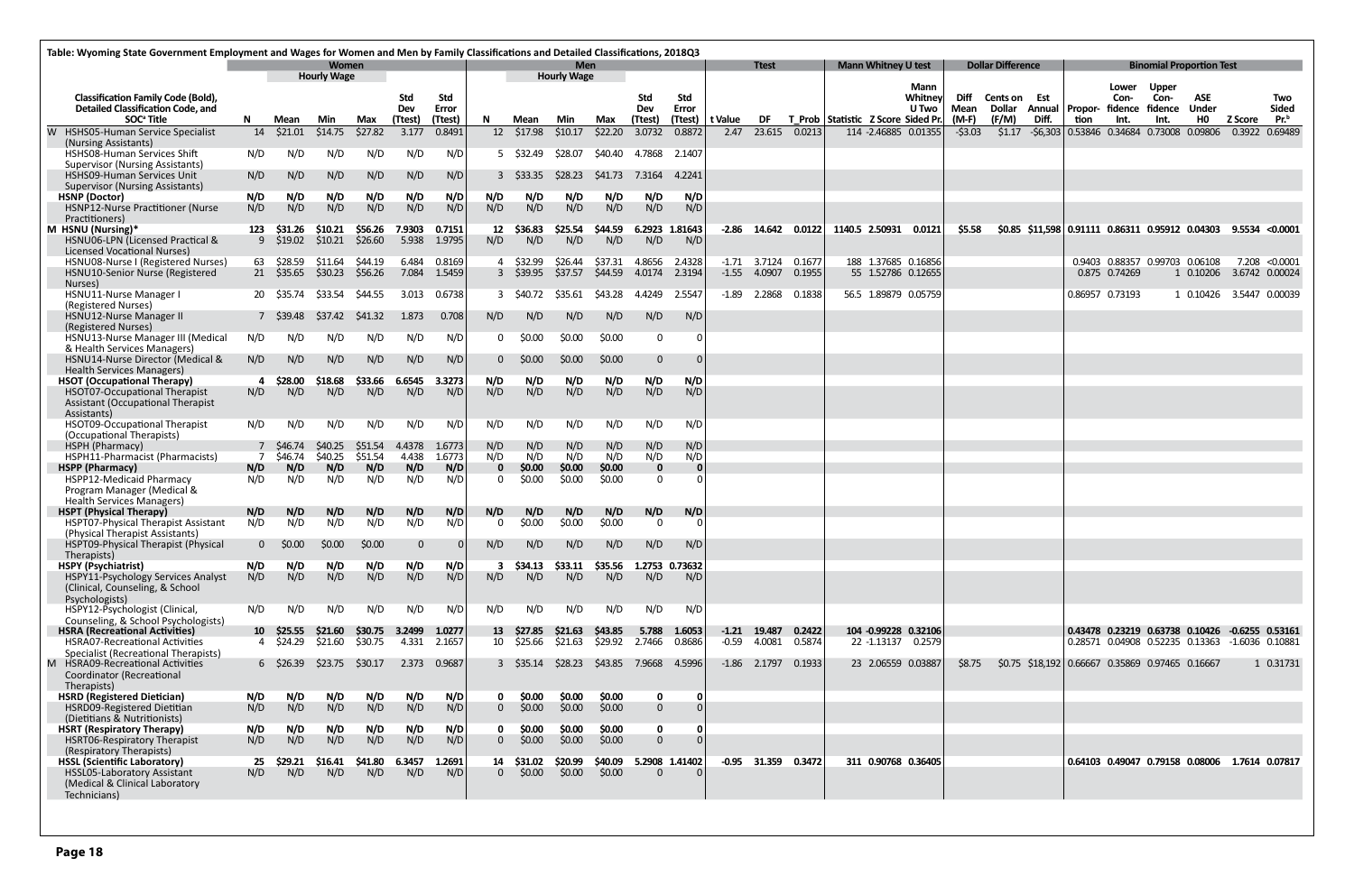Table: Wyoming State Government Employment and Wages for Women and Men by Family Classifications and Detailed Classifications, 2018Q3

| | Classification Family Code (Bold), Detailed Classification Code, and SOC[a] Title | Women | | | | | | Men | | | | | | Ttest | | | Mann Whitney U test | | | Dollar Difference | | | Binomial Proportion Test | | | | | |
|---|---|---|---|---|---|---|---|---|---|---|---|---|---|---|---|---|---|---|---|---|---|---|---|---|---|---|---|---|
| | | | Hourly Wage | | | | | | Hourly Wage | | | | | | | | | | | | | | | | | | | |
| | | N | Mean | Min | Max | Std Dev (Ttest) | Std Error (Ttest) | N | Mean | Min | Max | Std Dev (Ttest) | Std Error (Ttest) | t Value | DF | T_Prob | Statistic | Z Score | Mann Whitney U Two Sided Pr. | Diff Mean (M-F) | Cents on Dollar (F/M) | Est Annual Diff. | Proportion | Lower Confidence Int. | Upper Confidence Int. | ASE Under H0 | Z Score | Two Sided Pr.[b] |
| W | HSHS05-Human Service Specialist (Nursing Assistants) | 14 | $21.01 | $14.75 | $27.82 | 3.177 | 0.8491 | 12 | $17.98 | $10.17 | $22.20 | 3.0732 | 0.8872 | 2.47 | 23.615 | 0.0213 | 114 | -2.46885 | 0.01355 | -$3.03 | $1.17 | -$6,303 | 0.53846 | 0.34684 | 0.73008 | 0.09806 | 0.3922 | 0.69489 |
| | HSHS08-Human Services Shift Supervisor (Nursing Assistants) | N/D | N/D | N/D | N/D | N/D | N/D | 5 | $32.49 | $28.07 | $40.40 | 4.7868 | 2.1407 | | | | | | | | | | | | | | | |
| | HSHS09-Human Services Unit Supervisor (Nursing Assistants) | N/D | N/D | N/D | N/D | N/D | N/D | 3 | $33.35 | $28.23 | $41.73 | 7.3164 | 4.2241 | | | | | | | | | | | | | | | |
| | **HSNP (Doctor)** | **N/D** | **N/D** | **N/D** | **N/D** | **N/D** | **N/D** | **N/D** | **N/D** | **N/D** | **N/D** | **N/D** | **N/D** | | | | | | | | | | | | | | | |
| | HSNP12-Nurse Practitioner (Nurse Practitioners) | N/D | N/D | N/D | N/D | N/D | N/D | N/D | N/D | N/D | N/D | N/D | N/D | | | | | | | | | | | | | | | |
| M | **HSNU (Nursing)*** | **123** | **$31.26** | **$10.21** | **$56.26** | **7.9303** | **0.7151** | **12** | **$36.83** | **$25.54** | **$44.59** | **6.2923** | **1.81643** | **-2.86** | **14.642** | **0.0122** | **1140.5** | **2.50931** | **0.0121** | **$5.58** | **$0.85** | **$11,598** | **0.91111** | **0.86311** | **0.95912** | **0.04303** | **9.5534** | **<0.0001** |
| | HSNU06-LPN (Licensed Practical & Licensed Vocational Nurses) | 9 | $19.02 | $10.21 | $26.60 | 5.938 | 1.9795 | N/D | N/D | N/D | N/D | N/D | N/D | | | | | | | | | | | | | | | |
| | HSNU08-Nurse I (Registered Nurses) | 63 | $28.59 | $11.64 | $44.19 | 6.484 | 0.8169 | 4 | $32.99 | $26.44 | $37.31 | 4.8656 | 2.4328 | -1.71 | 3.7124 | 0.1677 | 188 | 1.37685 | 0.16856 | | | | 0.9403 | 0.88357 | 0.99703 | 0.06108 | 7.208 | <0.0001 |
| | HSNU10-Senior Nurse (Registered Nurses) | 21 | $35.65 | $30.23 | $56.26 | 7.084 | 1.5459 | 3 | $39.95 | $37.57 | $44.59 | 4.0174 | 2.3194 | -1.55 | 4.0907 | 0.1955 | 55 | 1.52786 | 0.12655 | | | | 0.875 | 0.74269 | 1 | 0.10206 | 3.6742 | 0.00024 |
| | HSNU11-Nurse Manager I (Registered Nurses) | 20 | $35.74 | $33.54 | $44.55 | 3.013 | 0.6738 | 3 | $40.72 | $35.61 | $43.28 | 4.4249 | 2.5547 | -1.89 | 2.2868 | 0.1838 | 56.5 | 1.89879 | 0.05759 | | | | 0.86957 | 0.73193 | 1 | 0.10426 | 3.5447 | 0.00039 |
| | HSNU12-Nurse Manager II (Registered Nurses) | 7 | $39.48 | $37.42 | $41.32 | 1.873 | 0.708 | N/D | N/D | N/D | N/D | N/D | N/D | | | | | | | | | | | | | | | |
| | HSNU13-Nurse Manager III (Medical & Health Services Managers) | N/D | N/D | N/D | N/D | N/D | N/D | 0 | $0.00 | $0.00 | $0.00 | 0 | 0 | | | | | | | | | | | | | | | |
| | HSNU14-Nurse Director (Medical & Health Services Managers) | N/D | N/D | N/D | N/D | N/D | N/D | 0 | $0.00 | $0.00 | $0.00 | 0 | 0 | | | | | | | | | | | | | | | |
| | **HSOT (Occupational Therapy)** | **4** | **$28.00** | **$18.68** | **$33.66** | **6.6545** | **3.3273** | **N/D** | **N/D** | **N/D** | **N/D** | **N/D** | **N/D** | | | | | | | | | | | | | | | |
| | HSOT07-Occupational Therapist Assistant (Occupational Therapist Assistants) | N/D | N/D | N/D | N/D | N/D | N/D | N/D | N/D | N/D | N/D | N/D | N/D | | | | | | | | | | | | | | | |
| | HSOT09-Occupational Therapist (Occupational Therapists) | N/D | N/D | N/D | N/D | N/D | N/D | N/D | N/D | N/D | N/D | N/D | N/D | | | | | | | | | | | | | | | |
| | HSPH (Pharmacy) | 7 | $46.74 | $40.25 | $51.54 | 4.4378 | 1.6773 | N/D | N/D | N/D | N/D | N/D | N/D | | | | | | | | | | | | | | | |
| | HSPH11-Pharmacist (Pharmacists) | 7 | $46.74 | $40.25 | $51.54 | 4.438 | 1.6773 | N/D | N/D | N/D | N/D | N/D | N/D | | | | | | | | | | | | | | | |
| | **HSPP (Pharmacy)** | **N/D** | **N/D** | **N/D** | **N/D** | **N/D** | **N/D** | **0** | **$0.00** | **$0.00** | **$0.00** | **0** | **0** | | | | | | | | | | | | | | | |
| | HSPP12-Medicaid Pharmacy Program Manager (Medical & Health Services Managers) | N/D | N/D | N/D | N/D | N/D | N/D | 0 | $0.00 | $0.00 | $0.00 | 0 | 0 | | | | | | | | | | | | | | | |
| | **HSPT (Physical Therapy)** | **N/D** | **N/D** | **N/D** | **N/D** | **N/D** | **N/D** | **N/D** | **N/D** | **N/D** | **N/D** | **N/D** | **N/D** | | | | | | | | | | | | | | | |
| | HSPT07-Physical Therapist Assistant (Physical Therapist Assistants) | N/D | N/D | N/D | N/D | N/D | N/D | 0 | $0.00 | $0.00 | $0.00 | 0 | 0 | | | | | | | | | | | | | | | |
| | HSPT09-Physical Therapist (Physical Therapists) | 0 | $0.00 | $0.00 | $0.00 | 0 | 0 | N/D | N/D | N/D | N/D | N/D | N/D | | | | | | | | | | | | | | | |
| | **HSPY (Psychiatrist)** | **N/D** | **N/D** | **N/D** | **N/D** | **N/D** | **N/D** | **3** | **$34.13** | **$33.11** | **$35.56** | **1.2753** | **0.73632** | | | | | | | | | | | | | | | |
| | HSPY11-Psychology Services Analyst (Clinical, Counseling, & School Psychologists) | N/D | N/D | N/D | N/D | N/D | N/D | N/D | N/D | N/D | N/D | N/D | N/D | | | | | | | | | | | | | | | |
| | HSPY12-Psychologist (Clinical, Counseling, & School Psychologists) | N/D | N/D | N/D | N/D | N/D | N/D | N/D | N/D | N/D | N/D | N/D | N/D | | | | | | | | | | | | | | | |
| | **HSRA (Recreational Activities)** | **10** | **$25.55** | **$21.60** | **$30.75** | **3.2499** | **1.0277** | **13** | **$27.85** | **$21.63** | **$43.85** | **5.788** | **1.6053** | **-1.21** | **19.487** | **0.2422** | **104** | **-0.99228** | **0.32106** | | | | **0.43478** | **0.23219** | **0.63738** | **0.10426** | **-0.6255** | **0.53161** |
| | HSRA07-Recreational Activities Specialist (Recreational Therapists) | 4 | $24.29 | $21.60 | $30.75 | 4.331 | 2.1657 | 10 | $25.66 | $21.63 | $29.92 | 2.7466 | 0.8686 | -0.59 | 4.0081 | 0.5874 | 22 | -1.13137 | 0.2579 | | | | 0.28571 | 0.04908 | 0.52235 | 0.13363 | -1.6036 | 0.10881 |
| M | HSRA09-Recreational Activities Coordinator (Recreational Therapists) | 6 | $26.39 | $23.75 | $30.17 | 2.373 | 0.9687 | 3 | $35.14 | $28.23 | $43.85 | 7.9668 | 4.5996 | -1.86 | 2.1797 | 0.1933 | 23 | 2.06559 | 0.03887 | $8.75 | $0.75 | $18,192 | 0.66667 | 0.35869 | 0.97465 | 0.16667 | 1 | 0.31731 |
| | **HSRD (Registered Dietician)** | **N/D** | **N/D** | **N/D** | **N/D** | **N/D** | **N/D** | **0** | **$0.00** | **$0.00** | **$0.00** | **0** | **0** | | | | | | | | | | | | | | | |
| | HSRD09-Registered Dietitian (Dietitians & Nutritionists) | N/D | N/D | N/D | N/D | N/D | N/D | 0 | $0.00 | $0.00 | $0.00 | 0 | 0 | | | | | | | | | | | | | | | |
| | **HSRT (Respiratory Therapy)** | **N/D** | **N/D** | **N/D** | **N/D** | **N/D** | **N/D** | **0** | **$0.00** | **$0.00** | **$0.00** | **0** | **0** | | | | | | | | | | | | | | | |
| | HSRT06-Respiratory Therapist (Respiratory Therapists) | N/D | N/D | N/D | N/D | N/D | N/D | 0 | $0.00 | $0.00 | $0.00 | 0 | 0 | | | | | | | | | | | | | | | |
| | **HSSL (Scientific Laboratory)** | **25** | **$29.21** | **$16.41** | **$41.80** | **6.3457** | **1.2691** | **14** | **$31.02** | **$20.99** | **$40.09** | **5.2908** | **1.41402** | **-0.95** | **31.359** | **0.3472** | **311** | **0.90768** | **0.36405** | | | | **0.64103** | **0.49047** | **0.79158** | **0.08006** | **1.7614** | **0.07817** |
| | HSSL05-Laboratory Assistant (Medical & Clinical Laboratory Technicians) | N/D | N/D | N/D | N/D | N/D | N/D | 0 | $0.00 | $0.00 | $0.00 | 0 | 0 | | | | | | | | | | | | | | | |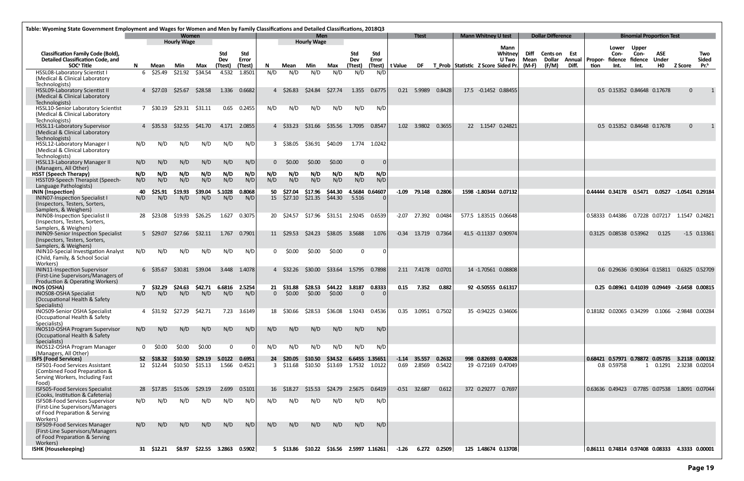Table: Wyoming State Government Employment and Wages for Women and Men by Family Classifications and Detailed Classifications, 2018Q3

| Classification Family Code (Bold), Detailed Classification Code, and SOC[a] Title | Women | | | | | | Men | | | | | | Ttest | | | Mann Whitney U test | | | Dollar Difference | | | Binomial Proportion Test | | | | | |
|---|---|---|---|---|---|---|---|---|---|---|---|---|---|---|---|---|---|---|---|---|---|---|---|---|---|---|---|
| | N | Hourly Wage Mean | Min | Max | Std Dev (Ttest) | Std Error (Ttest) | N | Hourly Wage Mean | Min | Max | Std Dev (Ttest) | Std Error (Ttest) | t Value | DF | T_Prob | Statistic | Z Score | Mann Whitney U Two Sided Pr. | Diff Mean (M-F) | Cents on Dollar (F/M) | Est Annual Diff. | Proportion | Lower Confidence Int. | Upper Confidence Int. | ASE Under H0 | Z Score | Two Sided Pr.[b] |
| HSSL08-Laboratory Scientist I (Medical & Clinical Laboratory Technologists) | 6 | $25.49 | $21.92 | $34.54 | 4.532 | 1.8501 | N/D | N/D | N/D | N/D | N/D | N/D | | | | | | | | | | | | | | | |
| HSSL09-Laboratory Scientist II (Medical & Clinical Laboratory Technologists) | 4 | $27.03 | $25.67 | $28.58 | 1.336 | 0.6682 | 4 | $26.83 | $24.84 | $27.74 | 1.355 | 0.6775 | 0.21 | 5.9989 | 0.8428 | 17.5 | -0.1452 | 0.88455 | | | | 0.5 | 0.15352 | 0.84648 | 0.17678 | 0 | 1 |
| HSSL10-Senior Laboratory Scientist (Medical & Clinical Laboratory Technologists) | 7 | $30.19 | $29.31 | $31.11 | 0.65 | 0.2455 | N/D | N/D | N/D | N/D | N/D | N/D | | | | | | | | | | | | | | | |
| HSSL11-Laboratory Supervisor (Medical & Clinical Laboratory Technologists) | 4 | $35.53 | $32.55 | $41.70 | 4.171 | 2.0855 | 4 | $33.23 | $31.66 | $35.56 | 1.7095 | 0.8547 | 1.02 | 3.9802 | 0.3655 | 22 | 1.1547 | 0.24821 | | | | 0.5 | 0.15352 | 0.84648 | 0.17678 | 0 | 1 |
| HSSL12-Laboratory Manager I (Medical & Clinical Laboratory Technologists) | N/D | N/D | N/D | N/D | N/D | N/D | 3 | $38.05 | $36.91 | $40.09 | 1.774 | 1.0242 | | | | | | | | | | | | | | | |
| HSSL13-Laboratory Manager II (Managers, All Other) | N/D | N/D | N/D | N/D | N/D | N/D | 0 | $0.00 | $0.00 | $0.00 | 0 | 0 | | | | | | | | | | | | | | | |
| **HSST (Speech Therapy)** | **N/D** | **N/D** | **N/D** | **N/D** | **N/D** | **N/D** | **N/D** | **N/D** | **N/D** | **N/D** | **N/D** | **N/D** | | | | | | | | | | | | | | | |
| HSST09-Speech Therapist (Speech-Language Pathologists) | N/D | N/D | N/D | N/D | N/D | N/D | N/D | N/D | N/D | N/D | N/D | N/D | | | | | | | | | | | | | | | |
| **ININ (Inspection)** | **40** | **$25.91** | **$19.93** | **$39.04** | **5.1028** | **0.8068** | **50** | **$27.04** | **$17.96** | **$44.30** | **4.5684** | **0.64607** | **-1.09** | **79.148** | **0.2806** | **1598** | **-1.80344** | **0.07132** | | | | **0.44444** | **0.34178** | **0.5471** | **0.0527** | **-1.0541** | **0.29184** |
| ININ07-Inspection Specialist I (Inspectors, Testers, Sorters, Samplers, & Weighers) | N/D | N/D | N/D | N/D | N/D | N/D | 15 | $27.10 | $21.35 | $44.30 | 5.516 | 0 | | | | | | | | | | | | | | | |
| ININ08-Inspection Specialist II (Inspectors, Testers, Sorters, Samplers, & Weighers) | 28 | $23.08 | $19.93 | $26.25 | 1.627 | 0.3075 | 20 | $24.57 | $17.96 | $31.51 | 2.9245 | 0.6539 | -2.07 | 27.392 | 0.0484 | 577.5 | 1.83515 | 0.06648 | | | | 0.58333 | 0.44386 | 0.7228 | 0.07217 | 1.1547 | 0.24821 |
| ININ09-Senior Inspection Specialist (Inspectors, Testers, Sorters, Samplers, & Weighers) | 5 | $29.07 | $27.66 | $32.11 | 1.767 | 0.7901 | 11 | $29.53 | $24.23 | $38.05 | 3.5688 | 1.076 | -0.34 | 13.719 | 0.7364 | 41.5 | -0.11337 | 0.90974 | | | | 0.3125 | 0.08538 | 0.53962 | 0.125 | -1.5 | 0.13361 |
| ININ10-Special Investigation Analyst (Child, Family, & School Social Workers) | N/D | N/D | N/D | N/D | N/D | N/D | 0 | $0.00 | $0.00 | $0.00 | 0 | 0 | | | | | | | | | | | | | | | |
| ININ11-Inspection Supervisor (First-Line Supervisors/Managers of Production & Operating Workers) | 6 | $35.67 | $30.81 | $39.04 | 3.448 | 1.4078 | 4 | $32.26 | $30.00 | $33.64 | 1.5795 | 0.7898 | 2.11 | 7.4178 | 0.0701 | 14 | -1.70561 | 0.08808 | | | | 0.6 | 0.29636 | 0.90364 | 0.15811 | 0.6325 | 0.52709 |
| **INOS (OSHA)** | **7** | **$32.29** | **$24.63** | **$42.71** | **6.6816** | **2.5254** | **21** | **$31.88** | **$28.53** | **$44.22** | **3.8187** | **0.8333** | **0.15** | **7.352** | **0.882** | **92** | **-0.50555** | **0.61317** | | | | **0.25** | **0.08961** | **0.41039** | **0.09449** | **-2.6458** | **0.00815** |
| INOS08-OSHA Specialist (Occupational Health & Safety Specialists) | N/D | N/D | N/D | N/D | N/D | N/D | 0 | $0.00 | $0.00 | $0.00 | 0 | 0 | | | | | | | | | | | | | | | |
| INOS09-Senior OSHA Specialist (Occupational Health & Safety Specialists) | 4 | $31.92 | $27.29 | $42.71 | 7.23 | 3.6149 | 18 | $30.66 | $28.53 | $36.08 | 1.9243 | 0.4536 | 0.35 | 3.0951 | 0.7502 | 35 | -0.94225 | 0.34606 | | | | 0.18182 | 0.02065 | 0.34299 | 0.1066 | -2.9848 | 0.00284 |
| INOS10-OSHA Program Supervisor (Occupational Health & Safety Specialists) | N/D | N/D | N/D | N/D | N/D | N/D | N/D | N/D | N/D | N/D | N/D | N/D | | | | | | | | | | | | | | | |
| INOS12-OSHA Program Manager (Managers, All Other) | 0 | $0.00 | $0.00 | $0.00 | 0 | 0 | N/D | N/D | N/D | N/D | N/D | N/D | | | | | | | | | | | | | | | |
| **ISFS (Food Services)** | **52** | **$18.32** | **$10.50** | **$29.19** | **5.0122** | **0.6951** | **24** | **$20.05** | **$10.50** | **$34.52** | **6.6455** | **1.35651** | **-1.14** | **35.557** | **0.2632** | **998** | **0.82693** | **0.40828** | | | | **0.68421** | **0.57971** | **0.78872** | **0.05735** | **3.2118** | **0.00132** |
| ISFS01-Food Services Assistant (Combined Food Preparation & Serving Workers, Including Fast Food) | 12 | $12.44 | $10.50 | $15.13 | 1.566 | 0.4521 | 3 | $11.68 | $10.50 | $13.69 | 1.7532 | 1.0122 | 0.69 | 2.8569 | 0.5422 | 19 | -0.72169 | 0.47049 | | | | 0.8 | 0.59758 | 1 | 0.1291 | 2.3238 | 0.02014 |
| ISFS05-Food Services Specialist (Cooks, Institution & Cafeteria) | 28 | $17.85 | $15.06 | $29.19 | 2.699 | 0.5101 | 16 | $18.27 | $15.53 | $24.79 | 2.5675 | 0.6419 | -0.51 | 32.687 | 0.612 | 372 | 0.29277 | 0.7697 | | | | 0.63636 | 0.49423 | 0.7785 | 0.07538 | 1.8091 | 0.07044 |
| ISFS08-Food Services Supervisor (First-Line Supervisors/Managers of Food Preparation & Serving Workers) | N/D | N/D | N/D | N/D | N/D | N/D | N/D | N/D | N/D | N/D | N/D | N/D | | | | | | | | | | | | | | | |
| ISFS09-Food Services Manager (First-Line Supervisors/Managers of Food Preparation & Serving Workers) | N/D | N/D | N/D | N/D | N/D | N/D | N/D | N/D | N/D | N/D | N/D | N/D | | | | | | | | | | | | | | | |
| **ISHK (Housekeeping)** | **31** | **$12.21** | **$8.97** | **$22.55** | **3.2863** | **0.5902** | **5** | **$13.86** | **$10.22** | **$16.56** | **2.5997** | **1.16261** | **-1.26** | **6.272** | **0.2509** | **125** | **1.48674** | **0.13708** | | | | **0.86111** | **0.74814** | **0.97408** | **0.08333** | **4.3333** | **0.00001** |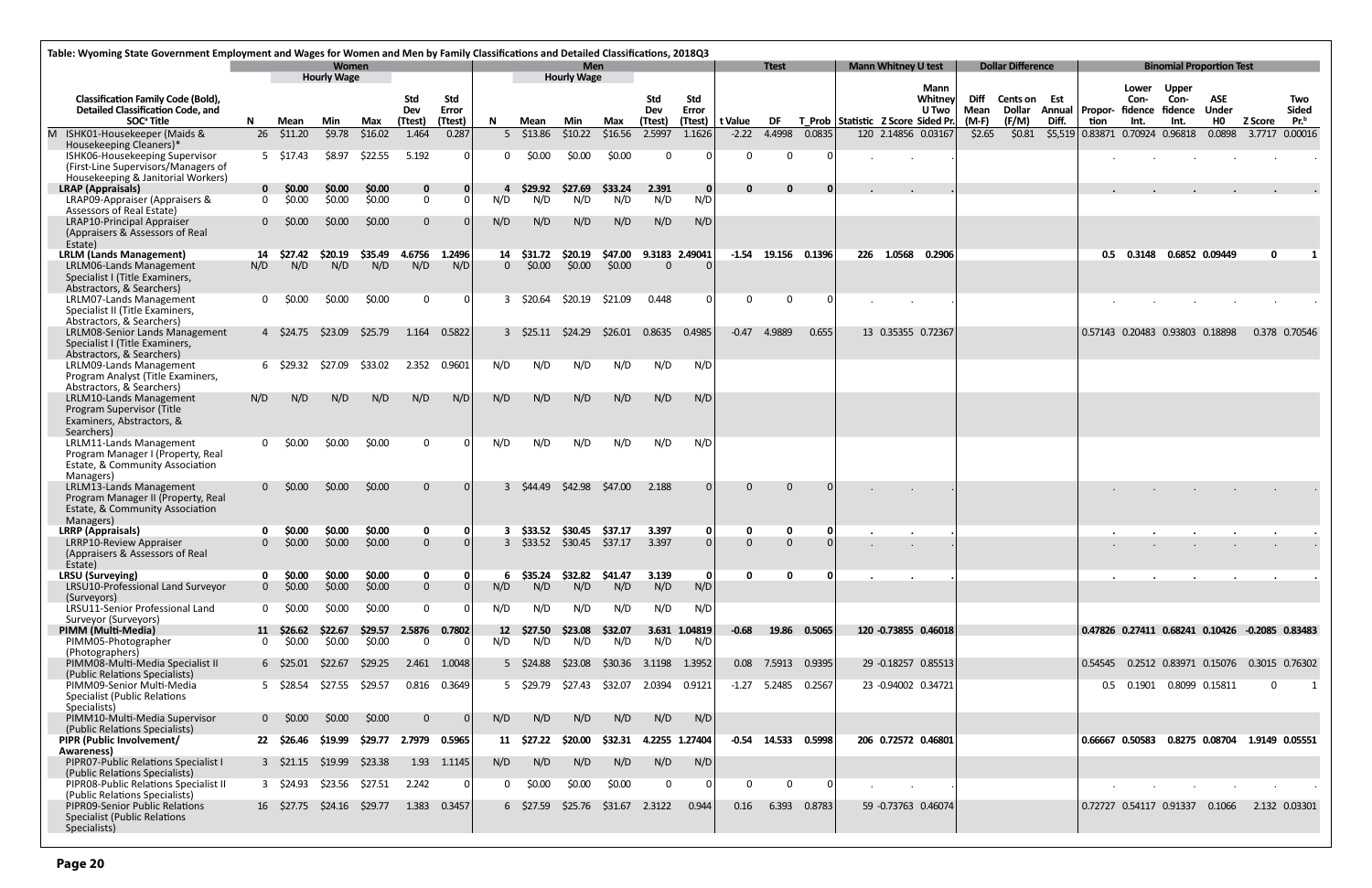Table: Wyoming State Government Employment and Wages for Women and Men by Family Classifications and Detailed Classifications, 2018Q3

| Classification Family Code (Bold), Detailed Classification Code, and SOC[a] Title | Women N | Women Hourly Wage Mean | Women Hourly Wage Min | Women Hourly Wage Max | Women Std Dev (Ttest) | Women Std Error (Ttest) | Men N | Men Hourly Wage Mean | Men Hourly Wage Min | Men Hourly Wage Max | Men Std Dev (Ttest) | Men Std Error (Ttest) | Ttest t Value | Ttest DF | Ttest T_Prob | Mann Whitney U test Statistic | Mann Whitney U test Z Score | Mann Whitney U Two Sided Pr. | Dollar Difference Diff Mean (M-F) | Dollar Difference Cents on Dollar (F/M) | Dollar Difference Est Annual Diff. | Binomial Proportion Test Proportion | Binomial Proportion Test Lower Confidence Int. | Binomial Proportion Test Upper Confidence Int. | Binomial Proportion Test ASE Under H0 | Binomial Proportion Test Z Score | Binomial Proportion Test Two Sided Pr.[b] |
|---|---|---|---|---|---|---|---|---|---|---|---|---|---|---|---|---|---|---|---|---|---|---|---|---|---|---|---|
| M ISHK01-Housekeeper (Maids & Housekeeping Cleaners)* | 26 | $11.20 | $9.78 | $16.02 | 1.464 | 0.287 | 5 | $13.86 | $10.22 | $16.56 | 2.5997 | 1.1626 | -2.22 | 4.4998 | 0.0835 | 120 | 2.14856 | 0.03167 | $2.65 | $0.81 | $5,519 | 0.83871 | 0.70924 | 0.96818 | 0.0898 | 3.7717 | 0.00016 |
| ISHK06-Housekeeping Supervisor (First-Line Supervisors/Managers of Housekeeping & Janitorial Workers) | 5 | $17.43 | $8.97 | $22.55 | 5.192 | 0 | 0 | $0.00 | $0.00 | $0.00 | 0 | 0 | 0 | 0 | 0 | . | . | . | | | | . | . | . | . | . | . |
| **LRAP (Appraisals)** | **0** | **$0.00** | **$0.00** | **$0.00** | **0** | **0** | **4** | **$29.92** | **$27.69** | **$33.24** | **2.391** | **0** | **0** | **0** | **0** | **.** | **.** | **.** | | | | **.** | **.** | **.** | **.** | **.** | **.** |
| LRAP09-Appraiser (Appraisers & Assessors of Real Estate) | 0 | $0.00 | $0.00 | $0.00 | 0 | 0 | N/D | N/D | N/D | N/D | N/D | N/D | | | | | | | | | | | | | | | |
| LRAP10-Principal Appraiser (Appraisers & Assessors of Real Estate) | 0 | $0.00 | $0.00 | $0.00 | 0 | 0 | N/D | N/D | N/D | N/D | N/D | N/D | | | | | | | | | | | | | | | |
| **LRLM (Lands Management)** | **14** | **$27.42** | **$20.19** | **$35.49** | **4.6756** | **1.2496** | **14** | **$31.72** | **$20.19** | **$47.00** | **9.3183** | **2.49041** | **-1.54** | **19.156** | **0.1396** | **226** | **1.0568** | **0.2906** | | | | **0.5** | **0.3148** | **0.6852** | **0.09449** | **0** | **1** |
| LRLM06-Lands Management Specialist I (Title Examiners, Abstractors, & Searchers) | N/D | N/D | N/D | N/D | N/D | N/D | 0 | $0.00 | $0.00 | $0.00 | 0 | 0 | | | | | | | | | | | | | | | |
| LRLM07-Lands Management Specialist II (Title Examiners, Abstractors, & Searchers) | 0 | $0.00 | $0.00 | $0.00 | 0 | 0 | 3 | $20.64 | $20.19 | $21.09 | 0.448 | 0 | 0 | 0 | 0 | . | . | . | | | | . | . | . | . | . | . |
| LRLM08-Senior Lands Management Specialist I (Title Examiners, Abstractors, & Searchers) | 4 | $24.75 | $23.09 | $25.79 | 1.164 | 0.5822 | 3 | $25.11 | $24.29 | $26.01 | 0.8635 | 0.4985 | -0.47 | 4.9889 | 0.655 | 13 | 0.35355 | 0.72367 | | | | 0.57143 | 0.20483 | 0.93803 | 0.18898 | 0.378 | 0.70546 |
| LRLM09-Lands Management Program Analyst (Title Examiners, Abstractors, & Searchers) | 6 | $29.32 | $27.09 | $33.02 | 2.352 | 0.9601 | N/D | N/D | N/D | N/D | N/D | N/D | | | | | | | | | | | | | | | |
| LRLM10-Lands Management Program Supervisor (Title Examiners, Abstractors, & Searchers) | N/D | N/D | N/D | N/D | N/D | N/D | N/D | N/D | N/D | N/D | N/D | N/D | | | | | | | | | | | | | | | |
| LRLM11-Lands Management Program Manager I (Property, Real Estate, & Community Association Managers) | 0 | $0.00 | $0.00 | $0.00 | 0 | 0 | N/D | N/D | N/D | N/D | N/D | N/D | | | | | | | | | | | | | | | |
| LRLM13-Lands Management Program Manager II (Property, Real Estate, & Community Association Managers) | 0 | $0.00 | $0.00 | $0.00 | 0 | 0 | 3 | $44.49 | $42.98 | $47.00 | 2.188 | 0 | 0 | 0 | 0 | . | . | . | | | | . | . | . | . | . | . |
| **LRRP (Appraisals)** | **0** | **$0.00** | **$0.00** | **$0.00** | **0** | **0** | **3** | **$33.52** | **$30.45** | **$37.17** | **3.397** | **0** | **0** | **0** | **0** | **.** | **.** | **.** | | | | **.** | **.** | **.** | **.** | **.** | **.** |
| LRRP10-Review Appraiser (Appraisers & Assessors of Real Estate) | 0 | $0.00 | $0.00 | $0.00 | 0 | 0 | 3 | $33.52 | $30.45 | $37.17 | 3.397 | 0 | 0 | 0 | 0 | . | . | . | | | | . | . | . | . | . | . |
| **LRSU (Surveying)** | **0** | **$0.00** | **$0.00** | **$0.00** | **0** | **0** | **6** | **$35.24** | **$32.82** | **$41.47** | **3.139** | **0** | **0** | **0** | **0** | **.** | **.** | **.** | | | | **.** | **.** | **.** | **.** | **.** | **.** |
| LRSU10-Professional Land Surveyor (Surveyors) | 0 | $0.00 | $0.00 | $0.00 | 0 | 0 | N/D | N/D | N/D | N/D | N/D | N/D | | | | | | | | | | | | | | | |
| LRSU11-Senior Professional Land Surveyor (Surveyors) | 0 | $0.00 | $0.00 | $0.00 | 0 | 0 | N/D | N/D | N/D | N/D | N/D | N/D | | | | | | | | | | | | | | | |
| **PIMM (Multi-Media)** | **11** | **$26.62** | **$22.67** | **$29.57** | **2.5876** | **0.7802** | **12** | **$27.50** | **$23.08** | **$32.07** | **3.631** | **1.04819** | **-0.68** | **19.86** | **0.5065** | **120** | **-0.73855** | **0.46018** | | | | **0.47826** | **0.27411** | **0.68241** | **0.10426** | **-0.2085** | **0.83483** |
| PIMM05-Photographer (Photographers) | 0 | $0.00 | $0.00 | $0.00 | 0 | 0 | N/D | N/D | N/D | N/D | N/D | N/D | | | | | | | | | | | | | | | |
| PIMM08-Multi-Media Specialist II (Public Relations Specialists) | 6 | $25.01 | $22.67 | $29.25 | 2.461 | 1.0048 | 5 | $24.88 | $23.08 | $30.36 | 3.1198 | 1.3952 | 0.08 | 7.5913 | 0.9395 | 29 | -0.18257 | 0.85513 | | | | 0.54545 | 0.2512 | 0.83971 | 0.15076 | 0.3015 | 0.76302 |
| PIMM09-Senior Multi-Media Specialist (Public Relations Specialists) | 5 | $28.54 | $27.55 | $29.57 | 0.816 | 0.3649 | 5 | $29.79 | $27.43 | $32.07 | 2.0394 | 0.9121 | -1.27 | 5.2485 | 0.2567 | 23 | -0.94002 | 0.34721 | | | | 0.5 | 0.1901 | 0.8099 | 0.15811 | 0 | 1 |
| PIMM10-Multi-Media Supervisor (Public Relations Specialists) | 0 | $0.00 | $0.00 | $0.00 | 0 | 0 | N/D | N/D | N/D | N/D | N/D | N/D | | | | | | | | | | | | | | | |
| **PIPR (Public Involvement/ Awareness)** | **22** | **$26.46** | **$19.99** | **$29.77** | **2.7979** | **0.5965** | **11** | **$27.22** | **$20.00** | **$32.31** | **4.2255** | **1.27404** | **-0.54** | **14.533** | **0.5998** | **206** | **0.72572** | **0.46801** | | | | **0.66667** | **0.50583** | **0.8275** | **0.08704** | **1.9149** | **0.05551** |
| PIPR07-Public Relations Specialist I (Public Relations Specialists) | 3 | $21.15 | $19.99 | $23.38 | 1.93 | 1.1145 | N/D | N/D | N/D | N/D | N/D | N/D | | | | | | | | | | | | | | | |
| PIPR08-Public Relations Specialist II (Public Relations Specialists) | 3 | $24.93 | $23.56 | $27.51 | 2.242 | 0 | 0 | $0.00 | $0.00 | $0.00 | 0 | 0 | 0 | 0 | 0 | . | . | . | | | | . | . | . | . | . | . |
| PIPR09-Senior Public Relations Specialist (Public Relations Specialists) | 16 | $27.75 | $24.16 | $29.77 | 1.383 | 0.3457 | 6 | $27.59 | $25.76 | $31.67 | 2.3122 | 0.944 | 0.16 | 6.393 | 0.8783 | 59 | -0.73763 | 0.46074 | | | | 0.72727 | 0.54117 | 0.91337 | 0.1066 | 2.132 | 0.03301 |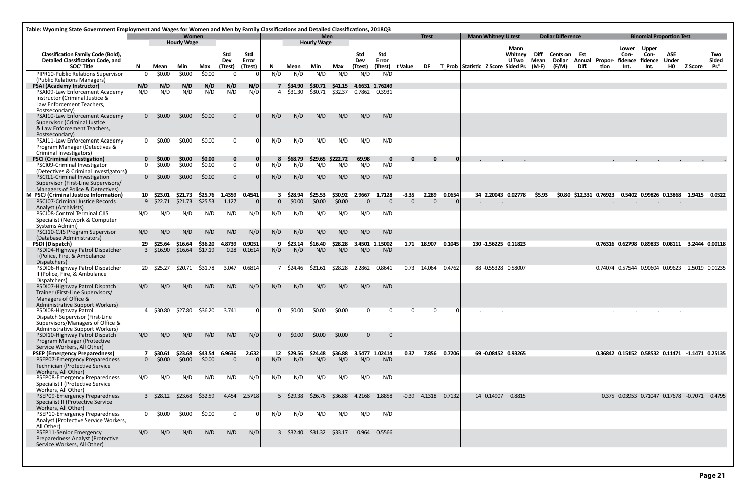**Table: Wyoming State Government Employment and Wages for Women and Men by Family Classifications and Detailed Classifications, 2018Q3**

| | Women | | | | | | Men | | | | | | Ttest | | | Mann Whitney U test | | | Dollar Difference | | | Binomial Proportion Test | | | | | |
|---|---|---|---|---|---|---|---|---|---|---|---|---|---|---|---|---|---|---|---|---|---|---|---|---|---|---|---|
| | | Hourly Wage | | | | | | Hourly Wage | | | | | | | | | | | | | | | | | | | |
| Classification Family Code (Bold), Detailed Classification Code, and SOC[a] Title | N | Mean | Min | Max | Std Dev (Ttest) | Std Error (Ttest) | N | Mean | Min | Max | Std Dev (Ttest) | Std Error (Ttest) | t Value | DF | T_Prob | Statistic | Z Score | Mann Whitney U Two Sided Pr. | Diff Mean (M-F) | Cents on Dollar (F/M) | Est Annual Diff. | Proportion | Lower Confidence Int. | Upper Confidence Int. | ASE Under H0 | Z Score | Two Sided Pr.[b] |
| PIPR10-Public Relations Supervisor (Public Relations Managers) | 0 | $0.00 | $0.00 | $0.00 | 0 | 0 | N/D | N/D | N/D | N/D | N/D | N/D | | | | | | | | | | | | | | | |
| **PSAI (Academy Instructor)** | **N/D** | **N/D** | **N/D** | **N/D** | **N/D** | **N/D** | **7** | **$34.90** | **$30.71** | **$41.15** | **4.6631** | **1.76249** | | | | | | | | | | | | | | | |
| PSAI09-Law Enforcement Academy Instructor (Criminal Justice & Law Enforcement Teachers, Postsecondary) | N/D | N/D | N/D | N/D | N/D | N/D | 4 | $31.30 | $30.71 | $32.37 | 0.7862 | 0.3931 | | | | | | | | | | | | | | | |
| PSAI10-Law Enforcement Academy Supervisor (Criminal Justice & Law Enforcement Teachers, Postsecondary) | 0 | $0.00 | $0.00 | $0.00 | 0 | 0 | N/D | N/D | N/D | N/D | N/D | N/D | | | | | | | | | | | | | | | |
| PSAI11-Law Enforcement Academy Program Manager (Detectives & Criminal Investigators) | 0 | $0.00 | $0.00 | $0.00 | 0 | 0 | N/D | N/D | N/D | N/D | N/D | N/D | | | | | | | | | | | | | | | |
| **PSCI (Criminal Investigation)** | **0** | **$0.00** | **$0.00** | **$0.00** | **0** | **0** | **8** | **$68.79** | **$29.65** | **$222.72** | **69.98** | **0** | **0** | **0** | **0** | **.** | **.** | **.** | | | | **.** | **.** | **.** | **.** | **.** | **.** |
| PSCI09-Criminal Investigator (Detectives & Criminal Investigators) | 0 | $0.00 | $0.00 | $0.00 | 0 | 0 | N/D | N/D | N/D | N/D | N/D | N/D | | | | | | | | | | | | | | | |
| PSCI11-Criminal Investigation Supervisor (First-Line Supervisors/ Managers of Police & Detectives) | 0 | $0.00 | $0.00 | $0.00 | 0 | 0 | N/D | N/D | N/D | N/D | N/D | N/D | | | | | | | | | | | | | | | |
| **M PSCJ (Criminal Justice Information)** | **10** | **$23.01** | **$21.73** | **$25.76** | **1.4359** | **0.4541** | **3** | **$28.94** | **$25.53** | **$30.92** | **2.9667** | **1.7128** | **-3.35** | **2.289** | **0.0654** | **34** | **2.20043** | **0.02778** | **$5.93** | **$0.80** | **$12,331** | **0.76923** | **0.5402** | **0.99826** | **0.13868** | **1.9415** | **0.0522** |
| PSCJ07-Criminal Justice Records Analyst (Archivists) | 9 | $22.71 | $21.73 | $25.53 | 1.127 | 0 | 0 | $0.00 | $0.00 | $0.00 | 0 | 0 | 0 | 0 | 0 | . | . | . | | | | . | . | . | . | . | . |
| PSCJ08-Control Terminal CJIS Specialist (Network & Computer Systems Admini) | N/D | N/D | N/D | N/D | N/D | N/D | N/D | N/D | N/D | N/D | N/D | N/D | | | | | | | | | | | | | | | |
| PSCJ10-CJIS Program Supervisor (Database Administrators) | N/D | N/D | N/D | N/D | N/D | N/D | N/D | N/D | N/D | N/D | N/D | N/D | | | | | | | | | | | | | | | |
| **PSDI (Dispatch)** | **29** | **$25.64** | **$16.64** | **$36.20** | **4.8739** | **0.9051** | **9** | **$23.14** | **$16.40** | **$28.28** | **3.4501** | **1.15002** | **1.71** | **18.907** | **0.1045** | **130** | **-1.56225** | **0.11823** | | | | **0.76316** | **0.62798** | **0.89833** | **0.08111** | **3.2444** | **0.00118** |
| PSDI04-Highway Patrol Dispatcher I (Police, Fire, & Ambulance Dispatchers) | 3 | $16.90 | $16.64 | $17.19 | 0.28 | 0.1614 | N/D | N/D | N/D | N/D | N/D | N/D | | | | | | | | | | | | | | | |
| PSDI06-Highway Patrol Dispatcher II (Police, Fire, & Ambulance Dispatchers) | 20 | $25.27 | $20.71 | $31.78 | 3.047 | 0.6814 | 7 | $24.46 | $21.61 | $28.28 | 2.2862 | 0.8641 | 0.73 | 14.064 | 0.4762 | 88 | -0.55328 | 0.58007 | | | | 0.74074 | 0.57544 | 0.90604 | 0.09623 | 2.5019 | 0.01235 |
| PSDI07-Highway Patrol Dispatch Trainer (First-Line Supervisors/ Managers of Office & Administrative Support Workers) | N/D | N/D | N/D | N/D | N/D | N/D | N/D | N/D | N/D | N/D | N/D | N/D | | | | | | | | | | | | | | | |
| PSDI08-Highway Patrol Dispatch Supervisor (First-Line Supervisors/Managers of Office & Administrative Support Workers) | 4 | $30.80 | $27.80 | $36.20 | 3.741 | 0 | 0 | $0.00 | $0.00 | $0.00 | 0 | 0 | 0 | 0 | 0 | . | . | . | | | | . | . | . | . | . | . |
| PSDI10-Highway Patrol Dispatch Program Manager (Protective Service Workers, All Other) | N/D | N/D | N/D | N/D | N/D | N/D | 0 | $0.00 | $0.00 | $0.00 | 0 | 0 | | | | | | | | | | | | | | | |
| **PSEP (Emergency Preparedness)** | **7** | **$30.61** | **$23.68** | **$43.54** | **6.9636** | **2.632** | **12** | **$29.56** | **$24.48** | **$36.88** | **3.5477** | **1.02414** | **0.37** | **7.856** | **0.7206** | **69** | **-0.08452** | **0.93265** | | | | **0.36842** | **0.15152** | **0.58532** | **0.11471** | **-1.1471** | **0.25135** |
| PSEP07-Emergency Preparedness Technician (Protective Service Workers, All Other) | 0 | $0.00 | $0.00 | $0.00 | 0 | 0 | N/D | N/D | N/D | N/D | N/D | N/D | | | | | | | | | | | | | | | |
| PSEP08-Emergency Preparedness Specialist I (Protective Service Workers, All Other) | N/D | N/D | N/D | N/D | N/D | N/D | N/D | N/D | N/D | N/D | N/D | N/D | | | | | | | | | | | | | | | |
| PSEP09-Emergency Preparedness Specialist II (Protective Service Workers, All Other) | 3 | $28.12 | $23.68 | $32.59 | 4.454 | 2.5718 | 5 | $29.38 | $26.76 | $36.88 | 4.2168 | 1.8858 | -0.39 | 4.1318 | 0.7132 | 14 | 0.14907 | 0.8815 | | | | 0.375 | 0.03953 | 0.71047 | 0.17678 | -0.7071 | 0.4795 |
| PSEP10-Emergency Preparedness Analyst (Protective Service Workers, All Other) | 0 | $0.00 | $0.00 | $0.00 | 0 | 0 | N/D | N/D | N/D | N/D | N/D | N/D | | | | | | | | | | | | | | | |
| PSEP11-Senior Emergency Preparedness Analyst (Protective Service Workers, All Other) | N/D | N/D | N/D | N/D | N/D | N/D | 3 | $32.40 | $31.32 | $33.17 | 0.964 | 0.5566 | | | | | | | | | | | | | | | |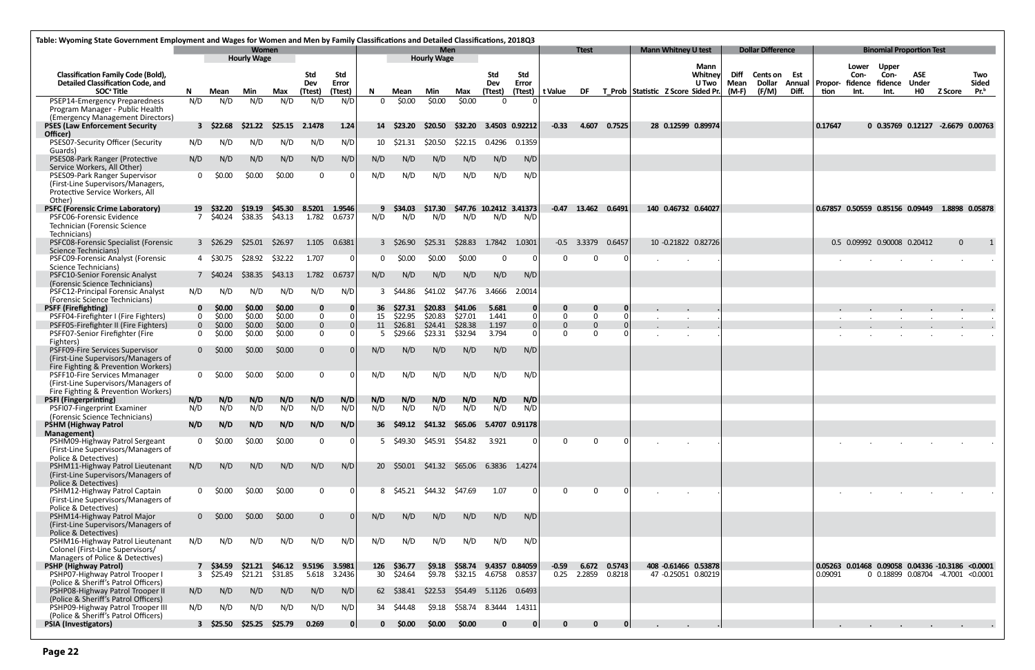**Table: Wyoming State Government Employment and Wages for Women and Men by Family Classifications and Detailed Classifications, 2018Q3**

| Classification Family Code (Bold), Detailed Classification Code, and SOC[a] Title | Women N | Women Hourly Wage Mean | Women Hourly Wage Min | Women Hourly Wage Max | Women Std Dev (Ttest) | Women Std Error (Ttest) | Men N | Men Hourly Wage Mean | Men Hourly Wage Min | Men Hourly Wage Max | Men Std Dev (Ttest) | Men Std Error (Ttest) | Ttest t Value | Ttest DF | Ttest T_Prob | Mann Whitney U test Statistic | Mann Whitney U test Z Score | Mann Whitney U Two Sided Pr. | Dollar Difference Diff Mean (M-F) | Dollar Difference Cents on Dollar (F/M) | Dollar Difference Est Annual Diff. | Binomial Proportion Test Proportion | Lower Confidence Int. | Upper Confidence Int. | ASE Under H0 | Z Score | Two Sided Pr.[b] |
|---|---|---|---|---|---|---|---|---|---|---|---|---|---|---|---|---|---|---|---|---|---|---|---|---|---|---|---|
| PSEP14-Emergency Preparedness Program Manager - Public Health (Emergency Management Directors) | N/D | N/D | N/D | N/D | N/D | N/D | 0 | $0.00 | $0.00 | $0.00 | 0 | 0 | | | | | | | | | | | | | | | |
| **PSES (Law Enforcement Security Officer)** | **3** | **$22.68** | **$21.22** | **$25.15** | **2.1478** | **1.24** | **14** | **$23.20** | **$20.50** | **$32.20** | **3.4503** | **0.92212** | **-0.33** | **4.607** | **0.7525** | **28** | **0.12599** | **0.89974** | | | | **0.17647** | **0** | **0.35769** | **0.12127** | **-2.6679** | **0.00763** |
| PSES07-Security Officer (Security Guards) | N/D | N/D | N/D | N/D | N/D | N/D | 10 | $21.31 | $20.50 | $22.15 | 0.4296 | 0.1359 | | | | | | | | | | | | | | | |
| PSES08-Park Ranger (Protective Service Workers, All Other) | N/D | N/D | N/D | N/D | N/D | N/D | N/D | N/D | N/D | N/D | N/D | N/D | | | | | | | | | | | | | | | |
| PSES09-Park Ranger Supervisor (First-Line Supervisors/Managers, Protective Service Workers, All Other) | 0 | $0.00 | $0.00 | $0.00 | 0 | 0 | N/D | N/D | N/D | N/D | N/D | N/D | | | | | | | | | | | | | | | |
| **PSFC (Forensic Crime Laboratory)** | **19** | **$32.20** | **$19.19** | **$45.30** | **8.5201** | **1.9546** | **9** | **$34.03** | **$17.30** | **$47.76** | **10.2412** | **3.41373** | **-0.47** | **13.462** | **0.6491** | **140** | **0.46732** | **0.64027** | | | | **0.67857** | **0.50559** | **0.85156** | **0.09449** | **1.8898** | **0.05878** |
| PSFC06-Forensic Evidence Technician (Forensic Science Technicians) | 7 | $40.24 | $38.35 | $43.13 | 1.782 | 0.6737 | N/D | N/D | N/D | N/D | N/D | N/D | | | | | | | | | | | | | | | |
| PSFC08-Forensic Specialist (Forensic Science Technicians) | 3 | $26.29 | $25.01 | $26.97 | 1.105 | 0.6381 | 3 | $26.90 | $25.31 | $28.83 | 1.7842 | 1.0301 | -0.5 | 3.3379 | 0.6457 | 10 | -0.21822 | 0.82726 | | | | | 0.5 | 0.09992 | 0.90008 | 0.20412 | 0 | 1 |
| PSFC09-Forensic Analyst (Forensic Science Technicians) | 4 | $30.75 | $28.92 | $32.22 | 1.707 | 0 | 0 | $0.00 | $0.00 | $0.00 | 0 | 0 | 0 | 0 | 0 | . | . | . | | | | . | . | . | . | . | . |
| PSFC10-Senior Forensic Analyst (Forensic Science Technicians) | 7 | $40.24 | $38.35 | $43.13 | 1.782 | 0.6737 | N/D | N/D | N/D | N/D | N/D | N/D | | | | | | | | | | | | | | | |
| PSFC12-Principal Forensic Analyst (Forensic Science Technicians) | N/D | N/D | N/D | N/D | N/D | N/D | 3 | $44.86 | $41.02 | $47.76 | 3.4666 | 2.0014 | | | | | | | | | | | | | | | |
| **PSFF (Firefighting)** | **0** | **$0.00** | **$0.00** | **$0.00** | **0** | **0** | **36** | **$27.31** | **$20.83** | **$41.06** | **5.681** | **0** | **0** | **0** | **0** | **.** | **.** | **.** | | | | **.** | **.** | **.** | **.** | **.** | **.** |
| PSFF04-Firefighter I (Fire Fighters) | 0 | $0.00 | $0.00 | $0.00 | 0 | 0 | 15 | $22.95 | $20.83 | $27.01 | 1.441 | 0 | 0 | 0 | 0 | . | . | . | | | | . | . | . | . | . | . |
| PSFF05-Firefighter II (Fire Fighters) | 0 | $0.00 | $0.00 | $0.00 | 0 | 0 | 11 | $26.81 | $24.41 | $28.38 | 1.197 | 0 | 0 | 0 | 0 | . | . | . | | | | . | . | . | . | . | . |
| PSFF07-Senior Firefighter (Fire Fighters) | 0 | $0.00 | $0.00 | $0.00 | 0 | 0 | 5 | $29.66 | $23.31 | $32.94 | 3.794 | 0 | 0 | 0 | 0 | . | . | . | | | | . | . | . | . | . | . |
| PSFF09-Fire Services Supervisor (First-Line Supervisors/Managers of Fire Fighting & Prevention Workers) | 0 | $0.00 | $0.00 | $0.00 | 0 | 0 | N/D | N/D | N/D | N/D | N/D | N/D | | | | | | | | | | | | | | | |
| PSFF10-Fire Services Mmanager (First-Line Supervisors/Managers of Fire Fighting & Prevention Workers) | 0 | $0.00 | $0.00 | $0.00 | 0 | 0 | N/D | N/D | N/D | N/D | N/D | N/D | | | | | | | | | | | | | | | |
| **PSFI (Fingerprinting)** | **N/D** | **N/D** | **N/D** | **N/D** | **N/D** | **N/D** | **N/D** | **N/D** | **N/D** | **N/D** | **N/D** | **N/D** | | | | | | | | | | | | | | | |
| PSFI07-Fingerprint Examiner (Forensic Science Technicians) | N/D | N/D | N/D | N/D | N/D | N/D | N/D | N/D | N/D | N/D | N/D | N/D | | | | | | | | | | | | | | | |
| **PSHM (Highway Patrol Management)** | **N/D** | **N/D** | **N/D** | **N/D** | **N/D** | **N/D** | **36** | **$49.12** | **$41.32** | **$65.06** | **5.4707** | **0.91178** | | | | | | | | | | | | | | | |
| PSHM09-Highway Patrol Sergeant (First-Line Supervisors/Managers of Police & Detectives) | 0 | $0.00 | $0.00 | $0.00 | 0 | 0 | 5 | $49.30 | $45.91 | $54.82 | 3.921 | 0 | 0 | 0 | 0 | . | . | . | | | | . | . | . | . | . | . |
| PSHM11-Highway Patrol Lieutenant (First-Line Supervisors/Managers of Police & Detectives) | N/D | N/D | N/D | N/D | N/D | N/D | 20 | $50.01 | $41.32 | $65.06 | 6.3836 | 1.4274 | | | | | | | | | | | | | | | |
| PSHM12-Highway Patrol Captain (First-Line Supervisors/Managers of Police & Detectives) | 0 | $0.00 | $0.00 | $0.00 | 0 | 0 | 8 | $45.21 | $44.32 | $47.69 | 1.07 | 0 | 0 | 0 | 0 | . | . | . | | | | . | . | . | . | . | . |
| PSHM14-Highway Patrol Major (First-Line Supervisors/Managers of Police & Detectives) | 0 | $0.00 | $0.00 | $0.00 | 0 | 0 | N/D | N/D | N/D | N/D | N/D | N/D | | | | | | | | | | | | | | | |
| PSHM16-Highway Patrol Lieutenant Colonel (First-Line Supervisors/ Managers of Police & Detectives) | N/D | N/D | N/D | N/D | N/D | N/D | N/D | N/D | N/D | N/D | N/D | N/D | | | | | | | | | | | | | | | |
| **PSHP (Highway Patrol)** | **7** | **$34.59** | **$21.21** | **$46.12** | **9.5196** | **3.5981** | **126** | **$36.77** | **$9.18** | **$58.74** | **9.4357** | **0.84059** | **-0.59** | **6.672** | **0.5743** | **408** | **-0.61466** | **0.53878** | | | | **0.05263** | **0.01468** | **0.09058** | **0.04336** | **-10.3186** | **<0.0001** |
| PSHP07-Highway Patrol Trooper I (Police & Sheriff's Patrol Officers) | 3 | $25.49 | $21.21 | $31.85 | 5.618 | 3.2436 | 30 | $24.64 | $9.78 | $32.15 | 4.6758 | 0.8537 | 0.25 | 2.2859 | 0.8218 | 47 | -0.25051 | 0.80219 | | | | 0.09091 | 0 | 0.18899 | 0.08704 | -4.7001 | <0.0001 |
| PSHP08-Highway Patrol Trooper II (Police & Sheriff's Patrol Officers) | N/D | N/D | N/D | N/D | N/D | N/D | 62 | $38.41 | $22.53 | $54.49 | 5.1126 | 0.6493 | | | | | | | | | | | | | | | |
| PSHP09-Highway Patrol Trooper III (Police & Sheriff's Patrol Officers) | N/D | N/D | N/D | N/D | N/D | N/D | 34 | $44.48 | $9.18 | $58.74 | 8.3444 | 1.4311 | | | | | | | | | | | | | | | |
| **PSIA (Investigators)** | **3** | **$25.50** | **$25.25** | **$25.79** | **0.269** | **0** | **0** | **$0.00** | **$0.00** | **$0.00** | **0** | **0** | **0** | **0** | **0** | **.** | **.** | **.** | | | | **.** | **.** | **.** | **.** | **.** | **.** |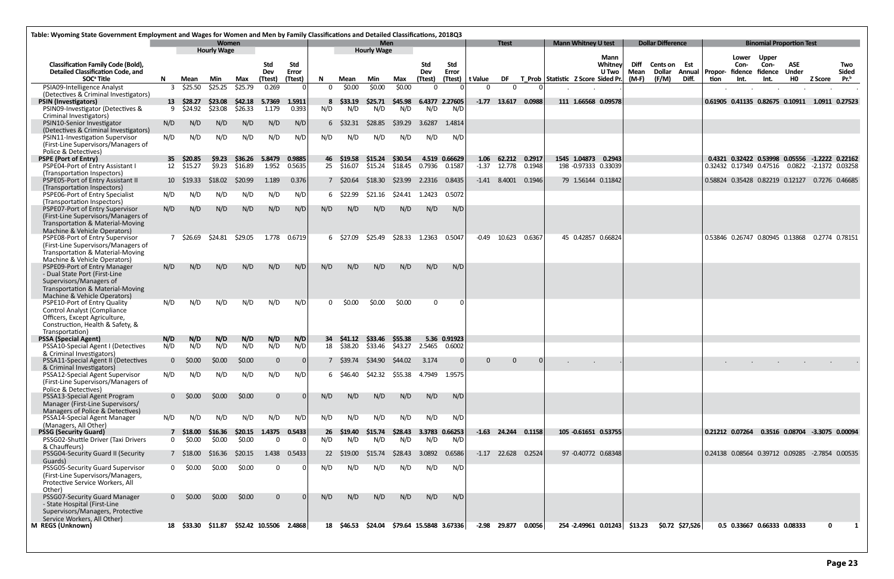Table: Wyoming State Government Employment and Wages for Women and Men by Family Classifications and Detailed Classifications, 2018Q3

| Classification Family Code (Bold), Detailed Classification Code, and SOC[a] Title | Women | | | | | | Men | | | | | | Ttest | | | Mann Whitney U test | | | Dollar Difference | | | Binomial Proportion Test | | | | | |
|---|---|---|---|---|---|---|---|---|---|---|---|---|---|---|---|---|---|---|---|---|---|---|---|---|---|---|---|
| | | Hourly Wage | | | | | | Hourly Wage | | | | | | | | | | | | | | | | | | | |
| | N | Mean | Min | Max | Std Dev (Ttest) | Std Error (Ttest) | N | Mean | Min | Max | Std Dev (Ttest) | Std Error (Ttest) | t Value | DF | T_Prob | Statistic | Z Score | Mann Whitney U Two Sided Pr. | Diff Mean (M-F) | Cents on Dollar (F/M) | Est Annual Diff. | Proportion | Lower Confidence Int. | Upper Confidence Int. | ASE Under H0 | Z Score | Two Sided Pr.[b] |
| PSIA09-Intelligence Analyst (Detectives & Criminal Investigators) | 3 | $25.50 | $25.25 | $25.79 | 0.269 | 0 | 0 | $0.00 | $0.00 | $0.00 | 0 | 0 | 0 | 0 | 0 | . | . | . | | | | . | . | . | . | . | . |
| **PSIN (Investigators)** | **13** | **$28.27** | **$23.08** | **$42.18** | **5.7369** | **1.5911** | **8** | **$33.19** | **$25.71** | **$45.98** | **6.4377** | **2.27605** | **-1.77** | **13.617** | **0.0988** | **111** | **1.66568** | **0.09578** | | | | **0.61905** | **0.41135** | **0.82675** | **0.10911** | **1.0911** | **0.27523** |
| PSIN09-Investigator (Detectives & Criminal Investigators) | 9 | $24.92 | $23.08 | $26.33 | 1.179 | 0.393 | N/D | N/D | N/D | N/D | N/D | N/D | | | | | | | | | | | | | | | |
| PSIN10-Senior Investigator (Detectives & Criminal Investigators) | N/D | N/D | N/D | N/D | N/D | N/D | 6 | $32.31 | $28.85 | $39.29 | 3.6287 | 1.4814 | | | | | | | | | | | | | | | |
| PSIN11-Investigation Supervisor (First-Line Supervisors/Managers of Police & Detectives) | N/D | N/D | N/D | N/D | N/D | N/D | N/D | N/D | N/D | N/D | N/D | N/D | | | | | | | | | | | | | | | |
| **PSPE (Port of Entry)** | **35** | **$20.85** | **$9.23** | **$36.26** | **5.8479** | **0.9885** | **46** | **$19.58** | **$15.24** | **$30.54** | **4.519** | **0.66629** | **1.06** | **62.212** | **0.2917** | **1545** | **1.04873** | **0.2943** | | | | **0.4321** | **0.32422** | **0.53998** | **0.05556** | **-1.2222** | **0.22162** |
| PSPE04-Port of Entry Assistant I (Transportation Inspectors) | 12 | $15.27 | $9.23 | $16.89 | 1.952 | 0.5635 | 25 | $16.07 | $15.24 | $18.45 | 0.7936 | 0.1587 | -1.37 | 12.778 | 0.1948 | 198 | -0.97333 | 0.33039 | | | | 0.32432 | 0.17349 | 0.47516 | 0.0822 | -2.1372 | 0.03258 |
| PSPE05-Port of Entry Assistant II (Transportation Inspectors) | 10 | $19.33 | $18.02 | $20.99 | 1.189 | 0.376 | 7 | $20.64 | $18.30 | $23.99 | 2.2316 | 0.8435 | -1.41 | 8.4001 | 0.1946 | 79 | 1.56144 | 0.11842 | | | | 0.58824 | 0.35428 | 0.82219 | 0.12127 | 0.7276 | 0.46685 |
| PSPE06-Port of Entry Specialist (Transportation Inspectors) | N/D | N/D | N/D | N/D | N/D | N/D | 6 | $22.99 | $21.16 | $24.41 | 1.2423 | 0.5072 | | | | | | | | | | | | | | | |
| PSPE07-Port of Entry Supervisor (First-Line Supervisors/Managers of Transportation & Material-Moving Machine & Vehicle Operators) | N/D | N/D | N/D | N/D | N/D | N/D | N/D | N/D | N/D | N/D | N/D | N/D | | | | | | | | | | | | | | | |
| PSPE08-Port of Entry Supervisor (First-Line Supervisors/Managers of Transportation & Material-Moving Machine & Vehicle Operators) | 7 | $26.69 | $24.81 | $29.05 | 1.778 | 0.6719 | 6 | $27.09 | $25.49 | $28.33 | 1.2363 | 0.5047 | -0.49 | 10.623 | 0.6367 | 45 | 0.42857 | 0.66824 | | | | 0.53846 | 0.26747 | 0.80945 | 0.13868 | 0.2774 | 0.78151 |
| PSPE09-Port of Entry Manager - Dual State Port (First-Line Supervisors/Managers of Transportation & Material-Moving Machine & Vehicle Operators) | N/D | N/D | N/D | N/D | N/D | N/D | N/D | N/D | N/D | N/D | N/D | N/D | | | | | | | | | | | | | | | |
| PSPE10-Port of Entry Quality Control Analyst (Compliance Officers, Except Agriculture, Construction, Health & Safety, & Transportation) | N/D | N/D | N/D | N/D | N/D | N/D | 0 | $0.00 | $0.00 | $0.00 | 0 | 0 | | | | | | | | | | | | | | | |
| **PSSA (Special Agent)** | **N/D** | **N/D** | **N/D** | **N/D** | **N/D** | **N/D** | **34** | **$41.12** | **$33.46** | **$55.38** | **5.36** | **0.91923** | | | | | | | | | | | | | | | |
| PSSA10-Special Agent I (Detectives & Criminal Investigators) | N/D | N/D | N/D | N/D | N/D | N/D | 18 | $38.20 | $33.46 | $43.27 | 2.5465 | 0.6002 | | | | | | | | | | | | | | | |
| PSSA11-Special Agent II (Detectives & Criminal Investigators) | 0 | $0.00 | $0.00 | $0.00 | 0 | 0 | 7 | $39.74 | $34.90 | $44.02 | 3.174 | 0 | 0 | 0 | 0 | . | . | . | | | | . | . | . | . | . | . |
| PSSA12-Special Agent Supervisor (First-Line Supervisors/Managers of Police & Detectives) | N/D | N/D | N/D | N/D | N/D | N/D | 6 | $46.40 | $42.32 | $55.38 | 4.7949 | 1.9575 | | | | | | | | | | | | | | | |
| PSSA13-Special Agent Program Manager (First-Line Supervisors/ Managers of Police & Detectives) | 0 | $0.00 | $0.00 | $0.00 | 0 | 0 | N/D | N/D | N/D | N/D | N/D | N/D | | | | | | | | | | | | | | | |
| PSSA14-Special Agent Manager (Managers, All Other) | N/D | N/D | N/D | N/D | N/D | N/D | N/D | N/D | N/D | N/D | N/D | N/D | | | | | | | | | | | | | | | |
| **PSSG (Security Guard)** | **7** | **$18.00** | **$16.36** | **$20.15** | **1.4375** | **0.5433** | **26** | **$19.40** | **$15.74** | **$28.43** | **3.3783** | **0.66253** | **-1.63** | **24.244** | **0.1158** | **105** | **-0.61651** | **0.53755** | | | | **0.21212** | **0.07264** | **0.3516** | **0.08704** | **-3.3075** | **0.00094** |
| PSSG02-Shuttle Driver (Taxi Drivers & Chauffeurs) | 0 | $0.00 | $0.00 | $0.00 | 0 | 0 | N/D | N/D | N/D | N/D | N/D | N/D | | | | | | | | | | | | | | | |
| PSSG04-Security Guard II (Security Guards) | 7 | $18.00 | $16.36 | $20.15 | 1.438 | 0.5433 | 22 | $19.00 | $15.74 | $28.43 | 3.0892 | 0.6586 | -1.17 | 22.628 | 0.2524 | 97 | -0.40772 | 0.68348 | | | | 0.24138 | 0.08564 | 0.39712 | 0.09285 | -2.7854 | 0.00535 |
| PSSG05-Security Guard Supervisor (First-Line Supervisors/Managers, Protective Service Workers, All Other) | 0 | $0.00 | $0.00 | $0.00 | 0 | 0 | N/D | N/D | N/D | N/D | N/D | N/D | | | | | | | | | | | | | | | |
| PSSG07-Security Guard Manager - State Hospital (First-Line Supervisors/Managers, Protective Service Workers, All Other) | 0 | $0.00 | $0.00 | $0.00 | 0 | 0 | N/D | N/D | N/D | N/D | N/D | N/D | | | | | | | | | | | | | | | |
| **M REGS (Unknown)** | **18** | **$33.30** | **$11.87** | **$52.42** | **10.5506** | **2.4868** | **18** | **$46.53** | **$24.04** | **$79.64** | **15.5848** | **3.67336** | **-2.98** | **29.877** | **0.0056** | **254** | **-2.49961** | **0.01243** | **$13.23** | **$0.72** | **$27,526** | **0.5** | **0.33667** | **0.66333** | **0.08333** | **0** | **1** |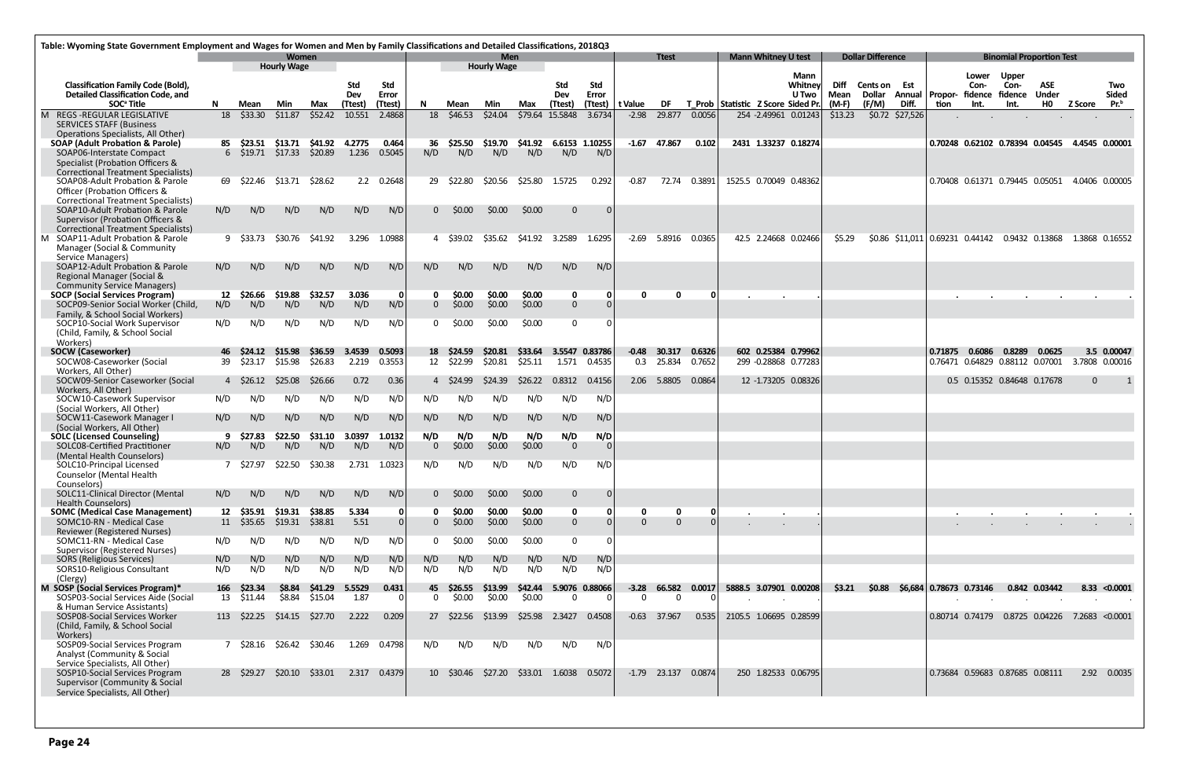Table: Wyoming State Government Employment and Wages for Women and Men by Family Classifications and Detailed Classifications, 2018Q3

| Classification Family Code (Bold), Detailed Classification Code, and SOC[a] Title | Women N | Women Hourly Wage Mean | Women Hourly Wage Min | Women Hourly Wage Max | Women Std Dev (Ttest) | Women Std Error (Ttest) | Men N | Men Hourly Wage Mean | Men Hourly Wage Min | Men Hourly Wage Max | Men Std Dev (Ttest) | Men Std Error (Ttest) | Ttest t Value | Ttest DF | Ttest T_Prob | Mann Whitney U test Statistic | Mann Whitney U test Z Score | Mann Whitney U Two Sided Pr. | Dollar Difference Diff Mean (M-F) | Dollar Difference Cents on Dollar (F/M) | Dollar Difference Est Annual Diff. | Binomial Proportion Test Proportion | Binomial Proportion Test Lower Confidence Int. | Binomial Proportion Test Upper Confidence Int. | Binomial Proportion Test ASE Under H0 | Binomial Proportion Test Z Score | Binomial Proportion Test Two Sided Pr.[b] |
|---|---|---|---|---|---|---|---|---|---|---|---|---|---|---|---|---|---|---|---|---|---|---|---|---|---|---|---|
| M REGS -REGULAR LEGISLATIVE SERVICES STAFF (Business Operations Specialists, All Other) | 18 | $33.30 | $11.87 | $52.42 | 10.551 | 2.4868 | 18 | $46.53 | $24.04 | $79.64 | 15.5848 | 3.6734 | -2.98 | 29.877 | 0.0056 | 254 | -2.49961 | 0.01243 | $13.23 | $0.72 | $27,526 | . | . | . | . | . | . |
| **SOAP (Adult Probation & Parole)** | **85** | **$23.51** | **$13.71** | **$41.92** | **4.2775** | **0.464** | **36** | **$25.50** | **$19.70** | **$41.92** | **6.6153** | **1.10255** | **-1.67** | **47.867** | **0.102** | **2431** | **1.33237** | **0.18274** | | | | **0.70248** | **0.62102** | **0.78394** | **0.04545** | **4.4545** | **0.00001** |
| SOAP06-Interstate Compact Specialist (Probation Officers & Correctional Treatment Specialists) | 6 | $19.71 | $17.33 | $20.89 | 1.236 | 0.5045 | N/D | N/D | N/D | N/D | N/D | N/D | | | | | | | | | | | | | | | |
| SOAP08-Adult Probation & Parole Officer (Probation Officers & Correctional Treatment Specialists) | 69 | $22.46 | $13.71 | $28.62 | 2.2 | 0.2648 | 29 | $22.80 | $20.56 | $25.80 | 1.5725 | 0.292 | -0.87 | 72.74 | 0.3891 | 1525.5 | 0.70049 | 0.48362 | | | | 0.70408 | 0.61371 | 0.79445 | 0.05051 | 4.0406 | 0.00005 |
| SOAP10-Adult Probation & Parole Supervisor (Probation Officers & Correctional Treatment Specialists) | N/D | N/D | N/D | N/D | N/D | N/D | 0 | $0.00 | $0.00 | $0.00 | 0 | 0 | | | | | | | | | | | | | | | |
| M SOAP11-Adult Probation & Parole Manager (Social & Community Service Managers) | 9 | $33.73 | $30.76 | $41.92 | 3.296 | 1.0988 | 4 | $39.02 | $35.62 | $41.92 | 3.2589 | 1.6295 | -2.69 | 5.8916 | 0.0365 | 42.5 | 2.24668 | 0.02466 | $5.29 | $0.86 | $11,011 | 0.69231 | 0.44142 | 0.9432 | 0.13868 | 1.3868 | 0.16552 |
| SOAP12-Adult Probation & Parole Regional Manager (Social & Community Service Managers) | N/D | N/D | N/D | N/D | N/D | N/D | N/D | N/D | N/D | N/D | N/D | N/D | | | | | | | | | | | | | | | |
| **SOCP (Social Services Program)** | **12** | **$26.66** | **$19.88** | **$32.57** | **3.036** | **0** | **0** | **$0.00** | **$0.00** | **$0.00** | **0** | **0** | **0** | **0** | **0** | **.** | **.** | **.** | | | | **.** | **.** | **.** | **.** | **.** | **.** |
| SOCP09-Senior Social Worker (Child, Family, & School Social Workers) | N/D | N/D | N/D | N/D | N/D | N/D | 0 | $0.00 | $0.00 | $0.00 | 0 | 0 | | | | | | | | | | | | | | | |
| SOCP10-Social Work Supervisor (Child, Family, & School Social Workers) | N/D | N/D | N/D | N/D | N/D | N/D | 0 | $0.00 | $0.00 | $0.00 | 0 | 0 | | | | | | | | | | | | | | | |
| **SOCW (Caseworker)** | **46** | **$24.12** | **$15.98** | **$36.59** | **3.4539** | **0.5093** | **18** | **$24.59** | **$20.81** | **$33.64** | **3.5547** | **0.83786** | **-0.48** | **30.317** | **0.6326** | **602** | **0.25384** | **0.79962** | | | | **0.71875** | **0.6086** | **0.8289** | **0.0625** | **3.5** | **0.00047** |
| SOCW08-Caseworker (Social Workers, All Other) | 39 | $23.17 | $15.98 | $26.83 | 2.219 | 0.3553 | 12 | $22.99 | $20.81 | $25.11 | 1.571 | 0.4535 | 0.3 | 25.834 | 0.7652 | 299 | -0.28868 | 0.77283 | | | | 0.76471 | 0.64829 | 0.88112 | 0.07001 | 3.7808 | 0.00016 |
| SOCW09-Senior Caseworker (Social Workers, All Other) | 4 | $26.12 | $25.08 | $26.66 | 0.72 | 0.36 | 4 | $24.99 | $24.39 | $26.22 | 0.8312 | 0.4156 | 2.06 | 5.8805 | 0.0864 | 12 | -1.73205 | 0.08326 | | | | 0.5 | 0.15352 | 0.84648 | 0.17678 | 0 | 1 |
| SOCW10-Casework Supervisor (Social Workers, All Other) | N/D | N/D | N/D | N/D | N/D | N/D | N/D | N/D | N/D | N/D | N/D | N/D | | | | | | | | | | | | | | | |
| SOCW11-Casework Manager I (Social Workers, All Other) | N/D | N/D | N/D | N/D | N/D | N/D | N/D | N/D | N/D | N/D | N/D | N/D | | | | | | | | | | | | | | | |
| **SOLC (Licensed Counseling)** | **9** | **$27.83** | **$22.50** | **$31.10** | **3.0397** | **1.0132** | **N/D** | **N/D** | **N/D** | **N/D** | **N/D** | **N/D** | | | | | | | | | | | | | | | |
| SOLC08-Certified Practitioner (Mental Health Counselors) | N/D | N/D | N/D | N/D | N/D | N/D | 0 | $0.00 | $0.00 | $0.00 | 0 | 0 | | | | | | | | | | | | | | | |
| SOLC10-Principal Licensed Counselor (Mental Health Counselors) | 7 | $27.97 | $22.50 | $30.38 | 2.731 | 1.0323 | N/D | N/D | N/D | N/D | N/D | N/D | | | | | | | | | | | | | | | |
| SOLC11-Clinical Director (Mental Health Counselors) | N/D | N/D | N/D | N/D | N/D | N/D | 0 | $0.00 | $0.00 | $0.00 | 0 | 0 | | | | | | | | | | | | | | | |
| **SOMC (Medical Case Management)** | **12** | **$35.91** | **$19.31** | **$38.85** | **5.334** | **0** | **0** | **$0.00** | **$0.00** | **$0.00** | **0** | **0** | **0** | **0** | **0** | **.** | **.** | **.** | | | | **.** | **.** | **.** | **.** | **.** | **.** |
| SOMC10-RN - Medical Case Reviewer (Registered Nurses) | 11 | $35.65 | $19.31 | $38.81 | 5.51 | 0 | 0 | $0.00 | $0.00 | $0.00 | 0 | 0 | 0 | 0 | 0 | . | . | . | | | | . | . | . | . | . | . |
| SOMC11-RN - Medical Case Supervisor (Registered Nurses) | N/D | N/D | N/D | N/D | N/D | N/D | 0 | $0.00 | $0.00 | $0.00 | 0 | 0 | | | | | | | | | | | | | | | |
| **SORS (Religious Services)** | **N/D** | **N/D** | **N/D** | **N/D** | **N/D** | **N/D** | **N/D** | **N/D** | **N/D** | **N/D** | **N/D** | **N/D** | | | | | | | | | | | | | | | |
| SORS10-Religious Consultant (Clergy) | N/D | N/D | N/D | N/D | N/D | N/D | N/D | N/D | N/D | N/D | N/D | N/D | | | | | | | | | | | | | | | |
| **M SOSP (Social Services Program)*** | **166** | **$23.34** | **$8.84** | **$41.29** | **5.5529** | **0.431** | **45** | **$26.55** | **$13.99** | **$42.44** | **5.9076** | **0.88066** | **-3.28** | **66.582** | **0.0017** | **5888.5** | **3.07901** | **0.00208** | **$3.21** | **$0.88** | **$6,684** | **0.78673** | **0.73146** | **0.842** | **0.03442** | **8.33** | **<0.0001** |
| SOSP03-Social Services Aide (Social & Human Service Assistants) | 13 | $11.44 | $8.84 | $15.04 | 1.87 | 0 | 0 | $0.00 | $0.00 | $0.00 | 0 | 0 | 0 | 0 | 0 | . | . | . | | | | . | . | . | . | . | . |
| SOSP08-Social Services Worker (Child, Family, & School Social Workers) | 113 | $22.25 | $14.15 | $27.70 | 2.222 | 0.209 | 27 | $22.56 | $13.99 | $25.98 | 2.3427 | 0.4508 | -0.63 | 37.967 | 0.535 | 2105.5 | 1.06695 | 0.28599 | | | | 0.80714 | 0.74179 | 0.8725 | 0.04226 | 7.2683 | <0.0001 |
| SOSP09-Social Services Program Analyst (Community & Social Service Specialists, All Other) | 7 | $28.16 | $26.42 | $30.46 | 1.269 | 0.4798 | N/D | N/D | N/D | N/D | N/D | N/D | | | | | | | | | | | | | | | |
| SOSP10-Social Services Program Supervisor (Community & Social Service Specialists, All Other) | 28 | $29.27 | $20.10 | $33.01 | 2.317 | 0.4379 | 10 | $30.46 | $27.20 | $33.01 | 1.6038 | 0.5072 | -1.79 | 23.137 | 0.0874 | 250 | 1.82533 | 0.06795 | | | | 0.73684 | 0.59683 | 0.87685 | 0.08111 | 2.92 | 0.0035 |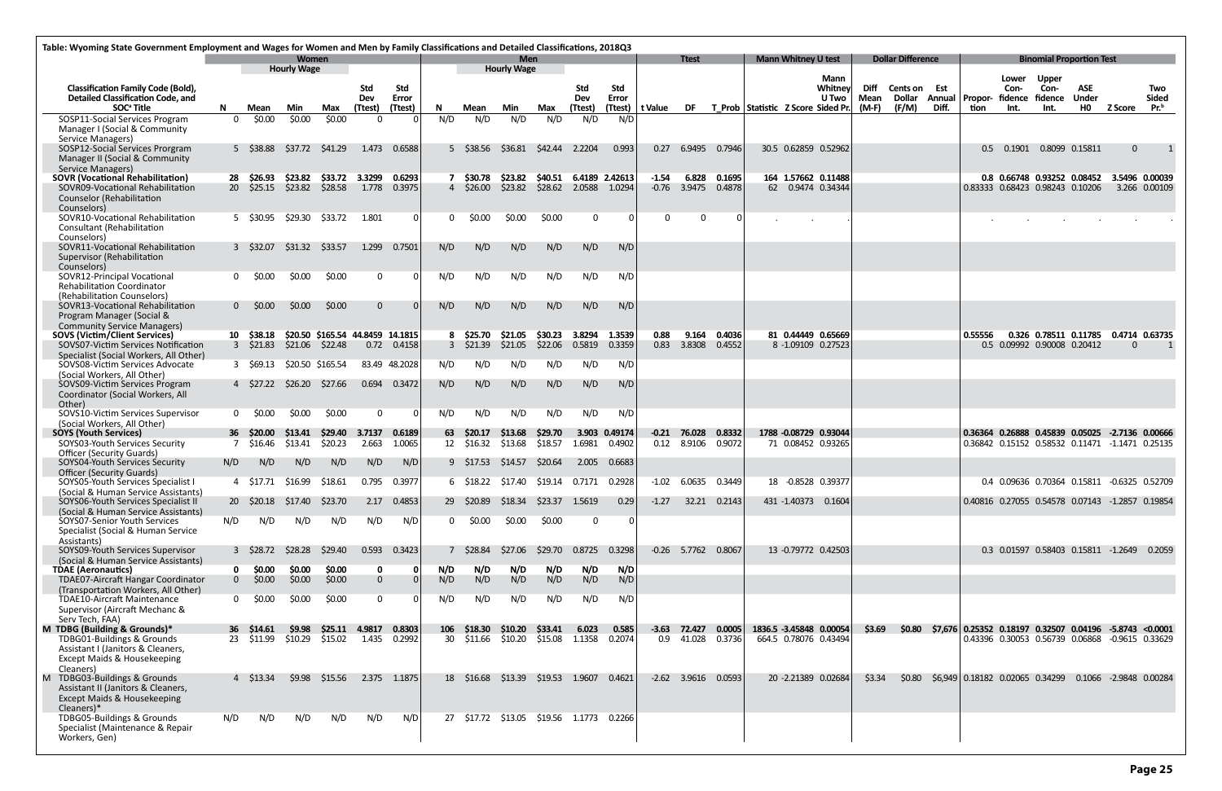Table: Wyoming State Government Employment and Wages for Women and Men by Family Classifications and Detailed Classifications, 2018Q3

| Classification Family Code (Bold), Detailed Classification Code, and SOC[a] Title | Women | | | | | | Men | | | | | | Ttest | | | Mann Whitney U test | | | Dollar Difference | | | Binomial Proportion Test | | | | | |
|---|---|---|---|---|---|---|---|---|---|---|---|---|---|---|---|---|---|---|---|---|---|---|---|---|---|---|---|
| | | Hourly Wage | | | | | | Hourly Wage | | | | | | | | | | | | | | | | | | | |
| | N | Mean | Min | Max | Std Dev (Ttest) | Std Error (Ttest) | N | Mean | Min | Max | Std Dev (Ttest) | Std Error (Ttest) | t Value | DF | T_Prob | Statistic | Z Score | Mann Whitney U Two Sided Pr. | Diff Mean (M-F) | Cents on Dollar (F/M) | Est Annual Diff. | Proportion | Lower Confidence Int. | Upper Confidence Int. | ASE Under H0 | Z Score | Two Sided Pr.[b] |
| SOSP11-Social Services Program Manager I (Social & Community Service Managers) | 0 | $0.00 | $0.00 | $0.00 | 0 | 0 | N/D | N/D | N/D | N/D | N/D | N/D | | | | | | | | | | | | | | | |
| SOSP12-Social Services Prorgram Manager II (Social & Community Service Managers) | 5 | $38.88 | $37.72 | $41.29 | 1.473 | 0.6588 | 5 | $38.56 | $36.81 | $42.44 | 2.2204 | 0.993 | 0.27 | 6.9495 | 0.7946 | 30.5 | 0.62859 | 0.52962 | | | | 0.5 | 0.1901 | 0.8099 | 0.15811 | 0 | 1 |
| **SOVR (Vocational Rehabilitation)** | **28** | **$26.93** | **$23.82** | **$33.72** | **3.3299** | **0.6293** | **7** | **$30.78** | **$23.82** | **$40.51** | **6.4189** | **2.42613** | **-1.54** | **6.828** | **0.1695** | **164** | **1.57662** | **0.11488** | | | | **0.8** | **0.66748** | **0.93252** | **0.08452** | **3.5496** | **0.00039** |
| SOVR09-Vocational Rehabilitation Counselor (Rehabilitation Counselors) | 20 | $25.15 | $23.82 | $28.58 | 1.778 | 0.3975 | 4 | $26.00 | $23.82 | $28.62 | 2.0588 | 1.0294 | -0.76 | 3.9475 | 0.4878 | 62 | 0.9474 | 0.34344 | | | | 0.83333 | 0.68423 | 0.98243 | 0.10206 | 3.266 | 0.00109 |
| SOVR10-Vocational Rehabilitation Consultant (Rehabilitation Counselors) | 5 | $30.95 | $29.30 | $33.72 | 1.801 | 0 | 0 | $0.00 | $0.00 | $0.00 | 0 | 0 | 0 | 0 | 0 | . | . | . | | | | . | . | . | . | . | . |
| SOVR11-Vocational Rehabilitation Supervisor (Rehabilitation Counselors) | 3 | $32.07 | $31.32 | $33.57 | 1.299 | 0.7501 | N/D | N/D | N/D | N/D | N/D | N/D | | | | | | | | | | | | | | | |
| SOVR12-Principal Vocational Rehabilitation Coordinator (Rehabilitation Counselors) | 0 | $0.00 | $0.00 | $0.00 | 0 | 0 | N/D | N/D | N/D | N/D | N/D | N/D | | | | | | | | | | | | | | | |
| SOVR13-Vocational Rehabilitation Program Manager (Social & Community Service Managers) | 0 | $0.00 | $0.00 | $0.00 | 0 | 0 | N/D | N/D | N/D | N/D | N/D | N/D | | | | | | | | | | | | | | | |
| **SOVS (Victim/Client Services)** | **10** | **$38.18** | **$20.50** | **$165.54** | **44.8459** | **14.1815** | **8** | **$25.70** | **$21.05** | **$30.23** | **3.8294** | **1.3539** | **0.88** | **9.164** | **0.4036** | **81** | **0.44449** | **0.65669** | | | | **0.55556** | **0.326** | **0.78511** | **0.11785** | **0.4714** | **0.63735** |
| SOVS07-Victim Services Notification Specialist (Social Workers, All Other) | 3 | $21.83 | $21.06 | $22.48 | 0.72 | 0.4158 | 3 | $21.39 | $21.05 | $22.06 | 0.5819 | 0.3359 | 0.83 | 3.8308 | 0.4552 | 8 | -1.09109 | 0.27523 | | | | 0.5 | 0.09992 | 0.90008 | 0.20412 | 0 | 1 |
| SOVS08-Victim Services Advocate (Social Workers, All Other) | 3 | $69.13 | $20.50 | $165.54 | 83.49 | 48.2028 | N/D | N/D | N/D | N/D | N/D | N/D | | | | | | | | | | | | | | | |
| SOVS09-Victim Services Program Coordinator (Social Workers, All Other) | 4 | $27.22 | $26.20 | $27.66 | 0.694 | 0.3472 | N/D | N/D | N/D | N/D | N/D | N/D | | | | | | | | | | | | | | | |
| SOVS10-Victim Services Supervisor (Social Workers, All Other) | 0 | $0.00 | $0.00 | $0.00 | 0 | 0 | N/D | N/D | N/D | N/D | N/D | N/D | | | | | | | | | | | | | | | |
| **SOYS (Youth Services)** | **36** | **$20.00** | **$13.41** | **$29.40** | **3.7137** | **0.6189** | **63** | **$20.17** | **$13.68** | **$29.70** | **3.903** | **0.49174** | **-0.21** | **76.028** | **0.8332** | **1788** | **-0.08729** | **0.93044** | | | | **0.36364** | **0.26888** | **0.45839** | **0.05025** | **-2.7136** | **0.00666** |
| SOYS03-Youth Services Security Officer (Security Guards) | 7 | $16.46 | $13.41 | $20.23 | 2.663 | 1.0065 | 12 | $16.32 | $13.68 | $18.57 | 1.6981 | 0.4902 | 0.12 | 8.9106 | 0.9072 | 71 | 0.08452 | 0.93265 | | | | 0.36842 | 0.15152 | 0.58532 | 0.11471 | -1.1471 | 0.25135 |
| SOYS04-Youth Services Security Officer (Security Guards) | N/D | N/D | N/D | N/D | N/D | N/D | 9 | $17.53 | $14.57 | $20.64 | 2.005 | 0.6683 | | | | | | | | | | | | | | | |
| SOYS05-Youth Services Specialist I (Social & Human Service Assistants) | 4 | $17.71 | $16.99 | $18.61 | 0.795 | 0.3977 | 6 | $18.22 | $17.40 | $19.14 | 0.7171 | 0.2928 | -1.02 | 6.0635 | 0.3449 | 18 | -0.8528 | 0.39377 | | | | 0.4 | 0.09636 | 0.70364 | 0.15811 | -0.6325 | 0.52709 |
| SOYS06-Youth Services Specialist II (Social & Human Service Assistants) | 20 | $20.18 | $17.40 | $23.70 | 2.17 | 0.4853 | 29 | $20.89 | $18.34 | $23.37 | 1.5619 | 0.29 | -1.27 | 32.21 | 0.2143 | 431 | -1.40373 | 0.1604 | | | | 0.40816 | 0.27055 | 0.54578 | 0.07143 | -1.2857 | 0.19854 |
| SOYS07-Senior Youth Services Specialist (Social & Human Service Assistants) | N/D | N/D | N/D | N/D | N/D | N/D | 0 | $0.00 | $0.00 | $0.00 | 0 | 0 | | | | | | | | | | | | | | | |
| SOYS09-Youth Services Supervisor (Social & Human Service Assistants) | 3 | $28.72 | $28.28 | $29.40 | 0.593 | 0.3423 | 7 | $28.84 | $27.06 | $29.70 | 0.8725 | 0.3298 | -0.26 | 5.7762 | 0.8067 | 13 | -0.79772 | 0.42503 | | | | 0.3 | 0.01597 | 0.58403 | 0.15811 | -1.2649 | 0.2059 |
| **TDAE (Aeronautics)** | **0** | **$0.00** | **$0.00** | **$0.00** | **0** | **0** | **N/D** | **N/D** | **N/D** | **N/D** | **N/D** | **N/D** | | | | | | | | | | | | | | | |
| TDAE07-Aircraft Hangar Coordinator (Transportation Workers, All Other) | 0 | $0.00 | $0.00 | $0.00 | 0 | 0 | N/D | N/D | N/D | N/D | N/D | N/D | | | | | | | | | | | | | | | |
| TDAE10-Aircraft Maintenance Supervisor (Aircraft Mechanic & Serv Tech, FAA) | 0 | $0.00 | $0.00 | $0.00 | 0 | 0 | N/D | N/D | N/D | N/D | N/D | N/D | | | | | | | | | | | | | | | |
| **M TDBG (Building & Grounds)*** | **36** | **$14.61** | **$9.98** | **$25.11** | **4.9817** | **0.8303** | **106** | **$18.30** | **$10.20** | **$33.41** | **6.023** | **0.585** | **-3.63** | **72.427** | **0.0005** | **1836.5** | **-3.45848** | **0.00054** | **$3.69** | **$0.80** | **$7,676** | **0.25352** | **0.18197** | **0.32507** | **0.04196** | **-5.8743** | **<0.0001** |
| TDBG01-Buildings & Grounds Assistant I (Janitors & Cleaners, Except Maids & Housekeeping Cleaners) | 23 | $11.99 | $10.29 | $15.02 | 1.435 | 0.2992 | 30 | $11.66 | $10.20 | $15.08 | 1.1358 | 0.2074 | 0.9 | 41.028 | 0.3736 | 664.5 | 0.78076 | 0.43494 | | | | 0.43396 | 0.30053 | 0.56739 | 0.06868 | -0.9615 | 0.33629 |
| M TDBG03-Buildings & Grounds Assistant II (Janitors & Cleaners, Except Maids & Housekeeping Cleaners)* | 4 | $13.34 | $9.98 | $15.56 | 2.375 | 1.1875 | 18 | $16.68 | $13.39 | $19.53 | 1.9607 | 0.4621 | -2.62 | 3.9616 | 0.0593 | 20 | -2.21389 | 0.02684 | $3.34 | $0.80 | $6,949 | 0.18182 | 0.02065 | 0.34299 | 0.1066 | -2.9848 | 0.00284 |
| TDBG05-Buildings & Grounds Specialist (Maintenance & Repair Workers, Gen) | N/D | N/D | N/D | N/D | N/D | N/D | 27 | $17.72 | $13.05 | $19.56 | 1.1773 | 0.2266 | | | | | | | | | | | | | | | |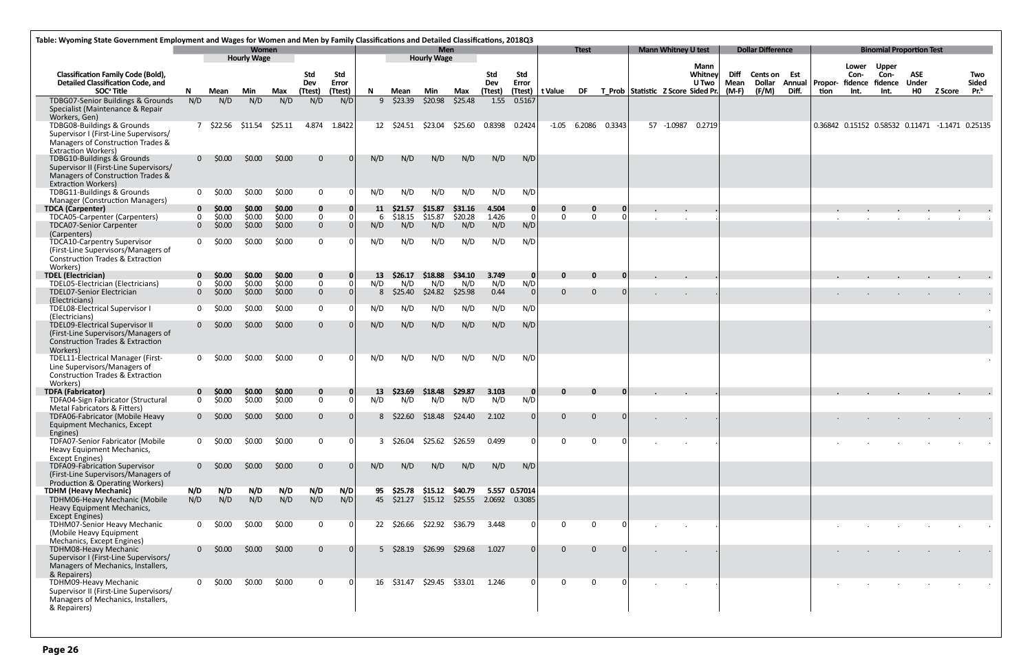Table: Wyoming State Government Employment and Wages for Women and Men by Family Classifications and Detailed Classifications, 2018Q3

| Classification Family Code (Bold), Detailed Classification Code, and SOC[a] Title | Women | | | | | | Men | | | | | | Ttest | | | Mann Whitney U test | | | Dollar Difference | | | Binomial Proportion Test | | | | | |
|---|---|---|---|---|---|---|---|---|---|---|---|---|---|---|---|---|---|---|---|---|---|---|---|---|---|---|---|
| | | Hourly Wage | | | | | | Hourly Wage | | | | | | | | | | | | | | | | | | | |
| | N | Mean | Min | Max | Std Dev (Ttest) | Std Error (Ttest) | N | Mean | Min | Max | Std Dev (Ttest) | Std Error (Ttest) | t Value | DF | T_Prob | Statistic | Z Score | Mann Whitney U Two Sided Pr. | Diff Mean (M-F) | Cents on Dollar (F/M) | Est Annual Diff. | Proportion | Lower Confidence Int. | Upper Confidence Int. | ASE Under H0 | Z Score | Two Sided Pr.[b] |
| TDBG07-Senior Buildings & Grounds Specialist (Maintenance & Repair Workers, Gen) | N/D | N/D | N/D | N/D | N/D | N/D | 9 | $23.39 | $20.98 | $25.48 | 1.55 | 0.5167 | | | | | | | | | | | | | | | |
| TDBG08-Buildings & Grounds Supervisor I (First-Line Supervisors/ Managers of Construction Trades & Extraction Workers) | 7 | $22.56 | $11.54 | $25.11 | 4.874 | 1.8422 | 12 | $24.51 | $23.04 | $25.60 | 0.8398 | 0.2424 | -1.05 | 6.2086 | 0.3343 | 57 | -1.0987 | 0.2719 | | | | 0.36842 | 0.15152 | 0.58532 | 0.11471 | -1.1471 | 0.25135 |
| TDBG10-Buildings & Grounds Supervisor II (First-Line Supervisors/ Managers of Construction Trades & Extraction Workers) | 0 | $0.00 | $0.00 | $0.00 | 0 | 0 | N/D | N/D | N/D | N/D | N/D | N/D | | | | | | | | | | | | | | | |
| TDBG11-Buildings & Grounds Manager (Construction Managers) | 0 | $0.00 | $0.00 | $0.00 | 0 | 0 | N/D | N/D | N/D | N/D | N/D | N/D | | | | | | | | | | | | | | | |
| **TDCA (Carpenter)** | **0** | **$0.00** | **$0.00** | **$0.00** | **0** | **0** | **11** | **$21.57** | **$15.87** | **$31.16** | **4.504** | **0** | **0** | **0** | **0** | **.** | **.** | **.** | | | | **.** | **.** | **.** | **.** | **.** | **.** |
| TDCA05-Carpenter (Carpenters) | 0 | $0.00 | $0.00 | $0.00 | 0 | 0 | 6 | $18.15 | $15.87 | $20.28 | 1.426 | 0 | 0 | 0 | 0 | . | . | . | | | | . | . | . | . | . | . |
| TDCA07-Senior Carpenter (Carpenters) | 0 | $0.00 | $0.00 | $0.00 | 0 | 0 | N/D | N/D | N/D | N/D | N/D | N/D | | | | | | | | | | | | | | | |
| TDCA10-Carpentry Supervisor (First-Line Supervisors/Managers of Construction Trades & Extraction Workers) | 0 | $0.00 | $0.00 | $0.00 | 0 | 0 | N/D | N/D | N/D | N/D | N/D | N/D | | | | | | | | | | | | | | | |
| **TDEL (Electrician)** | **0** | **$0.00** | **$0.00** | **$0.00** | **0** | **0** | **13** | **$26.17** | **$18.88** | **$34.10** | **3.749** | **0** | **0** | **0** | **0** | **.** | **.** | **.** | | | | **.** | **.** | **.** | **.** | **.** | **.** |
| TDEL05-Electrician (Electricians) | 0 | $0.00 | $0.00 | $0.00 | 0 | 0 | N/D | N/D | N/D | N/D | N/D | N/D | | | | | | | | | | | | | | | |
| TDEL07-Senior Electrician (Electricians) | 0 | $0.00 | $0.00 | $0.00 | 0 | 0 | 8 | $25.40 | $24.82 | $25.98 | 0.44 | 0 | 0 | 0 | 0 | . | . | . | | | | . | . | . | . | . | . |
| TDEL08-Electrical Supervisor I (Electricians) | 0 | $0.00 | $0.00 | $0.00 | 0 | 0 | N/D | N/D | N/D | N/D | N/D | N/D | | | | | | | | | | | | | | | . |
| TDEL09-Electrical Supervisor II (First-Line Supervisors/Managers of Construction Trades & Extraction Workers) | 0 | $0.00 | $0.00 | $0.00 | 0 | 0 | N/D | N/D | N/D | N/D | N/D | N/D | | | | | | | | | | | | | | | . |
| TDEL11-Electrical Manager (First-Line Supervisors/Managers of Construction Trades & Extraction Workers) | 0 | $0.00 | $0.00 | $0.00 | 0 | 0 | N/D | N/D | N/D | N/D | N/D | N/D | | | | | | | | | | | | | | | . |
| **TDFA (Fabricator)** | **0** | **$0.00** | **$0.00** | **$0.00** | **0** | **0** | **13** | **$23.69** | **$18.48** | **$29.87** | **3.103** | **0** | **0** | **0** | **0** | **.** | **.** | **.** | | | | **.** | **.** | **.** | **.** | **.** | **.** |
| TDFA04-Sign Fabricator (Structural Metal Fabricators & Fitters) | 0 | $0.00 | $0.00 | $0.00 | 0 | 0 | N/D | N/D | N/D | N/D | N/D | N/D | | | | | | | | | | | | | | | |
| TDFA06-Fabricator (Mobile Heavy Equipment Mechanics, Except Engines) | 0 | $0.00 | $0.00 | $0.00 | 0 | 0 | 8 | $22.60 | $18.48 | $24.40 | 2.102 | 0 | 0 | 0 | 0 | . | . | . | | | | . | . | . | . | . | . |
| TDFA07-Senior Fabricator (Mobile Heavy Equipment Mechanics, Except Engines) | 0 | $0.00 | $0.00 | $0.00 | 0 | 0 | 3 | $26.04 | $25.62 | $26.59 | 0.499 | 0 | 0 | 0 | 0 | . | . | . | | | | . | . | . | . | . | . |
| TDFA09-Fabrication Supervisor (First-Line Supervisors/Managers of Production & Operating Workers) | 0 | $0.00 | $0.00 | $0.00 | 0 | 0 | N/D | N/D | N/D | N/D | N/D | N/D | | | | | | | | | | | | | | | |
| **TDHM (Heavy Mechanic)** | **N/D** | **N/D** | **N/D** | **N/D** | **N/D** | **N/D** | **95** | **$25.78** | **$15.12** | **$40.79** | **5.557** | **0.57014** | | | | | | | | | | | | | | | |
| TDHM06-Heavy Mechanic (Mobile Heavy Equipment Mechanics, Except Engines) | N/D | N/D | N/D | N/D | N/D | N/D | 45 | $21.27 | $15.12 | $25.55 | 2.0692 | 0.3085 | | | | | | | | | | | | | | | |
| TDHM07-Senior Heavy Mechanic (Mobile Heavy Equipment Mechanics, Except Engines) | 0 | $0.00 | $0.00 | $0.00 | 0 | 0 | 22 | $26.66 | $22.92 | $36.79 | 3.448 | 0 | 0 | 0 | 0 | . | . | . | | | | . | . | . | . | . | . |
| TDHM08-Heavy Mechanic Supervisor I (First-Line Supervisors/ Managers of Mechanics, Installers, & Repairers) | 0 | $0.00 | $0.00 | $0.00 | 0 | 0 | 5 | $28.19 | $26.99 | $29.68 | 1.027 | 0 | 0 | 0 | 0 | . | . | . | | | | . | . | . | . | . | . |
| TDHM09-Heavy Mechanic Supervisor II (First-Line Supervisors/ Managers of Mechanics, Installers, & Repairers) | 0 | $0.00 | $0.00 | $0.00 | 0 | 0 | 16 | $31.47 | $29.45 | $33.01 | 1.246 | 0 | 0 | 0 | 0 | . | . | . | | | | . | . | . | . | . | . |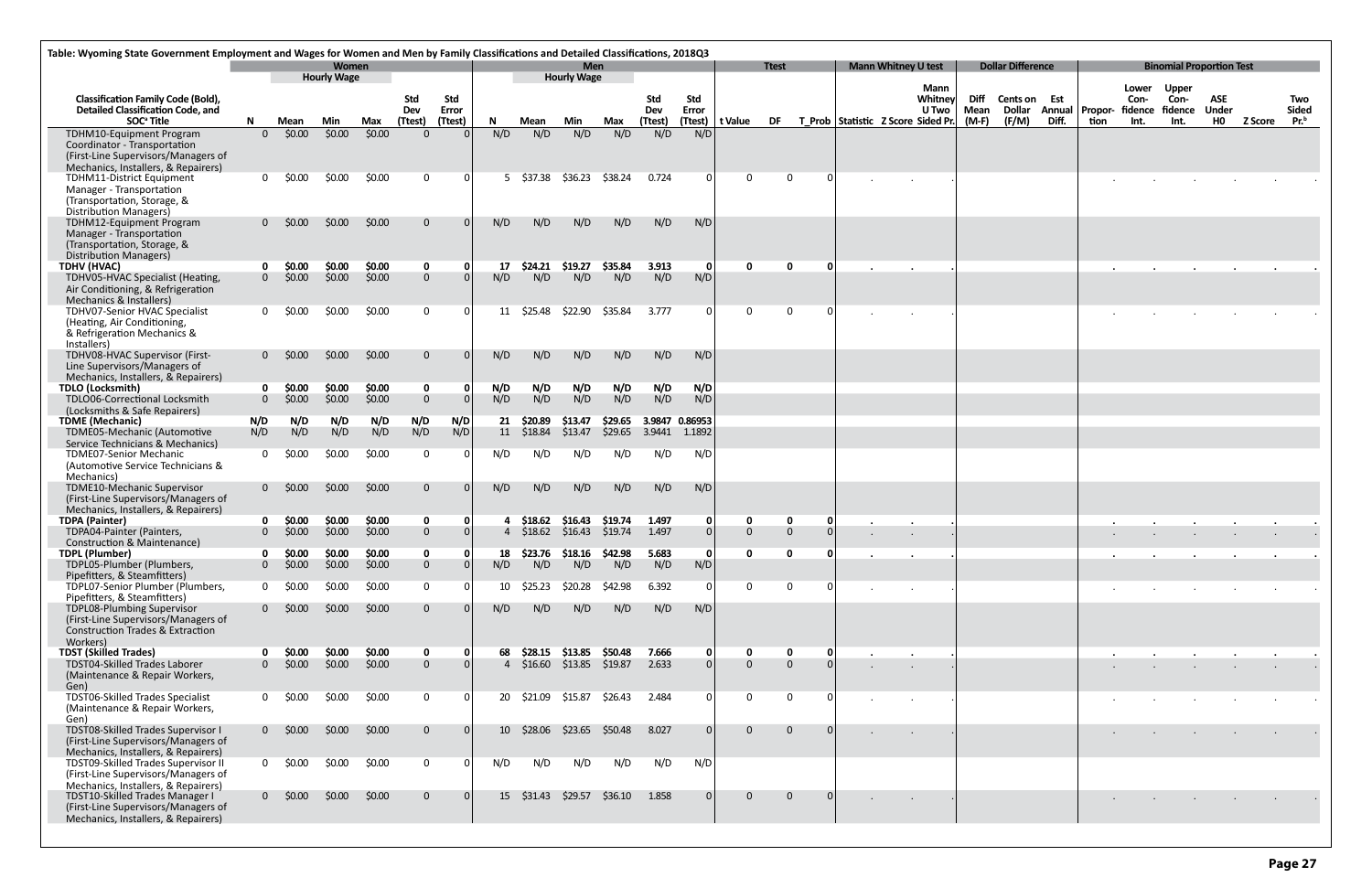Table: Wyoming State Government Employment and Wages for Women and Men by Family Classifications and Detailed Classifications, 2018Q3

| Classification Family Code (Bold), Detailed Classification Code, and SOC[a] Title | Women | | | | | | Men | | | | | | Ttest | | | Mann Whitney U test | | | Dollar Difference | | | Binomial Proportion Test | | | | | |
|---|---|---|---|---|---|---|---|---|---|---|---|---|---|---|---|---|---|---|---|---|---|---|---|---|---|---|---|
| | N | Hourly Wage Mean | Min | Max | Std Dev (Ttest) | Std Error (Ttest) | N | Hourly Wage Mean | Min | Max | Std Dev (Ttest) | Std Error (Ttest) | t Value | DF | T_Prob | Statistic | Z Score | Mann Whitney U Two Sided Pr. | Diff Mean (M-F) | Cents on Dollar (F/M) | Est Annual Diff. | Proportion | Lower Confidence Int. | Upper Confidence Int. | ASE Under H0 | Z Score | Two Sided Pr.[b] |
| TDHM10-Equipment Program Coordinator - Transportation (First-Line Supervisors/Managers of Mechanics, Installers, & Repairers) | 0 | $0.00 | $0.00 | $0.00 | 0 | 0 | N/D | N/D | N/D | N/D | N/D | N/D | | | | | | | | | | | | | | | |
| TDHM11-District Equipment Manager - Transportation (Transportation, Storage, & Distribution Managers) | 0 | $0.00 | $0.00 | $0.00 | 0 | 0 | 5 | $37.38 | $36.23 | $38.24 | 0.724 | 0 | 0 | 0 | 0 | . | . | . | | | | . | . | . | . | . | . |
| TDHM12-Equipment Program Manager - Transportation (Transportation, Storage, & Distribution Managers) | 0 | $0.00 | $0.00 | $0.00 | 0 | 0 | N/D | N/D | N/D | N/D | N/D | N/D | | | | | | | | | | | | | | | |
| **TDHV (HVAC)** | **0** | **$0.00** | **$0.00** | **$0.00** | **0** | **0** | **17** | **$24.21** | **$19.27** | **$35.84** | **3.913** | **0** | **0** | **0** | **0** | **.** | **.** | **.** | | | | **.** | **.** | **.** | **.** | **.** | **.** |
| TDHV05-HVAC Specialist (Heating, Air Conditioning, & Refrigeration Mechanics & Installers) | 0 | $0.00 | $0.00 | $0.00 | 0 | 0 | N/D | N/D | N/D | N/D | N/D | N/D | | | | | | | | | | | | | | | |
| TDHV07-Senior HVAC Specialist (Heating, Air Conditioning, & Refrigeration Mechanics & Installers) | 0 | $0.00 | $0.00 | $0.00 | 0 | 0 | 11 | $25.48 | $22.90 | $35.84 | 3.777 | 0 | 0 | 0 | 0 | . | . | . | | | | . | . | . | . | . | . |
| TDHV08-HVAC Supervisor (First-Line Supervisors/Managers of Mechanics, Installers, & Repairers) | 0 | $0.00 | $0.00 | $0.00 | 0 | 0 | N/D | N/D | N/D | N/D | N/D | N/D | | | | | | | | | | | | | | | |
| **TDLO (Locksmith)** | **0** | **$0.00** | **$0.00** | **$0.00** | **0** | **0** | **N/D** | **N/D** | **N/D** | **N/D** | **N/D** | **N/D** | | | | | | | | | | | | | | | |
| TDLO06-Correctional Locksmith (Locksmiths & Safe Repairers) | 0 | $0.00 | $0.00 | $0.00 | 0 | 0 | N/D | N/D | N/D | N/D | N/D | N/D | | | | | | | | | | | | | | | |
| **TDME (Mechanic)** | **N/D** | **N/D** | **N/D** | **N/D** | **N/D** | **N/D** | **21** | **$20.89** | **$13.47** | **$29.65** | **3.9847** | **0.86953** | | | | | | | | | | | | | | | |
| TDME05-Mechanic (Automotive Service Technicians & Mechanics) | N/D | N/D | N/D | N/D | N/D | N/D | 11 | $18.84 | $13.47 | $29.65 | 3.9441 | 1.1892 | | | | | | | | | | | | | | | |
| TDME07-Senior Mechanic (Automotive Service Technicians & Mechanics) | 0 | $0.00 | $0.00 | $0.00 | 0 | 0 | N/D | N/D | N/D | N/D | N/D | N/D | | | | | | | | | | | | | | | |
| TDME10-Mechanic Supervisor (First-Line Supervisors/Managers of Mechanics, Installers, & Repairers) | 0 | $0.00 | $0.00 | $0.00 | 0 | 0 | N/D | N/D | N/D | N/D | N/D | N/D | | | | | | | | | | | | | | | |
| **TDPA (Painter)** | **0** | **$0.00** | **$0.00** | **$0.00** | **0** | **0** | **4** | **$18.62** | **$16.43** | **$19.74** | **1.497** | **0** | **0** | **0** | **0** | **.** | **.** | **.** | | | | **.** | **.** | **.** | **.** | **.** | **.** |
| TDPA04-Painter (Painters, Construction & Maintenance) | 0 | $0.00 | $0.00 | $0.00 | 0 | 0 | 4 | $18.62 | $16.43 | $19.74 | 1.497 | 0 | 0 | 0 | 0 | . | . | . | | | | . | . | . | . | . | . |
| **TDPL (Plumber)** | **0** | **$0.00** | **$0.00** | **$0.00** | **0** | **0** | **18** | **$23.76** | **$18.16** | **$42.98** | **5.683** | **0** | **0** | **0** | **0** | **.** | **.** | **.** | | | | **.** | **.** | **.** | **.** | **.** | **.** |
| TDPL05-Plumber (Plumbers, Pipefitters, & Steamfitters) | 0 | $0.00 | $0.00 | $0.00 | 0 | 0 | N/D | N/D | N/D | N/D | N/D | N/D | | | | | | | | | | | | | | | |
| TDPL07-Senior Plumber (Plumbers, Pipefitters, & Steamfitters) | 0 | $0.00 | $0.00 | $0.00 | 0 | 0 | 10 | $25.23 | $20.28 | $42.98 | 6.392 | 0 | 0 | 0 | 0 | . | . | . | | | | . | . | . | . | . | . |
| TDPL08-Plumbing Supervisor (First-Line Supervisors/Managers of Construction Trades & Extraction Workers) | 0 | $0.00 | $0.00 | $0.00 | 0 | 0 | N/D | N/D | N/D | N/D | N/D | N/D | | | | | | | | | | | | | | | |
| **TDST (Skilled Trades)** | **0** | **$0.00** | **$0.00** | **$0.00** | **0** | **0** | **68** | **$28.15** | **$13.85** | **$50.48** | **7.666** | **0** | **0** | **0** | **0** | **.** | **.** | **.** | | | | **.** | **.** | **.** | **.** | **.** | **.** |
| TDST04-Skilled Trades Laborer (Maintenance & Repair Workers, Gen) | 0 | $0.00 | $0.00 | $0.00 | 0 | 0 | 4 | $16.60 | $13.85 | $19.87 | 2.633 | 0 | 0 | 0 | 0 | . | . | . | | | | . | . | . | . | . | . |
| TDST06-Skilled Trades Specialist (Maintenance & Repair Workers, Gen) | 0 | $0.00 | $0.00 | $0.00 | 0 | 0 | 20 | $21.09 | $15.87 | $26.43 | 2.484 | 0 | 0 | 0 | 0 | . | . | . | | | | . | . | . | . | . | . |
| TDST08-Skilled Trades Supervisor I (First-Line Supervisors/Managers of Mechanics, Installers, & Repairers) | 0 | $0.00 | $0.00 | $0.00 | 0 | 0 | 10 | $28.06 | $23.65 | $50.48 | 8.027 | 0 | 0 | 0 | 0 | . | . | . | | | | . | . | . | . | . | . |
| TDST09-Skilled Trades Supervisor II (First-Line Supervisors/Managers of Mechanics, Installers, & Repairers) | 0 | $0.00 | $0.00 | $0.00 | 0 | 0 | N/D | N/D | N/D | N/D | N/D | N/D | | | | | | | | | | | | | | | |
| TDST10-Skilled Trades Manager I (First-Line Supervisors/Managers of Mechanics, Installers, & Repairers) | 0 | $0.00 | $0.00 | $0.00 | 0 | 0 | 15 | $31.43 | $29.57 | $36.10 | 1.858 | 0 | 0 | 0 | 0 | . | . | . | | | | . | . | . | . | . | . |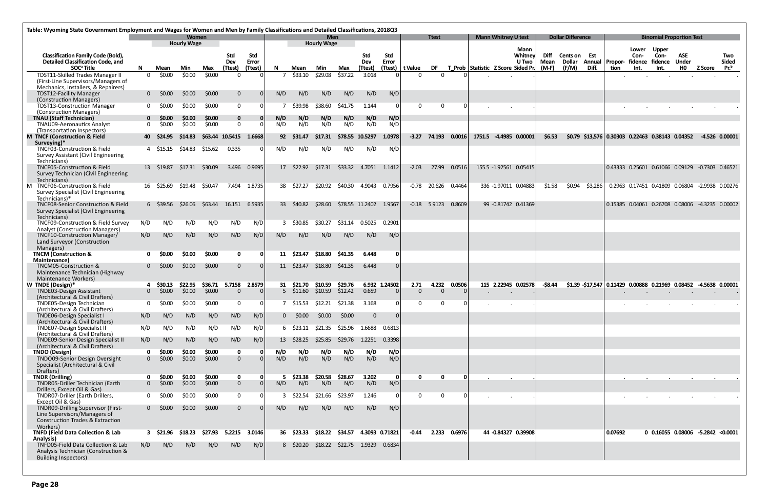**Table: Wyoming State Government Employment and Wages for Women and Men by Family Classifications and Detailed Classifications, 2018Q3**

| Classification Family Code (Bold), Detailed Classification Code, and SOC[a] Title | Women | | | | | | Men | | | | | | Ttest | | | Mann Whitney U test | | | Dollar Difference | | | Binomial Proportion Test | | | | | |
|---|---|---|---|---|---|---|---|---|---|---|---|---|---|---|---|---|---|---|---|---|---|---|---|---|---|---|---|
| | N | Hourly Wage Mean | Min | Max | Std Dev (Ttest) | Std Error (Ttest) | N | Hourly Wage Mean | Min | Max | Std Dev (Ttest) | Std Error (Ttest) | t Value | DF | T_Prob | Statistic | Z Score | Mann Whitney U Two Sided Pr. | Diff Mean (M-F) | Cents on Dollar (F/M) | Est Annual Diff. | Proportion | Lower Confidence Int. | Upper Confidence Int. | ASE Under H0 | Z Score | Two Sided Pr.[b] |
| TDST11-Skilled Trades Manager II (First-Line Supervisors/Managers of Mechanics, Installers, & Repairers) | 0 | $0.00 | $0.00 | $0.00 | 0 | 0 | 7 | $33.10 | $29.08 | $37.22 | 3.018 | 0 | 0 | 0 | 0 | . | . | . | | | | . | . | . | . | . | . |
| TDST12-Facility Manager (Construction Managers) | 0 | $0.00 | $0.00 | $0.00 | 0 | 0 | N/D | N/D | N/D | N/D | N/D | N/D | | | | | | | | | | | | | | | |
| TDST13-Construction Manager (Construction Managers) | 0 | $0.00 | $0.00 | $0.00 | 0 | 0 | 7 | $39.98 | $38.60 | $41.75 | 1.144 | 0 | 0 | 0 | 0 | . | . | . | | | | . | . | . | . | . | . |
| **TNAU (Staff Technician)** | **0** | **$0.00** | **$0.00** | **$0.00** | **0** | **0** | **N/D** | **N/D** | **N/D** | **N/D** | **N/D** | **N/D** | | | | | | | | | | | | | | | |
| TNAU09-Aeronautics Analyst (Transportation Inspectors) | 0 | $0.00 | $0.00 | $0.00 | 0 | 0 | N/D | N/D | N/D | N/D | N/D | N/D | | | | | | | | | | | | | | | |
| **M TNCF (Construction & Field Surveying)*** | **40** | **$24.95** | **$14.83** | **$63.44** | **10.5415** | **1.6668** | **92** | **$31.47** | **$17.31** | **$78.55** | **10.5297** | **1.0978** | **-3.27** | **74.193** | **0.0016** | **1751.5** | **-4.4985** | **0.00001** | **$6.53** | **$0.79** | **$13,576** | **0.30303** | **0.22463** | **0.38143** | **0.04352** | **-4.526** | **0.00001** |
| TNCF03-Construction & Field Survey Assistant (Civil Engineering Technicians) | 4 | $15.15 | $14.83 | $15.62 | 0.335 | 0 | N/D | N/D | N/D | N/D | N/D | N/D | | | | | | | | | | | | | | | |
| TNCF05-Construction & Field Survey Technician (Civil Engineering Technicians) | 13 | $19.87 | $17.31 | $30.09 | 3.496 | 0.9695 | 17 | $22.92 | $17.31 | $33.32 | 4.7051 | 1.1412 | -2.03 | 27.99 | 0.0516 | 155.5 | -1.92561 | 0.05415 | | | | 0.43333 | 0.25601 | 0.61066 | 0.09129 | -0.7303 | 0.46521 |
| M TNCF06-Construction & Field Survey Specialist (Civil Engineering Technicians)* | 16 | $25.69 | $19.48 | $50.47 | 7.494 | 1.8735 | 38 | $27.27 | $20.92 | $40.30 | 4.9043 | 0.7956 | -0.78 | 20.626 | 0.4464 | 336 | -1.97011 | 0.04883 | $1.58 | $0.94 | $3,286 | 0.2963 | 0.17451 | 0.41809 | 0.06804 | -2.9938 | 0.00276 |
| TNCF08-Senior Construction & Field Survey Specialist (Civil Engineering Technicians) | 6 | $39.56 | $26.06 | $63.44 | 16.151 | 6.5935 | 33 | $40.82 | $28.60 | $78.55 | 11.2402 | 1.9567 | -0.18 | 5.9123 | 0.8609 | 99 | -0.81742 | 0.41369 | | | | 0.15385 | 0.04061 | 0.26708 | 0.08076 | -4.3235 | 0.00002 |
| TNCF09-Construction & Field Survey Analyst (Construction Managers) | N/D | N/D | N/D | N/D | N/D | N/D | 3 | $30.85 | $30.27 | $31.14 | 0.5025 | 0.2901 | | | | | | | | | | | | | | | |
| TNCF10-Construction Manager/Land Surveyor (Construction Managers) | N/D | N/D | N/D | N/D | N/D | N/D | N/D | N/D | N/D | N/D | N/D | N/D | | | | | | | | | | | | | | | |
| **TNCM (Construction & Maintenance)** | **0** | **$0.00** | **$0.00** | **$0.00** | **0** | **0** | **11** | **$23.47** | **$18.80** | **$41.35** | **6.448** | **0** | | | | | | | | | | | | | | | |
| TNCM05-Construction & Maintenance Technician (Highway Maintenance Workers) | 0 | $0.00 | $0.00 | $0.00 | 0 | 0 | 11 | $23.47 | $18.80 | $41.35 | 6.448 | 0 | | | | | | | | | | | | | | | |
| **W TNDE (Design)*** | **4** | **$30.13** | **$22.95** | **$36.71** | **5.7158** | **2.8579** | **31** | **$21.70** | **$10.59** | **$29.76** | **6.932** | **1.24502** | **2.71** | **4.232** | **0.0506** | **115** | **2.22945** | **0.02578** | **-$8.44** | **$1.39** | **-$17,547** | **0.11429** | **0.00888** | **0.21969** | **0.08452** | **-4.5638** | **0.00001** |
| TNDE03-Design Assistant (Architectural & Civil Drafters) | 0 | $0.00 | $0.00 | $0.00 | 0 | 0 | 5 | $11.60 | $10.59 | $12.42 | 0.659 | 0 | 0 | 0 | 0 | . | . | . | | | | . | . | . | . | . | . |
| TNDE05-Design Technician (Architectural & Civil Drafters) | 0 | $0.00 | $0.00 | $0.00 | 0 | 0 | 7 | $15.53 | $12.21 | $21.38 | 3.168 | 0 | 0 | 0 | 0 | . | . | . | | | | . | . | . | . | . | . |
| TNDE06-Design Specialist I (Architectural & Civil Drafters) | N/D | N/D | N/D | N/D | N/D | N/D | 0 | $0.00 | $0.00 | $0.00 | 0 | 0 | | | | | | | | | | | | | | | |
| TNDE07-Design Specialist II (Architectural & Civil Drafters) | N/D | N/D | N/D | N/D | N/D | N/D | 6 | $23.11 | $21.35 | $25.96 | 1.6688 | 0.6813 | | | | | | | | | | | | | | | |
| TNDE09-Senior Design Specialist II (Architectural & Civil Drafters) | N/D | N/D | N/D | N/D | N/D | N/D | 13 | $28.25 | $25.85 | $29.76 | 1.2251 | 0.3398 | | | | | | | | | | | | | | | |
| **TNDO (Design)** | **0** | **$0.00** | **$0.00** | **$0.00** | **0** | **0** | **N/D** | **N/D** | **N/D** | **N/D** | **N/D** | **N/D** | | | | | | | | | | | | | | | |
| TNDO09-Senior Design Oversight Specialist (Architectural & Civil Drafters) | 0 | $0.00 | $0.00 | $0.00 | 0 | 0 | N/D | N/D | N/D | N/D | N/D | N/D | | | | | | | | | | | | | | | |
| **TNDR (Drilling)** | **0** | **$0.00** | **$0.00** | **$0.00** | **0** | **0** | **5** | **$23.38** | **$20.58** | **$28.67** | **3.202** | **0** | **0** | **0** | **0** | **.** | **.** | **.** | | | | **.** | **.** | **.** | **.** | **.** | **.** |
| TNDR05-Driller Technician (Earth Drillers, Except Oil & Gas) | 0 | $0.00 | $0.00 | $0.00 | 0 | 0 | N/D | N/D | N/D | N/D | N/D | N/D | | | | | | | | | | | | | | | |
| TNDR07-Driller Expert (Earth Drillers, Except Oil & Gas) | 0 | $0.00 | $0.00 | $0.00 | 0 | 0 | 3 | $22.54 | $21.66 | $23.97 | 1.246 | 0 | 0 | 0 | 0 | . | . | . | | | | . | . | . | . | . | . |
| TNDR09-Drilling Supervisor (First-Line Supervisors/Managers of Construction Trades & Extraction Workers) | 0 | $0.00 | $0.00 | $0.00 | 0 | 0 | N/D | N/D | N/D | N/D | N/D | N/D | | | | | | | | | | | | | | | |
| **TNFD (Field Data Collection & Lab Analysis)** | **3** | **$21.96** | **$18.23** | **$27.93** | **5.2215** | **3.0146** | **36** | **$23.33** | **$18.22** | **$34.57** | **4.3093** | **0.71821** | **-0.44** | **2.233** | **0.6976** | **44** | **-0.84327** | **0.39908** | | | | **0.07692** | **0** | **0.16055** | **0.08006** | **-5.2842** | **<0.0001** |
| TNFD05-Field Data Collection & Lab Analysis Technician (Construction & Building Inspectors) | N/D | N/D | N/D | N/D | N/D | N/D | 8 | $20.20 | $18.22 | $22.75 | 1.9329 | 0.6834 | | | | | | | | | | | | | | | |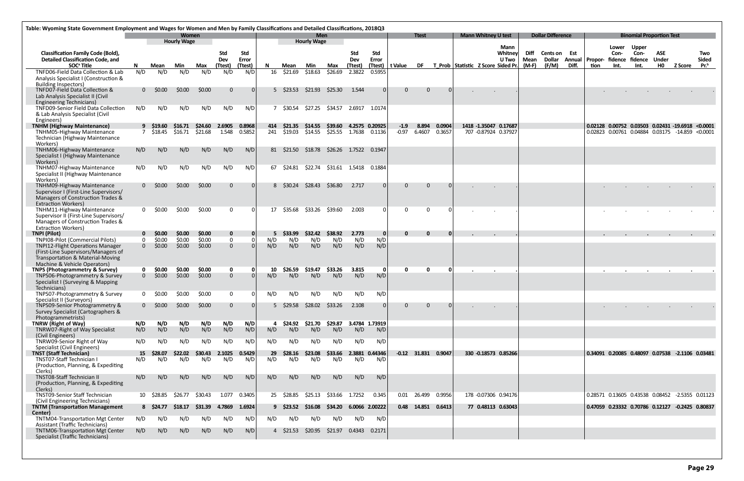Table: Wyoming State Government Employment and Wages for Women and Men by Family Classifications and Detailed Classifications, 2018Q3

| | Women | | | | | | Men | | | | | | Ttest | | | Mann Whitney U test | | | Dollar Difference | | | Binomial Proportion Test | | | | | |
|---|---|---|---|---|---|---|---|---|---|---|---|---|---|---|---|---|---|---|---|---|---|---|---|---|---|---|---|
| | | Hourly Wage | | | | | | Hourly Wage | | | | | | | | | | | | | | | | | | | |
| Classification Family Code (Bold), Detailed Classification Code, and SOC[a] Title | N | Mean | Min | Max | Std Dev (Ttest) | Std Error (Ttest) | N | Mean | Min | Max | Std Dev (Ttest) | Std Error (Ttest) | t Value | DF | T_Prob | Statistic | Z Score | Mann Whitney U Two Sided Pr. | Diff Mean (M-F) | Cents on Dollar (F/M) | Est Annual Diff. | Proportion | Lower Confidence Int. | Upper Confidence Int. | ASE Under H0 | Z Score | Two Sided Pr.[b] |
| TNFD06-Field Data Collection & Lab Analysis Specialist I (Construction & Building Inspectors) | N/D | N/D | N/D | N/D | N/D | N/D | 16 | $21.69 | $18.63 | $26.69 | 2.3822 | 0.5955 | | | | | | | | | | | | | | | |
| TNFD07-Field Data Collection & Lab Analysis Specialist II (Civil Engineering Technicians) | 0 | $0.00 | $0.00 | $0.00 | 0 | 0 | 5 | $23.53 | $21.93 | $25.30 | 1.544 | 0 | 0 | 0 | 0 | . | . | . | | | | . | . | . | . | . | . |
| TNFD09-Senior Field Data Collection & Lab Analysis Specialist (Civil Engineers) | N/D | N/D | N/D | N/D | N/D | N/D | 7 | $30.54 | $27.25 | $34.57 | 2.6917 | 1.0174 | | | | | | | | | | | | | | | |
| **TNHM (Highway Maintenance)** | **9** | **$19.60** | **$16.71** | **$24.60** | **2.6905** | **0.8968** | **414** | **$21.35** | **$14.55** | **$39.60** | **4.2575** | **0.20925** | **-1.9** | **8.894** | **0.0904** | **1418** | **-1.35047** | **0.17687** | | | | **0.02128** | **0.00752** | **0.03503** | **0.02431** | **-19.6918** | **<0.0001** |
| TNHM05-Highway Maintenance Technician (Highway Maintenance Workers) | 7 | $18.45 | $16.71 | $21.68 | 1.548 | 0.5852 | 241 | $19.03 | $14.55 | $25.55 | 1.7638 | 0.1136 | -0.97 | 6.4607 | 0.3657 | 707 | -0.87924 | 0.37927 | | | | 0.02823 | 0.00761 | 0.04884 | 0.03175 | -14.859 | <0.0001 |
| TNHM06-Highway Maintenance Specialist I (Highway Maintenance Workers) | N/D | N/D | N/D | N/D | N/D | N/D | 81 | $21.50 | $18.78 | $26.26 | 1.7522 | 0.1947 | | | | | | | | | | | | | | | |
| TNHM07-Highway Maintenance Specialist II (Highway Maintenance Workers) | N/D | N/D | N/D | N/D | N/D | N/D | 67 | $24.81 | $22.74 | $31.61 | 1.5418 | 0.1884 | | | | | | | | | | | | | | | |
| TNHM09-Highway Maintenance Supervisor I (First-Line Supervisors/ Managers of Construction Trades & Extraction Workers) | 0 | $0.00 | $0.00 | $0.00 | 0 | 0 | 8 | $30.24 | $28.43 | $36.80 | 2.717 | 0 | 0 | 0 | 0 | . | . | . | | | | . | . | . | . | . | . |
| TNHM11-Highway Maintenance Supervisor II (First-Line Supervisors/ Managers of Construction Trades & Extraction Workers) | 0 | $0.00 | $0.00 | $0.00 | 0 | 0 | 17 | $35.68 | $33.26 | $39.60 | 2.003 | 0 | 0 | 0 | 0 | . | . | . | | | | . | . | . | . | . | . |
| **TNPI (Pilot)** | **0** | **$0.00** | **$0.00** | **$0.00** | **0** | **0** | **5** | **$33.99** | **$32.42** | **$38.92** | **2.773** | **0** | **0** | **0** | **0** | **.** | **.** | **.** | | | | **.** | **.** | **.** | **.** | **.** | **.** |
| TNPI08-Pilot (Commercial Pilots) | 0 | $0.00 | $0.00 | $0.00 | 0 | 0 | N/D | N/D | N/D | N/D | N/D | N/D | | | | | | | | | | | | | | | |
| TNPI12-Flight Operations Manager (First-Line Supervisors/Managers of Transportation & Material-Moving Machine & Vehicle Operators) | 0 | $0.00 | $0.00 | $0.00 | 0 | 0 | N/D | N/D | N/D | N/D | N/D | N/D | | | | | | | | | | | | | | | |
| **TNPS (Photogrammetry & Survey)** | **0** | **$0.00** | **$0.00** | **$0.00** | **0** | **0** | **10** | **$26.59** | **$19.47** | **$33.26** | **3.815** | **0** | **0** | **0** | **0** | **.** | **.** | **.** | | | | **.** | **.** | **.** | **.** | **.** | **.** |
| TNPS06-Photogrammetry & Survey Specialist I (Surveying & Mapping Technicians) | 0 | $0.00 | $0.00 | $0.00 | 0 | 0 | N/D | N/D | N/D | N/D | N/D | N/D | | | | | | | | | | | | | | | |
| TNPS07-Photogrammetry & Survey Specialist II (Surveyors) | 0 | $0.00 | $0.00 | $0.00 | 0 | 0 | N/D | N/D | N/D | N/D | N/D | N/D | | | | | | | | | | | | | | | |
| TNPS09-Senior Photogrammetry & Survey Specialist (Cartographers & Photogrammetrists) | 0 | $0.00 | $0.00 | $0.00 | 0 | 0 | 5 | $29.58 | $28.02 | $33.26 | 2.108 | 0 | 0 | 0 | 0 | . | . | . | | | | . | . | . | . | . | . |
| **TNRW (Right of Way)** | **N/D** | **N/D** | **N/D** | **N/D** | **N/D** | **N/D** | **4** | **$24.92** | **$21.70** | **$29.87** | **3.4784** | **1.73919** | | | | | | | | | | | | | | | |
| TNRW07-Right of Way Specialist (Civil Engineers) | N/D | N/D | N/D | N/D | N/D | N/D | N/D | N/D | N/D | N/D | N/D | N/D | | | | | | | | | | | | | | | |
| TNRW09-Senior Right of Way Specialist (Civil Engineers) | N/D | N/D | N/D | N/D | N/D | N/D | N/D | N/D | N/D | N/D | N/D | N/D | | | | | | | | | | | | | | | |
| **TNST (Staff Technician)** | **15** | **$28.07** | **$22.02** | **$30.43** | **2.1025** | **0.5429** | **29** | **$28.16** | **$23.08** | **$33.66** | **2.3881** | **0.44346** | **-0.12** | **31.831** | **0.9047** | **330** | **-0.18573** | **0.85266** | | | | **0.34091** | **0.20085** | **0.48097** | **0.07538** | **-2.1106** | **0.03481** |
| TNST07-Staff Technician I (Production, Planning, & Expediting Clerks) | N/D | N/D | N/D | N/D | N/D | N/D | N/D | N/D | N/D | N/D | N/D | N/D | | | | | | | | | | | | | | | |
| TNST08-Staff Technician II (Production, Planning, & Expediting Clerks) | N/D | N/D | N/D | N/D | N/D | N/D | N/D | N/D | N/D | N/D | N/D | N/D | | | | | | | | | | | | | | | |
| TNST09-Senior Staff Technician (Civil Engineering Technicians) | 10 | $28.85 | $26.77 | $30.43 | 1.077 | 0.3405 | 25 | $28.85 | $25.13 | $33.66 | 1.7252 | 0.345 | 0.01 | 26.499 | 0.9956 | 178 | -0.07306 | 0.94176 | | | | 0.28571 | 0.13605 | 0.43538 | 0.08452 | -2.5355 | 0.01123 |
| **TNTM (Transportation Management Center)** | **8** | **$24.77** | **$18.17** | **$31.39** | **4.7869** | **1.6924** | **9** | **$23.52** | **$16.08** | **$34.20** | **6.0066** | **2.00222** | **0.48** | **14.851** | **0.6413** | **77** | **0.48113** | **0.63043** | | | | **0.47059** | **0.23332** | **0.70786** | **0.12127** | **-0.2425** | **0.80837** |
| TNTM04-Transportation Mgt Center Assistant (Traffic Technicians) | N/D | N/D | N/D | N/D | N/D | N/D | N/D | N/D | N/D | N/D | N/D | N/D | | | | | | | | | | | | | | | |
| TNTM06-Transportation Mgt Center Specialist (Traffic Technicians) | N/D | N/D | N/D | N/D | N/D | N/D | 4 | $21.53 | $20.95 | $21.97 | 0.4343 | 0.2171 | | | | | | | | | | | | | | | |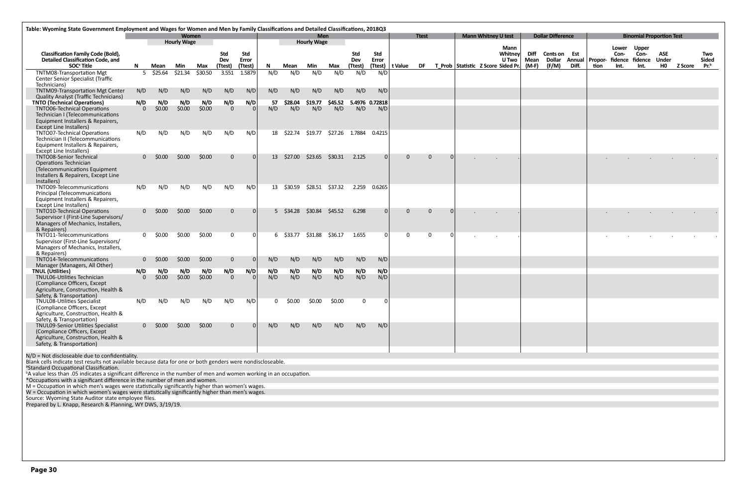**Table: Wyoming State Government Employment and Wages for Women and Men by Family Classifications and Detailed Classifications, 2018Q3**

| | Women | | | | | | Men | | | | | | Ttest | | | Mann Whitney U test | | | Dollar Difference | | | Binomial Proportion Test | | | | | |
|---|---|---|---|---|---|---|---|---|---|---|---|---|---|---|---|---|---|---|---|---|---|---|---|---|---|---|---|
| | | Hourly Wage | | | | | | Hourly Wage | | | | | | | | | | | | | | | | | | | |
| Classification Family Code (Bold), Detailed Classification Code, and SOC[a] Title | N | Mean | Min | Max | Std Dev (Ttest) | Std Error (Ttest) | N | Mean | Min | Max | Std Dev (Ttest) | Std Error (Ttest) | t Value | DF | T_Prob | Statistic | Z Score | Mann Whitney U Two Sided Pr. | Diff Mean (M-F) | Cents on Dollar (F/M) | Est Annual Diff. | Proportion | Lower Confidence Int. | Upper Confidence Int. | ASE Under H0 | Z Score | Two Sided Pr.[b] |
| TNTM08-Transportation Mgt Center Senior Specialist (Traffic Technicians) | 5 | $25.64 | $21.34 | $30.50 | 3.551 | 1.5879 | N/D | N/D | N/D | N/D | N/D | N/D | | | | | | | | | | | | | | | |
| TNTM09-Transportation Mgt Center Quality Analyst (Traffic Technicians) | N/D | N/D | N/D | N/D | N/D | N/D | N/D | N/D | N/D | N/D | N/D | N/D | | | | | | | | | | | | | | | |
| **TNTO (Technical Operations)** | **N/D** | **N/D** | **N/D** | **N/D** | **N/D** | **N/D** | **57** | **$28.04** | **$19.77** | **$45.52** | **5.4976** | **0.72818** | | | | | | | | | | | | | | | |
| TNTO06-Technical Operations Technician I (Telecommunications Equipment Installers & Repairers, Except Line Installers) | 0 | $0.00 | $0.00 | $0.00 | 0 | 0 | N/D | N/D | N/D | N/D | N/D | N/D | | | | | | | | | | | | | | | |
| TNTO07-Technical Operations Technician II (Telecommunications Equipment Installers & Repairers, Except Line Installers) | N/D | N/D | N/D | N/D | N/D | N/D | 18 | $22.74 | $19.77 | $27.26 | 1.7884 | 0.4215 | | | | | | | | | | | | | | | |
| TNTO08-Senior Technical Operations Technician (Telecommunications Equipment Installers & Repairers, Except Line Installers) | 0 | $0.00 | $0.00 | $0.00 | 0 | 0 | 13 | $27.00 | $23.65 | $30.31 | 2.125 | 0 | 0 | 0 | 0 | . | . | . | | | | . | . | . | . | . | . |
| TNTO09-Telecommunications Principal (Telecommunications Equipment Installers & Repairers, Except Line Installers) | N/D | N/D | N/D | N/D | N/D | N/D | 13 | $30.59 | $28.51 | $37.32 | 2.259 | 0.6265 | | | | | | | | | | | | | | | |
| TNTO10-Technical Operations Supervisor I (First-Line Supervisors/ Managers of Mechanics, Installers, & Repairers) | 0 | $0.00 | $0.00 | $0.00 | 0 | 0 | 5 | $34.28 | $30.84 | $45.52 | 6.298 | 0 | 0 | 0 | 0 | . | . | . | | | | . | . | . | . | . | . |
| TNTO11-Telecommunications Supervisor (First-Line Supervisors/ Managers of Mechanics, Installers, & Repairers) | 0 | $0.00 | $0.00 | $0.00 | 0 | 0 | 6 | $33.77 | $31.88 | $36.17 | 1.655 | 0 | 0 | 0 | 0 | . | . | . | | | | . | . | . | . | . | . |
| TNTO14-Telecommunications Manager (Managers, All Other) | 0 | $0.00 | $0.00 | $0.00 | 0 | 0 | N/D | N/D | N/D | N/D | N/D | N/D | | | | | | | | | | | | | | | |
| **TNUL (Utilities)** | **N/D** | **N/D** | **N/D** | **N/D** | **N/D** | **N/D** | **N/D** | **N/D** | **N/D** | **N/D** | **N/D** | **N/D** | | | | | | | | | | | | | | | |
| TNUL06-Utilities Technician (Compliance Officers, Except Agriculture, Construction, Health & Safety, & Transportation) | 0 | $0.00 | $0.00 | $0.00 | 0 | 0 | N/D | N/D | N/D | N/D | N/D | N/D | | | | | | | | | | | | | | | |
| TNUL08-Utilities Specialist (Compliance Officers, Except Agriculture, Construction, Health & Safety, & Transportation) | N/D | N/D | N/D | N/D | N/D | N/D | 0 | $0.00 | $0.00 | $0.00 | 0 | 0 | | | | | | | | | | | | | | | |
| TNUL09-Senior Utilities Specialist (Compliance Officers, Except Agriculture, Construction, Health & Safety, & Transportation) | 0 | $0.00 | $0.00 | $0.00 | 0 | 0 | N/D | N/D | N/D | N/D | N/D | N/D | | | | | | | | | | | | | | | |

N/D = Not discloseable due to confidentiality.
Blank cells indicate test results not available because data for one or both genders were nondiscloseable.
[a]Standard Occupational Classification.
[b]A value less than .05 indicates a significant difference in the number of men and women working in an occupation.
*Occupations with a significant difference in the number of men and women.
M = Occupation in which men's wages were statistically significantly higher than women's wages.
W = Occupation in which women's wages were statistically significantly higher than men's wages.
Source: Wyoming State Auditor state employee files.
Prepared by L. Knapp, Research & Planning, WY DWS, 3/19/19.